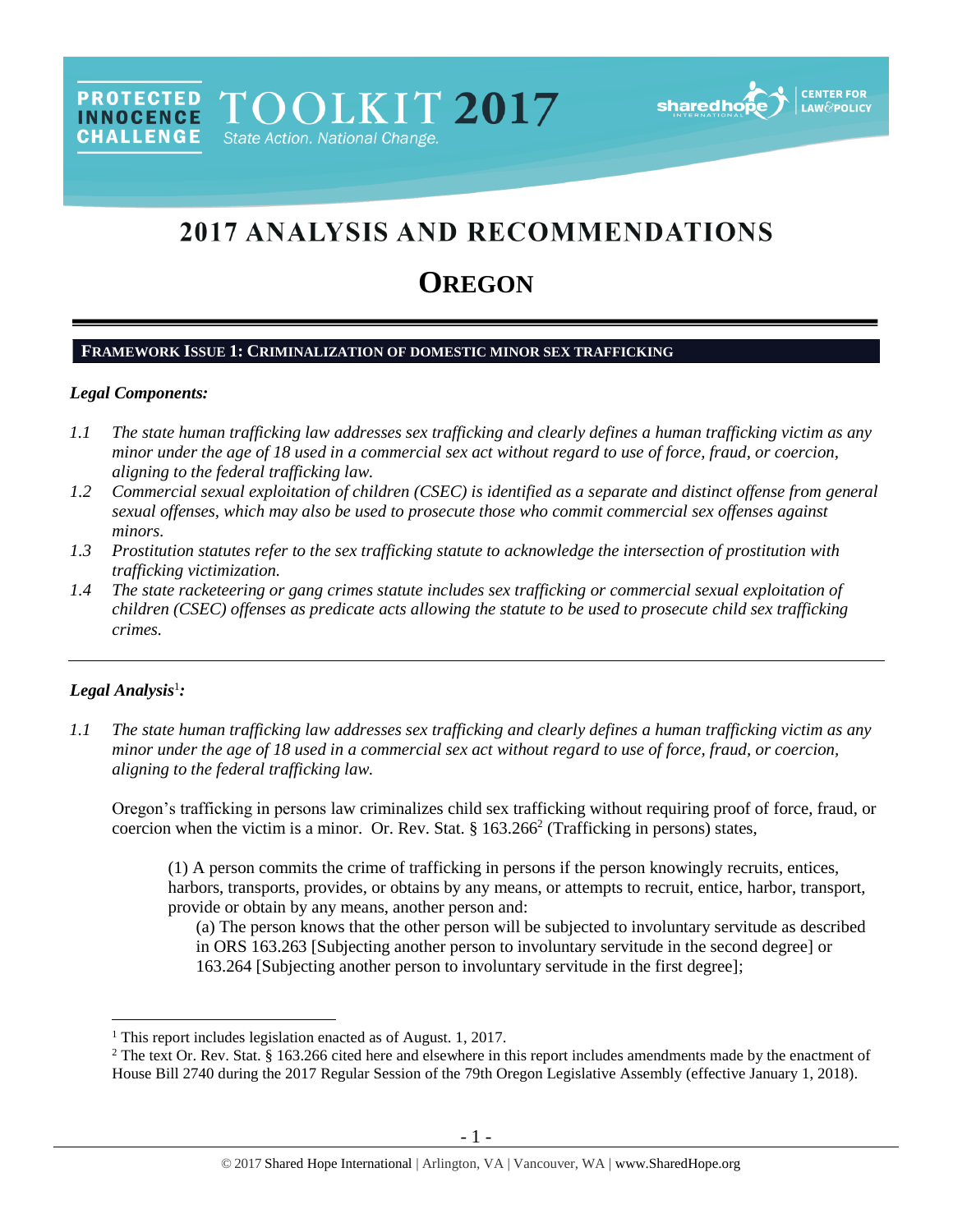PROTECTED INNOCENCE CHALLENGE TOOLKIT 2017 State Action. National Change.

sharedhope INTERNATIONAL | CENTER FOR LAW&POLICY

# 2017 ANALYSIS AND RECOMMENDATIONS

# OREGON

## FRAMEWORK ISSUE 1: CRIMINALIZATION OF DOMESTIC MINOR SEX TRAFFICKING

### *Legal Components:*

*1.1 The state human trafficking law addresses sex trafficking and clearly defines a human trafficking victim as any minor under the age of 18 used in a commercial sex act without regard to use of force, fraud, or coercion, aligning to the federal trafficking law.*

*1.2 Commercial sexual exploitation of children (CSEC) is identified as a separate and distinct offense from general sexual offenses, which may also be used to prosecute those who commit commercial sex offenses against minors.*

*1.3 Prostitution statutes refer to the sex trafficking statute to acknowledge the intersection of prostitution with trafficking victimization.*

*1.4 The state racketeering or gang crimes statute includes sex trafficking or commercial sexual exploitation of children (CSEC) offenses as predicate acts allowing the statute to be used to prosecute child sex trafficking crimes.*

---

### *Legal Analysis*[1]*:*

*1.1 The state human trafficking law addresses sex trafficking and clearly defines a human trafficking victim as any minor under the age of 18 used in a commercial sex act without regard to use of force, fraud, or coercion, aligning to the federal trafficking law.*

Oregon's trafficking in persons law criminalizes child sex trafficking without requiring proof of force, fraud, or coercion when the victim is a minor. Or. Rev. Stat. § 163.266[2] (Trafficking in persons) states,

> (1) A person commits the crime of trafficking in persons if the person knowingly recruits, entices, harbors, transports, provides, or obtains by any means, or attempts to recruit, entice, harbor, transport, provide or obtain by any means, another person and:
>
> (a) The person knows that the other person will be subjected to involuntary servitude as described in ORS 163.263 [Subjecting another person to involuntary servitude in the second degree] or 163.264 [Subjecting another person to involuntary servitude in the first degree];

---

[1] This report includes legislation enacted as of August. 1, 2017.

[2] The text Or. Rev. Stat. § 163.266 cited here and elsewhere in this report includes amendments made by the enactment of House Bill 2740 during the 2017 Regular Session of the 79th Oregon Legislative Assembly (effective January 1, 2018).

© 2017 Shared Hope International | Arlington, VA | Vancouver, WA | www.SharedHope.org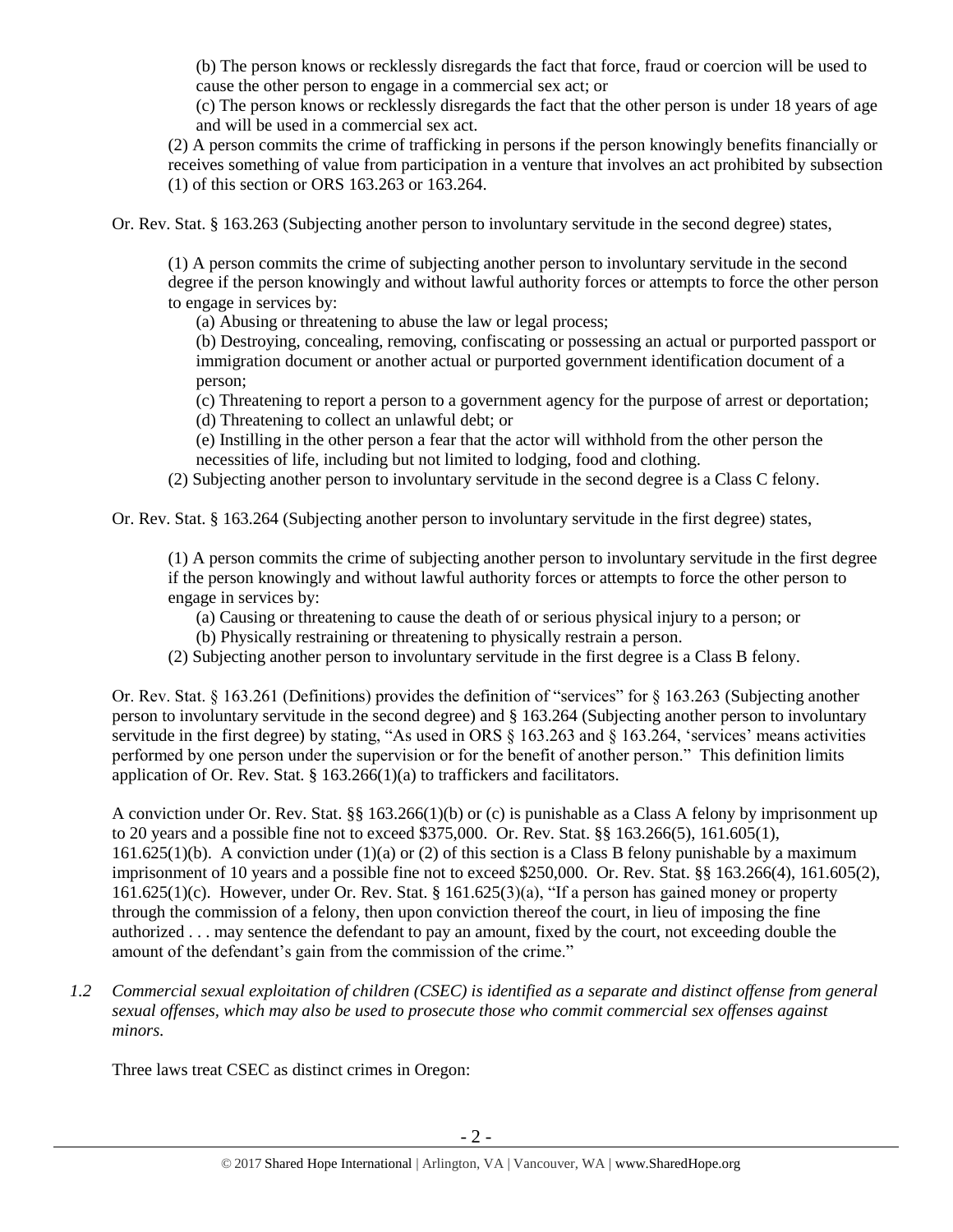(b) The person knows or recklessly disregards the fact that force, fraud or coercion will be used to cause the other person to engage in a commercial sex act; or

(c) The person knows or recklessly disregards the fact that the other person is under 18 years of age and will be used in a commercial sex act.

(2) A person commits the crime of trafficking in persons if the person knowingly benefits financially or receives something of value from participation in a venture that involves an act prohibited by subsection (1) of this section or ORS 163.263 or 163.264.

Or. Rev. Stat. § 163.263 (Subjecting another person to involuntary servitude in the second degree) states,

> (1) A person commits the crime of subjecting another person to involuntary servitude in the second degree if the person knowingly and without lawful authority forces or attempts to force the other person to engage in services by:
>
> (a) Abusing or threatening to abuse the law or legal process;
>
> (b) Destroying, concealing, removing, confiscating or possessing an actual or purported passport or immigration document or another actual or purported government identification document of a person;
>
> (c) Threatening to report a person to a government agency for the purpose of arrest or deportation;
>
> (d) Threatening to collect an unlawful debt; or
>
> (e) Instilling in the other person a fear that the actor will withhold from the other person the necessities of life, including but not limited to lodging, food and clothing.
>
> (2) Subjecting another person to involuntary servitude in the second degree is a Class C felony.

Or. Rev. Stat. § 163.264 (Subjecting another person to involuntary servitude in the first degree) states,

> (1) A person commits the crime of subjecting another person to involuntary servitude in the first degree if the person knowingly and without lawful authority forces or attempts to force the other person to engage in services by:
>
> (a) Causing or threatening to cause the death of or serious physical injury to a person; or
>
> (b) Physically restraining or threatening to physically restrain a person.
>
> (2) Subjecting another person to involuntary servitude in the first degree is a Class B felony.

Or. Rev. Stat. § 163.261 (Definitions) provides the definition of "services" for § 163.263 (Subjecting another person to involuntary servitude in the second degree) and § 163.264 (Subjecting another person to involuntary servitude in the first degree) by stating, "As used in ORS § 163.263 and § 163.264, 'services' means activities performed by one person under the supervision or for the benefit of another person." This definition limits application of Or. Rev. Stat. § 163.266(1)(a) to traffickers and facilitators.

A conviction under Or. Rev. Stat. §§ 163.266(1)(b) or (c) is punishable as a Class A felony by imprisonment up to 20 years and a possible fine not to exceed $375,000. Or. Rev. Stat. §§ 163.266(5), 161.605(1), 161.625(1)(b). A conviction under (1)(a) or (2) of this section is a Class B felony punishable by a maximum imprisonment of 10 years and a possible fine not to exceed $250,000. Or. Rev. Stat. §§ 163.266(4), 161.605(2), 161.625(1)(c). However, under Or. Rev. Stat. § 161.625(3)(a), "If a person has gained money or property through the commission of a felony, then upon conviction thereof the court, in lieu of imposing the fine authorized . . . may sentence the defendant to pay an amount, fixed by the court, not exceeding double the amount of the defendant's gain from the commission of the crime."

*1.2 Commercial sexual exploitation of children (CSEC) is identified as a separate and distinct offense from general sexual offenses, which may also be used to prosecute those who commit commercial sex offenses against minors.*

Three laws treat CSEC as distinct crimes in Oregon: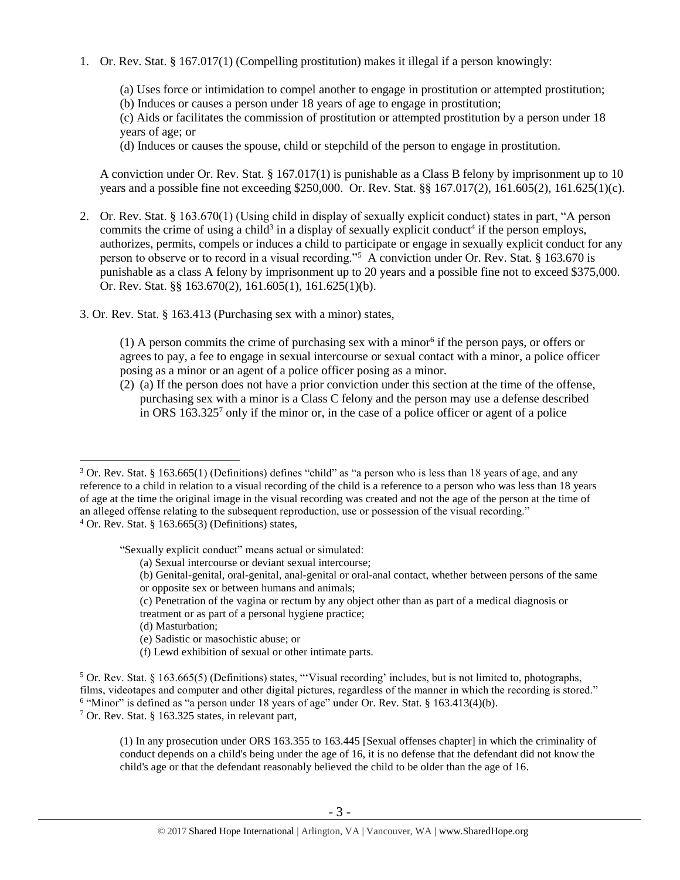1. Or. Rev. Stat. § 167.017(1) (Compelling prostitution) makes it illegal if a person knowingly:

   (a) Uses force or intimidation to compel another to engage in prostitution or attempted prostitution;
   (b) Induces or causes a person under 18 years of age to engage in prostitution;
   (c) Aids or facilitates the commission of prostitution or attempted prostitution by a person under 18 years of age; or
   (d) Induces or causes the spouse, child or stepchild of the person to engage in prostitution.

   A conviction under Or. Rev. Stat. § 167.017(1) is punishable as a Class B felony by imprisonment up to 10 years and a possible fine not exceeding $250,000. Or. Rev. Stat. §§ 167.017(2), 161.605(2), 161.625(1)(c).

2. Or. Rev. Stat. § 163.670(1) (Using child in display of sexually explicit conduct) states in part, "A person commits the crime of using a child[3] in a display of sexually explicit conduct[4] if the person employs, authorizes, permits, compels or induces a child to participate or engage in sexually explicit conduct for any person to observe or to record in a visual recording."[5] A conviction under Or. Rev. Stat. § 163.670 is punishable as a class A felony by imprisonment up to 20 years and a possible fine not to exceed $375,000. Or. Rev. Stat. §§ 163.670(2), 161.605(1), 161.625(1)(b).

3. Or. Rev. Stat. § 163.413 (Purchasing sex with a minor) states,

   (1) A person commits the crime of purchasing sex with a minor[6] if the person pays, or offers or agrees to pay, a fee to engage in sexual intercourse or sexual contact with a minor, a police officer posing as a minor or an agent of a police officer posing as a minor.
   (2) (a) If the person does not have a prior conviction under this section at the time of the offense, purchasing sex with a minor is a Class C felony and the person may use a defense described in ORS 163.325[7] only if the minor or, in the case of a police officer or agent of a police

---

[3] Or. Rev. Stat. § 163.665(1) (Definitions) defines "child" as "a person who is less than 18 years of age, and any reference to a child in relation to a visual recording of the child is a reference to a person who was less than 18 years of age at the time the original image in the visual recording was created and not the age of the person at the time of an alleged offense relating to the subsequent reproduction, use or possession of the visual recording."

[4] Or. Rev. Stat. § 163.665(3) (Definitions) states,

> "Sexually explicit conduct" means actual or simulated:
> (a) Sexual intercourse or deviant sexual intercourse;
> (b) Genital-genital, oral-genital, anal-genital or oral-anal contact, whether between persons of the same or opposite sex or between humans and animals;
> (c) Penetration of the vagina or rectum by any object other than as part of a medical diagnosis or treatment or as part of a personal hygiene practice;
> (d) Masturbation;
> (e) Sadistic or masochistic abuse; or
> (f) Lewd exhibition of sexual or other intimate parts.

[5] Or. Rev. Stat. § 163.665(5) (Definitions) states, "'Visual recording' includes, but is not limited to, photographs, films, videotapes and computer and other digital pictures, regardless of the manner in which the recording is stored."

[6] "Minor" is defined as "a person under 18 years of age" under Or. Rev. Stat. § 163.413(4)(b).

[7] Or. Rev. Stat. § 163.325 states, in relevant part,

> (1) In any prosecution under ORS 163.355 to 163.445 [Sexual offenses chapter] in which the criminality of conduct depends on a child's being under the age of 16, it is no defense that the defendant did not know the child's age or that the defendant reasonably believed the child to be older than the age of 16.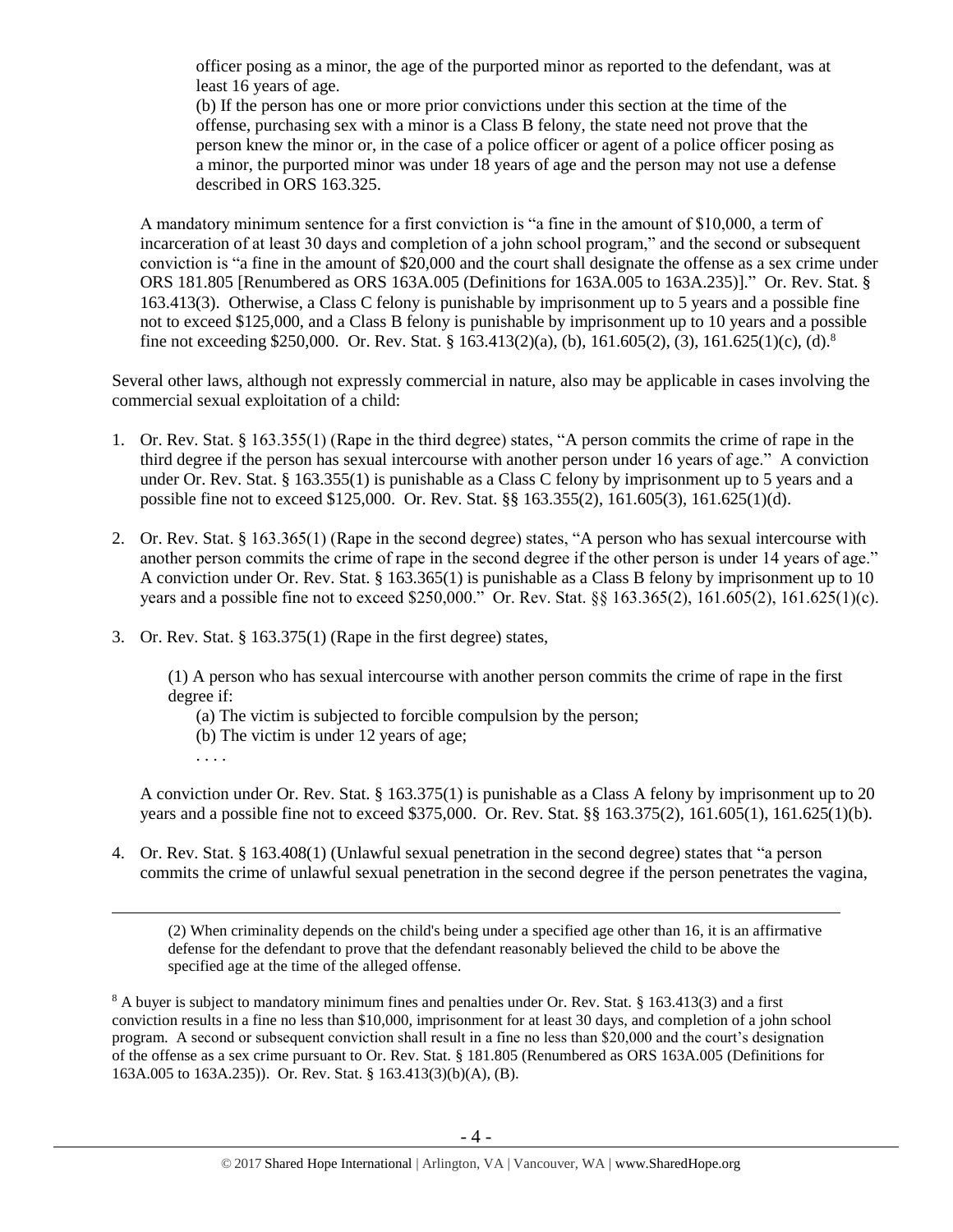officer posing as a minor, the age of the purported minor as reported to the defendant, was at least 16 years of age.

(b) If the person has one or more prior convictions under this section at the time of the offense, purchasing sex with a minor is a Class B felony, the state need not prove that the person knew the minor or, in the case of a police officer or agent of a police officer posing as a minor, the purported minor was under 18 years of age and the person may not use a defense described in ORS 163.325.

A mandatory minimum sentence for a first conviction is "a fine in the amount of $10,000, a term of incarceration of at least 30 days and completion of a john school program," and the second or subsequent conviction is "a fine in the amount of $20,000 and the court shall designate the offense as a sex crime under ORS 181.805 [Renumbered as ORS 163A.005 (Definitions for 163A.005 to 163A.235)]." Or. Rev. Stat. § 163.413(3). Otherwise, a Class C felony is punishable by imprisonment up to 5 years and a possible fine not to exceed $125,000, and a Class B felony is punishable by imprisonment up to 10 years and a possible fine not exceeding $250,000. Or. Rev. Stat. § 163.413(2)(a), (b), 161.605(2), (3), 161.625(1)(c), (d).[8]

Several other laws, although not expressly commercial in nature, also may be applicable in cases involving the commercial sexual exploitation of a child:

1. Or. Rev. Stat. § 163.355(1) (Rape in the third degree) states, "A person commits the crime of rape in the third degree if the person has sexual intercourse with another person under 16 years of age." A conviction under Or. Rev. Stat. § 163.355(1) is punishable as a Class C felony by imprisonment up to 5 years and a possible fine not to exceed $125,000. Or. Rev. Stat. §§ 163.355(2), 161.605(3), 161.625(1)(d).

2. Or. Rev. Stat. § 163.365(1) (Rape in the second degree) states, "A person who has sexual intercourse with another person commits the crime of rape in the second degree if the other person is under 14 years of age." A conviction under Or. Rev. Stat. § 163.365(1) is punishable as a Class B felony by imprisonment up to 10 years and a possible fine not to exceed $250,000." Or. Rev. Stat. §§ 163.365(2), 161.605(2), 161.625(1)(c).

3. Or. Rev. Stat. § 163.375(1) (Rape in the first degree) states,

   (1) A person who has sexual intercourse with another person commits the crime of rape in the first degree if:
   (a) The victim is subjected to forcible compulsion by the person;
   (b) The victim is under 12 years of age;
   . . . .

   A conviction under Or. Rev. Stat. § 163.375(1) is punishable as a Class A felony by imprisonment up to 20 years and a possible fine not to exceed $375,000. Or. Rev. Stat. §§ 163.375(2), 161.605(1), 161.625(1)(b).

4. Or. Rev. Stat. § 163.408(1) (Unlawful sexual penetration in the second degree) states that "a person commits the crime of unlawful sexual penetration in the second degree if the person penetrates the vagina,

---

(2) When criminality depends on the child's being under a specified age other than 16, it is an affirmative defense for the defendant to prove that the defendant reasonably believed the child to be above the specified age at the time of the alleged offense.

[8] A buyer is subject to mandatory minimum fines and penalties under Or. Rev. Stat. § 163.413(3) and a first conviction results in a fine no less than $10,000, imprisonment for at least 30 days, and completion of a john school program. A second or subsequent conviction shall result in a fine no less than $20,000 and the court's designation of the offense as a sex crime pursuant to Or. Rev. Stat. § 181.805 (Renumbered as ORS 163A.005 (Definitions for 163A.005 to 163A.235)). Or. Rev. Stat. § 163.413(3)(b)(A), (B).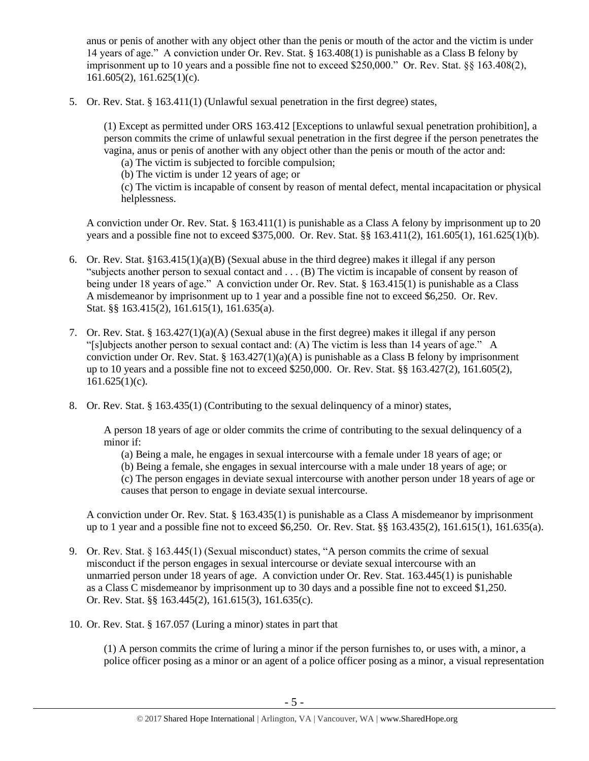anus or penis of another with any object other than the penis or mouth of the actor and the victim is under 14 years of age." A conviction under Or. Rev. Stat. § 163.408(1) is punishable as a Class B felony by imprisonment up to 10 years and a possible fine not to exceed $250,000." Or. Rev. Stat. §§ 163.408(2), 161.605(2), 161.625(1)(c).

5. Or. Rev. Stat. § 163.411(1) (Unlawful sexual penetration in the first degree) states,

   (1) Except as permitted under ORS 163.412 [Exceptions to unlawful sexual penetration prohibition], a person commits the crime of unlawful sexual penetration in the first degree if the person penetrates the vagina, anus or penis of another with any object other than the penis or mouth of the actor and:
      (a) The victim is subjected to forcible compulsion;
      (b) The victim is under 12 years of age; or
      (c) The victim is incapable of consent by reason of mental defect, mental incapacitation or physical helplessness.

   A conviction under Or. Rev. Stat. § 163.411(1) is punishable as a Class A felony by imprisonment up to 20 years and a possible fine not to exceed $375,000. Or. Rev. Stat. §§ 163.411(2), 161.605(1), 161.625(1)(b).

6. Or. Rev. Stat. §163.415(1)(a)(B) (Sexual abuse in the third degree) makes it illegal if any person "subjects another person to sexual contact and . . . (B) The victim is incapable of consent by reason of being under 18 years of age." A conviction under Or. Rev. Stat. § 163.415(1) is punishable as a Class A misdemeanor by imprisonment up to 1 year and a possible fine not to exceed $6,250. Or. Rev. Stat. §§ 163.415(2), 161.615(1), 161.635(a).

7. Or. Rev. Stat. § 163.427(1)(a)(A) (Sexual abuse in the first degree) makes it illegal if any person "[s]ubjects another person to sexual contact and: (A) The victim is less than 14 years of age." A conviction under Or. Rev. Stat. § 163.427(1)(a)(A) is punishable as a Class B felony by imprisonment up to 10 years and a possible fine not to exceed $250,000. Or. Rev. Stat. §§ 163.427(2), 161.605(2), 161.625(1)(c).

8. Or. Rev. Stat. § 163.435(1) (Contributing to the sexual delinquency of a minor) states,

   A person 18 years of age or older commits the crime of contributing to the sexual delinquency of a minor if:
      (a) Being a male, he engages in sexual intercourse with a female under 18 years of age; or
      (b) Being a female, she engages in sexual intercourse with a male under 18 years of age; or
      (c) The person engages in deviate sexual intercourse with another person under 18 years of age or causes that person to engage in deviate sexual intercourse.

   A conviction under Or. Rev. Stat. § 163.435(1) is punishable as a Class A misdemeanor by imprisonment up to 1 year and a possible fine not to exceed $6,250. Or. Rev. Stat. §§ 163.435(2), 161.615(1), 161.635(a).

9. Or. Rev. Stat. § 163.445(1) (Sexual misconduct) states, "A person commits the crime of sexual misconduct if the person engages in sexual intercourse or deviate sexual intercourse with an unmarried person under 18 years of age. A conviction under Or. Rev. Stat. 163.445(1) is punishable as a Class C misdemeanor by imprisonment up to 30 days and a possible fine not to exceed $1,250. Or. Rev. Stat. §§ 163.445(2), 161.615(3), 161.635(c).

10. Or. Rev. Stat. § 167.057 (Luring a minor) states in part that

    (1) A person commits the crime of luring a minor if the person furnishes to, or uses with, a minor, a police officer posing as a minor or an agent of a police officer posing as a minor, a visual representation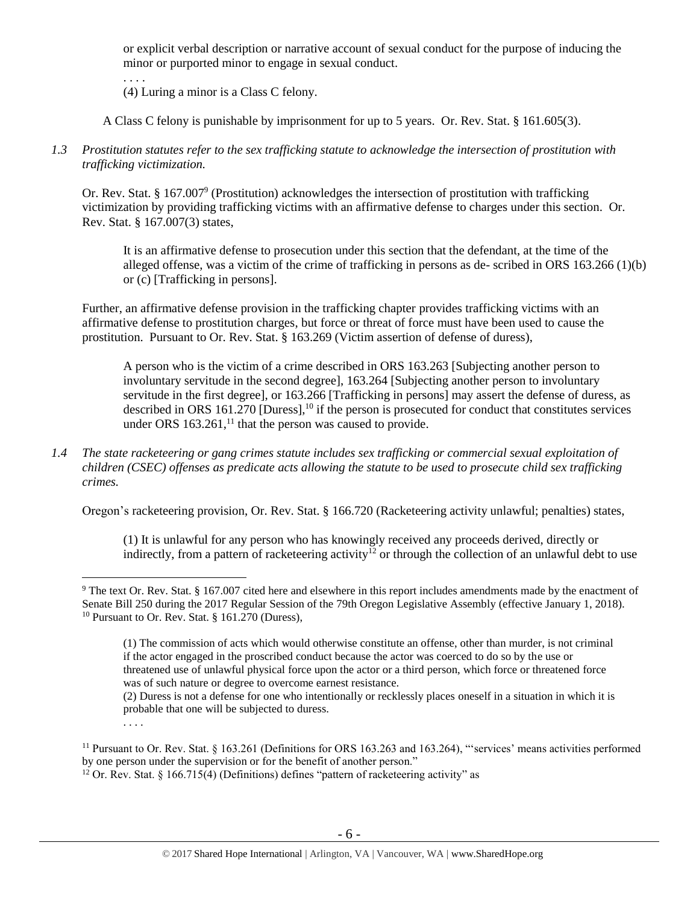or explicit verbal description or narrative account of sexual conduct for the purpose of inducing the minor or purported minor to engage in sexual conduct.

. . . .

(4) Luring a minor is a Class C felony.

A Class C felony is punishable by imprisonment for up to 5 years. Or. Rev. Stat. § 161.605(3).

*1.3 Prostitution statutes refer to the sex trafficking statute to acknowledge the intersection of prostitution with trafficking victimization.*

Or. Rev. Stat. § 167.007[9] (Prostitution) acknowledges the intersection of prostitution with trafficking victimization by providing trafficking victims with an affirmative defense to charges under this section. Or. Rev. Stat. § 167.007(3) states,

> It is an affirmative defense to prosecution under this section that the defendant, at the time of the alleged offense, was a victim of the crime of trafficking in persons as de- scribed in ORS 163.266 (1)(b) or (c) [Trafficking in persons].

Further, an affirmative defense provision in the trafficking chapter provides trafficking victims with an affirmative defense to prostitution charges, but force or threat of force must have been used to cause the prostitution. Pursuant to Or. Rev. Stat. § 163.269 (Victim assertion of defense of duress),

> A person who is the victim of a crime described in ORS 163.263 [Subjecting another person to involuntary servitude in the second degree], 163.264 [Subjecting another person to involuntary servitude in the first degree], or 163.266 [Trafficking in persons] may assert the defense of duress, as described in ORS 161.270 [Duress],[10] if the person is prosecuted for conduct that constitutes services under ORS 163.261,[11] that the person was caused to provide.

*1.4 The state racketeering or gang crimes statute includes sex trafficking or commercial sexual exploitation of children (CSEC) offenses as predicate acts allowing the statute to be used to prosecute child sex trafficking crimes.*

Oregon's racketeering provision, Or. Rev. Stat. § 166.720 (Racketeering activity unlawful; penalties) states,

> (1) It is unlawful for any person who has knowingly received any proceeds derived, directly or indirectly, from a pattern of racketeering activity[12] or through the collection of an unlawful debt to use

---

[9] The text Or. Rev. Stat. § 167.007 cited here and elsewhere in this report includes amendments made by the enactment of Senate Bill 250 during the 2017 Regular Session of the 79th Oregon Legislative Assembly (effective January 1, 2018).

[10] Pursuant to Or. Rev. Stat. § 161.270 (Duress),

> (1) The commission of acts which would otherwise constitute an offense, other than murder, is not criminal if the actor engaged in the proscribed conduct because the actor was coerced to do so by the use or threatened use of unlawful physical force upon the actor or a third person, which force or threatened force was of such nature or degree to overcome earnest resistance.
>
> (2) Duress is not a defense for one who intentionally or recklessly places oneself in a situation in which it is probable that one will be subjected to duress.
>
> . . . .

[11] Pursuant to Or. Rev. Stat. § 163.261 (Definitions for ORS 163.263 and 163.264), "'services' means activities performed by one person under the supervision or for the benefit of another person."

[12] Or. Rev. Stat. § 166.715(4) (Definitions) defines "pattern of racketeering activity" as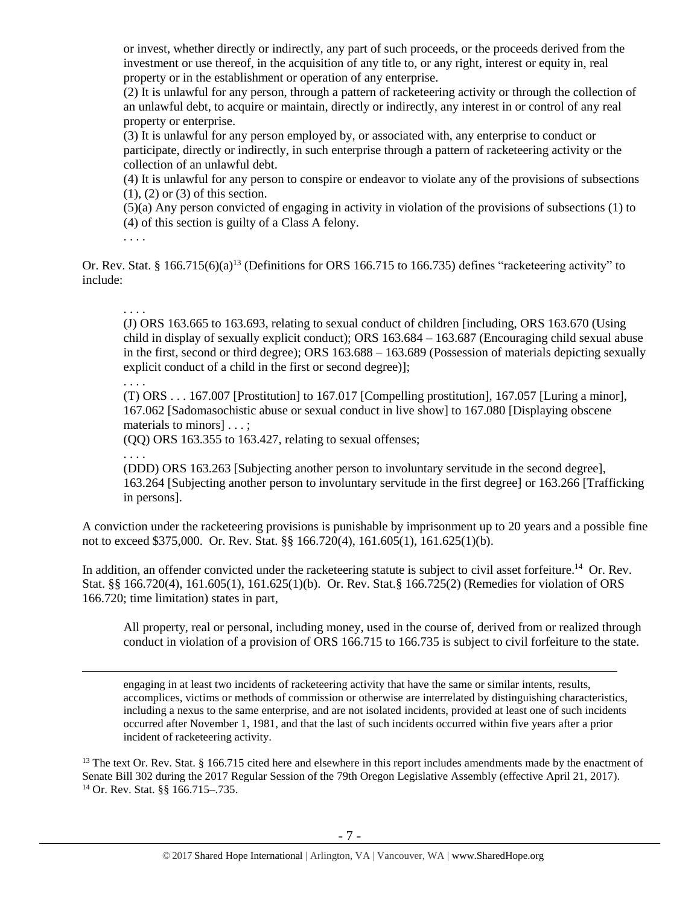or invest, whether directly or indirectly, any part of such proceeds, or the proceeds derived from the investment or use thereof, in the acquisition of any title to, or any right, interest or equity in, real property or in the establishment or operation of any enterprise.

(2) It is unlawful for any person, through a pattern of racketeering activity or through the collection of an unlawful debt, to acquire or maintain, directly or indirectly, any interest in or control of any real property or enterprise.

(3) It is unlawful for any person employed by, or associated with, any enterprise to conduct or participate, directly or indirectly, in such enterprise through a pattern of racketeering activity or the collection of an unlawful debt.

(4) It is unlawful for any person to conspire or endeavor to violate any of the provisions of subsections (1), (2) or (3) of this section.

(5)(a) Any person convicted of engaging in activity in violation of the provisions of subsections (1) to (4) of this section is guilty of a Class A felony.

. . . .

Or. Rev. Stat. § 166.715(6)(a)[13] (Definitions for ORS 166.715 to 166.735) defines "racketeering activity" to include:

. . . .

(J) ORS 163.665 to 163.693, relating to sexual conduct of children [including, ORS 163.670 (Using child in display of sexually explicit conduct); ORS 163.684 – 163.687 (Encouraging child sexual abuse in the first, second or third degree); ORS 163.688 – 163.689 (Possession of materials depicting sexually explicit conduct of a child in the first or second degree)];

. . . .

(T) ORS . . . 167.007 [Prostitution] to 167.017 [Compelling prostitution], 167.057 [Luring a minor], 167.062 [Sadomasochistic abuse or sexual conduct in live show] to 167.080 [Displaying obscene materials to minors] . . . ;

(QQ) ORS 163.355 to 163.427, relating to sexual offenses;

. . . .

(DDD) ORS 163.263 [Subjecting another person to involuntary servitude in the second degree], 163.264 [Subjecting another person to involuntary servitude in the first degree] or 163.266 [Trafficking in persons].

A conviction under the racketeering provisions is punishable by imprisonment up to 20 years and a possible fine not to exceed $375,000. Or. Rev. Stat. §§ 166.720(4), 161.605(1), 161.625(1)(b).

In addition, an offender convicted under the racketeering statute is subject to civil asset forfeiture.[14] Or. Rev. Stat. §§ 166.720(4), 161.605(1), 161.625(1)(b). Or. Rev. Stat.§ 166.725(2) (Remedies for violation of ORS 166.720; time limitation) states in part,

All property, real or personal, including money, used in the course of, derived from or realized through conduct in violation of a provision of ORS 166.715 to 166.735 is subject to civil forfeiture to the state.

---

engaging in at least two incidents of racketeering activity that have the same or similar intents, results, accomplices, victims or methods of commission or otherwise are interrelated by distinguishing characteristics, including a nexus to the same enterprise, and are not isolated incidents, provided at least one of such incidents occurred after November 1, 1981, and that the last of such incidents occurred within five years after a prior incident of racketeering activity.

[13] The text Or. Rev. Stat. § 166.715 cited here and elsewhere in this report includes amendments made by the enactment of Senate Bill 302 during the 2017 Regular Session of the 79th Oregon Legislative Assembly (effective April 21, 2017).

[14] Or. Rev. Stat. §§ 166.715–.735.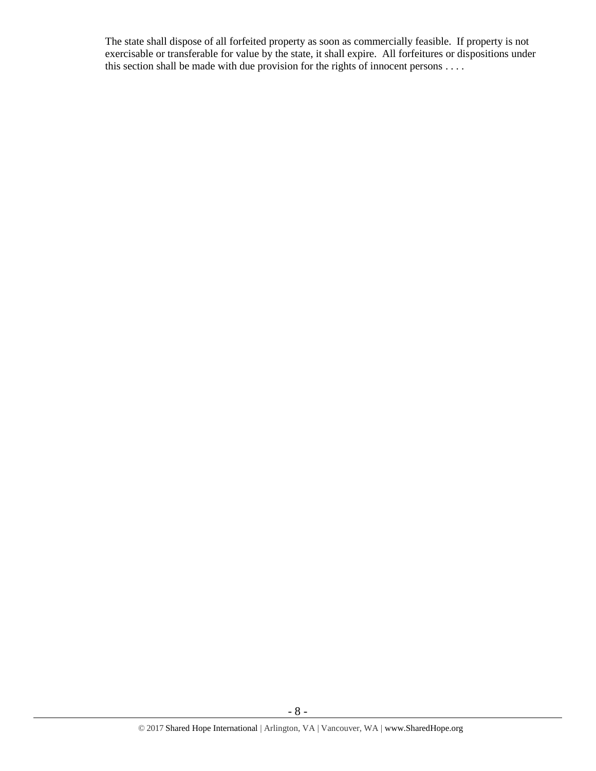The state shall dispose of all forfeited property as soon as commercially feasible. If property is not exercisable or transferable for value by the state, it shall expire. All forfeitures or dispositions under this section shall be made with due provision for the rights of innocent persons . . . .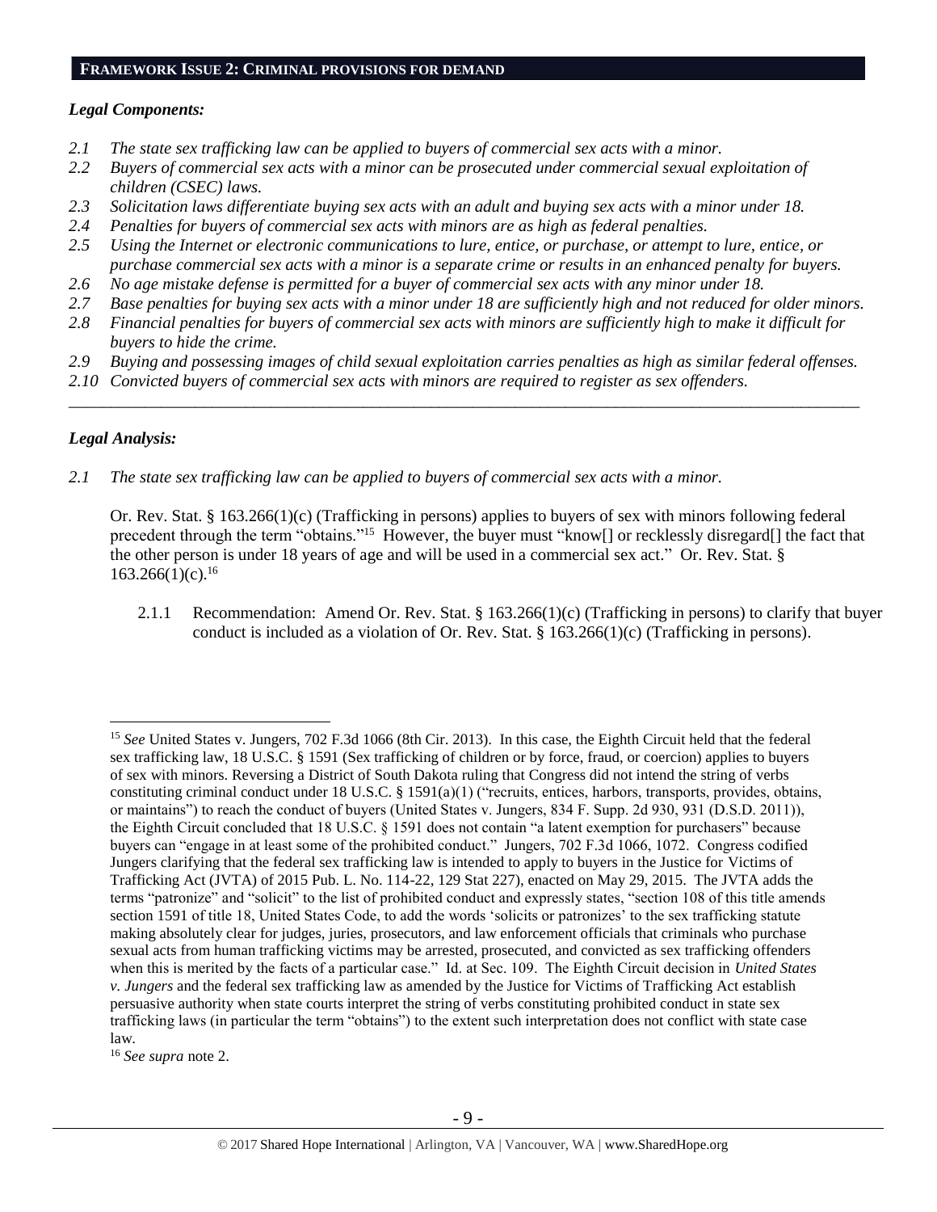## FRAMEWORK ISSUE 2: CRIMINAL PROVISIONS FOR DEMAND

### *Legal Components:*

*2.1 The state sex trafficking law can be applied to buyers of commercial sex acts with a minor.*
*2.2 Buyers of commercial sex acts with a minor can be prosecuted under commercial sexual exploitation of children (CSEC) laws.*
*2.3 Solicitation laws differentiate buying sex acts with an adult and buying sex acts with a minor under 18.*
*2.4 Penalties for buyers of commercial sex acts with minors are as high as federal penalties.*
*2.5 Using the Internet or electronic communications to lure, entice, or purchase, or attempt to lure, entice, or purchase commercial sex acts with a minor is a separate crime or results in an enhanced penalty for buyers.*
*2.6 No age mistake defense is permitted for a buyer of commercial sex acts with any minor under 18.*
*2.7 Base penalties for buying sex acts with a minor under 18 are sufficiently high and not reduced for older minors.*
*2.8 Financial penalties for buyers of commercial sex acts with minors are sufficiently high to make it difficult for buyers to hide the crime.*
*2.9 Buying and possessing images of child sexual exploitation carries penalties as high as similar federal offenses.*
*2.10 Convicted buyers of commercial sex acts with minors are required to register as sex offenders.*

---

### *Legal Analysis:*

*2.1 The state sex trafficking law can be applied to buyers of commercial sex acts with a minor.*

Or. Rev. Stat. § 163.266(1)(c) (Trafficking in persons) applies to buyers of sex with minors following federal precedent through the term "obtains."[15] However, the buyer must "know[] or recklessly disregard[] the fact that the other person is under 18 years of age and will be used in a commercial sex act." Or. Rev. Stat. § 163.266(1)(c).[16]

2.1.1 Recommendation: Amend Or. Rev. Stat. § 163.266(1)(c) (Trafficking in persons) to clarify that buyer conduct is included as a violation of Or. Rev. Stat. § 163.266(1)(c) (Trafficking in persons).

---

[15] *See* United States v. Jungers, 702 F.3d 1066 (8th Cir. 2013). In this case, the Eighth Circuit held that the federal sex trafficking law, 18 U.S.C. § 1591 (Sex trafficking of children or by force, fraud, or coercion) applies to buyers of sex with minors. Reversing a District of South Dakota ruling that Congress did not intend the string of verbs constituting criminal conduct under 18 U.S.C. § 1591(a)(1) ("recruits, entices, harbors, transports, provides, obtains, or maintains") to reach the conduct of buyers (United States v. Jungers, 834 F. Supp. 2d 930, 931 (D.S.D. 2011)), the Eighth Circuit concluded that 18 U.S.C. § 1591 does not contain "a latent exemption for purchasers" because buyers can "engage in at least some of the prohibited conduct." Jungers, 702 F.3d 1066, 1072. Congress codified Jungers clarifying that the federal sex trafficking law is intended to apply to buyers in the Justice for Victims of Trafficking Act (JVTA) of 2015 Pub. L. No. 114-22, 129 Stat 227), enacted on May 29, 2015. The JVTA adds the terms "patronize" and "solicit" to the list of prohibited conduct and expressly states, "section 108 of this title amends section 1591 of title 18, United States Code, to add the words 'solicits or patronizes' to the sex trafficking statute making absolutely clear for judges, juries, prosecutors, and law enforcement officials that criminals who purchase sexual acts from human trafficking victims may be arrested, prosecuted, and convicted as sex trafficking offenders when this is merited by the facts of a particular case." Id. at Sec. 109. The Eighth Circuit decision in *United States v. Jungers* and the federal sex trafficking law as amended by the Justice for Victims of Trafficking Act establish persuasive authority when state courts interpret the string of verbs constituting prohibited conduct in state sex trafficking laws (in particular the term "obtains") to the extent such interpretation does not conflict with state case law.

[16] *See supra* note 2.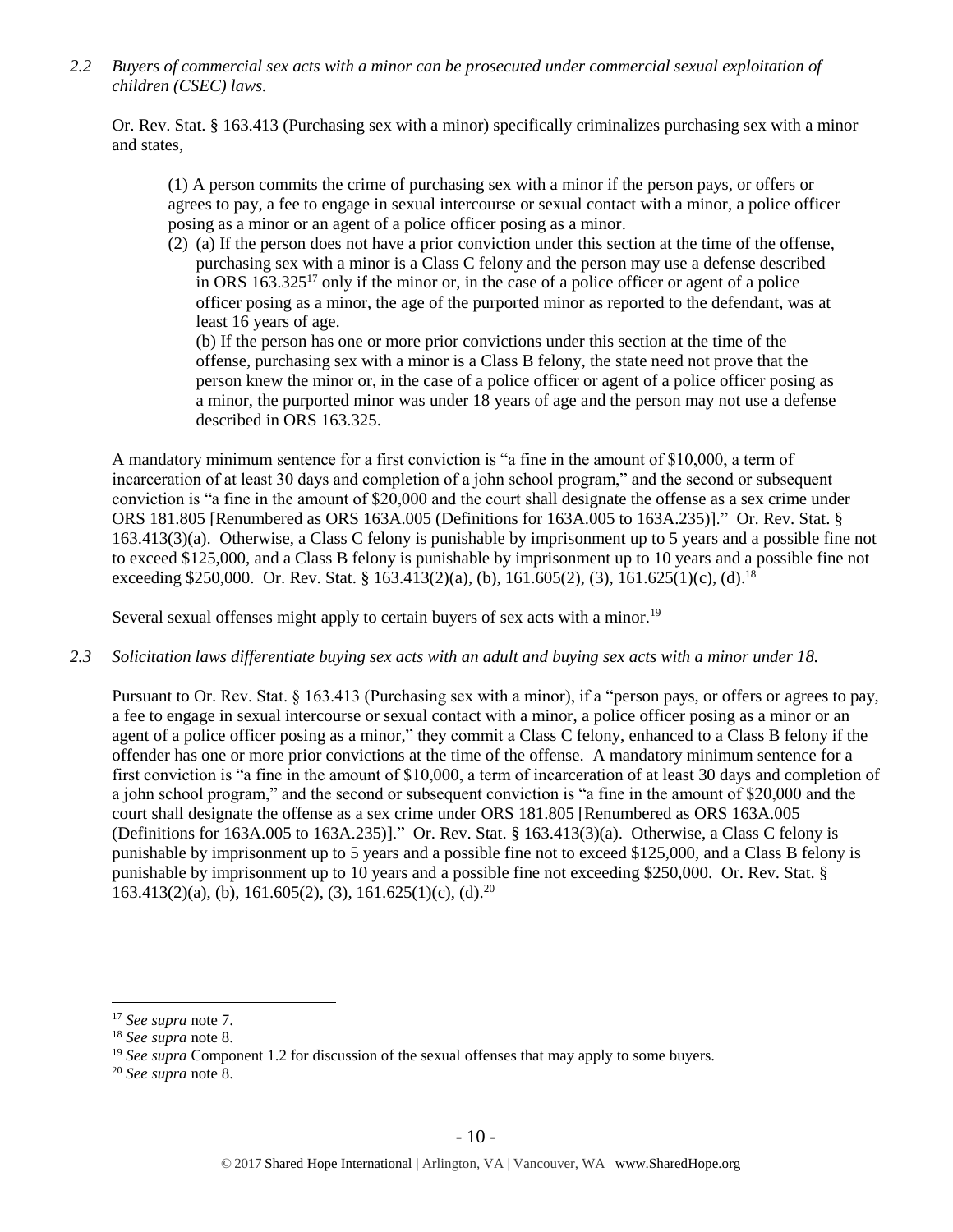*2.2 Buyers of commercial sex acts with a minor can be prosecuted under commercial sexual exploitation of children (CSEC) laws.*

Or. Rev. Stat. § 163.413 (Purchasing sex with a minor) specifically criminalizes purchasing sex with a minor and states,

> (1) A person commits the crime of purchasing sex with a minor if the person pays, or offers or agrees to pay, a fee to engage in sexual intercourse or sexual contact with a minor, a police officer posing as a minor or an agent of a police officer posing as a minor.
>
> (2) (a) If the person does not have a prior conviction under this section at the time of the offense, purchasing sex with a minor is a Class C felony and the person may use a defense described in ORS 163.325[17] only if the minor or, in the case of a police officer or agent of a police officer posing as a minor, the age of the purported minor as reported to the defendant, was at least 16 years of age.
>
> (b) If the person has one or more prior convictions under this section at the time of the offense, purchasing sex with a minor is a Class B felony, the state need not prove that the person knew the minor or, in the case of a police officer or agent of a police officer posing as a minor, the purported minor was under 18 years of age and the person may not use a defense described in ORS 163.325.

A mandatory minimum sentence for a first conviction is "a fine in the amount of $10,000, a term of incarceration of at least 30 days and completion of a john school program," and the second or subsequent conviction is "a fine in the amount of $20,000 and the court shall designate the offense as a sex crime under ORS 181.805 [Renumbered as ORS 163A.005 (Definitions for 163A.005 to 163A.235)]." Or. Rev. Stat. § 163.413(3)(a). Otherwise, a Class C felony is punishable by imprisonment up to 5 years and a possible fine not to exceed $125,000, and a Class B felony is punishable by imprisonment up to 10 years and a possible fine not exceeding $250,000. Or. Rev. Stat. § 163.413(2)(a), (b), 161.605(2), (3), 161.625(1)(c), (d).[18]

Several sexual offenses might apply to certain buyers of sex acts with a minor.[19]

*2.3 Solicitation laws differentiate buying sex acts with an adult and buying sex acts with a minor under 18.*

Pursuant to Or. Rev. Stat. § 163.413 (Purchasing sex with a minor), if a "person pays, or offers or agrees to pay, a fee to engage in sexual intercourse or sexual contact with a minor, a police officer posing as a minor or an agent of a police officer posing as a minor," they commit a Class C felony, enhanced to a Class B felony if the offender has one or more prior convictions at the time of the offense. A mandatory minimum sentence for a first conviction is "a fine in the amount of $10,000, a term of incarceration of at least 30 days and completion of a john school program," and the second or subsequent conviction is "a fine in the amount of $20,000 and the court shall designate the offense as a sex crime under ORS 181.805 [Renumbered as ORS 163A.005 (Definitions for 163A.005 to 163A.235)]." Or. Rev. Stat. § 163.413(3)(a). Otherwise, a Class C felony is punishable by imprisonment up to 5 years and a possible fine not to exceed $125,000, and a Class B felony is punishable by imprisonment up to 10 years and a possible fine not exceeding $250,000. Or. Rev. Stat. § 163.413(2)(a), (b), 161.605(2), (3), 161.625(1)(c), (d).[20]

---

[17] *See supra* note 7.

[18] *See supra* note 8.

[19] *See supra* Component 1.2 for discussion of the sexual offenses that may apply to some buyers.

[20] *See supra* note 8.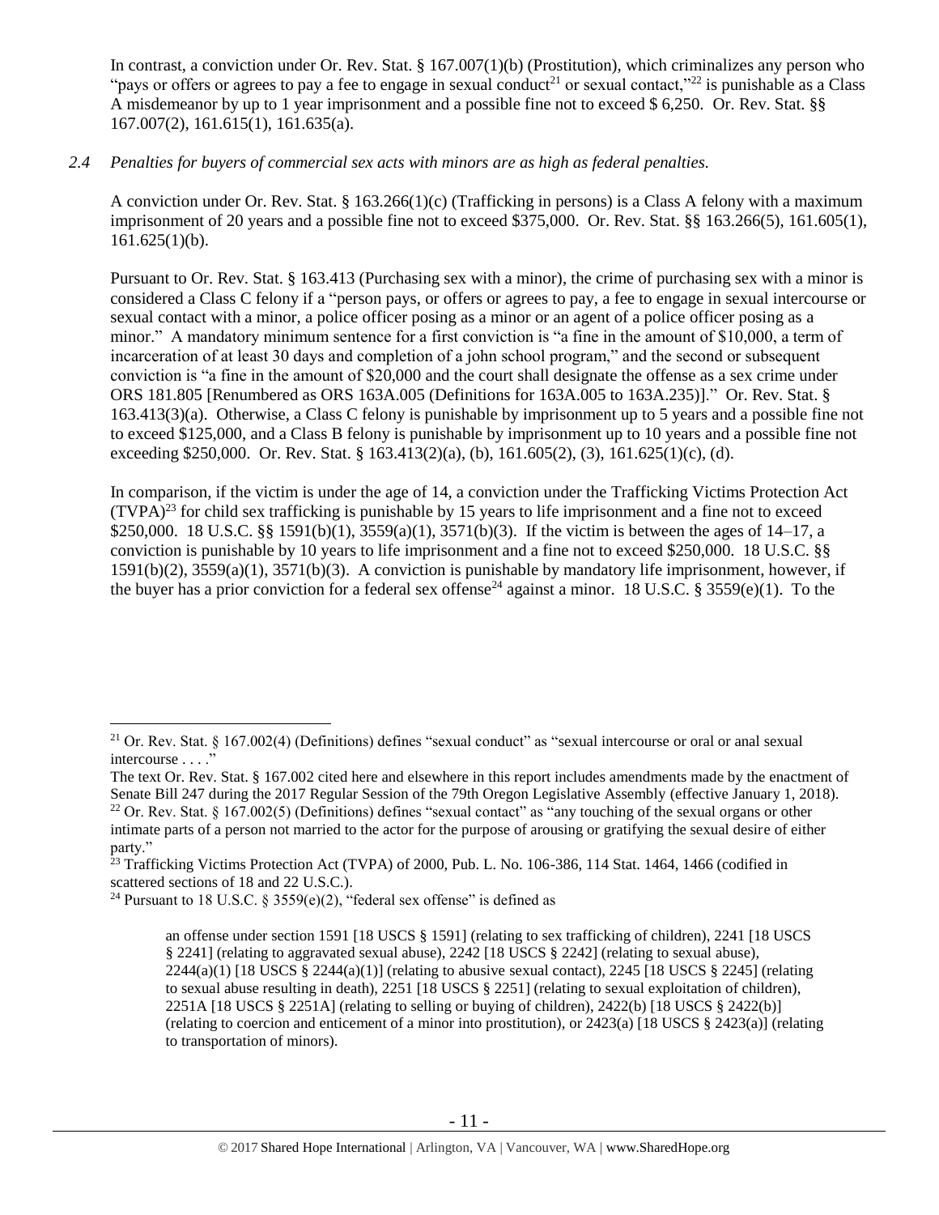In contrast, a conviction under Or. Rev. Stat. § 167.007(1)(b) (Prostitution), which criminalizes any person who "pays or offers or agrees to pay a fee to engage in sexual conduct[21] or sexual contact,"[22] is punishable as a Class A misdemeanor by up to 1 year imprisonment and a possible fine not to exceed $ 6,250. Or. Rev. Stat. §§ 167.007(2), 161.615(1), 161.635(a).

*2.4 Penalties for buyers of commercial sex acts with minors are as high as federal penalties.*

A conviction under Or. Rev. Stat. § 163.266(1)(c) (Trafficking in persons) is a Class A felony with a maximum imprisonment of 20 years and a possible fine not to exceed $375,000. Or. Rev. Stat. §§ 163.266(5), 161.605(1), 161.625(1)(b).

Pursuant to Or. Rev. Stat. § 163.413 (Purchasing sex with a minor), the crime of purchasing sex with a minor is considered a Class C felony if a "person pays, or offers or agrees to pay, a fee to engage in sexual intercourse or sexual contact with a minor, a police officer posing as a minor or an agent of a police officer posing as a minor." A mandatory minimum sentence for a first conviction is "a fine in the amount of $10,000, a term of incarceration of at least 30 days and completion of a john school program," and the second or subsequent conviction is "a fine in the amount of $20,000 and the court shall designate the offense as a sex crime under ORS 181.805 [Renumbered as ORS 163A.005 (Definitions for 163A.005 to 163A.235)]." Or. Rev. Stat. § 163.413(3)(a). Otherwise, a Class C felony is punishable by imprisonment up to 5 years and a possible fine not to exceed $125,000, and a Class B felony is punishable by imprisonment up to 10 years and a possible fine not exceeding $250,000. Or. Rev. Stat. § 163.413(2)(a), (b), 161.605(2), (3), 161.625(1)(c), (d).

In comparison, if the victim is under the age of 14, a conviction under the Trafficking Victims Protection Act (TVPA)[23] for child sex trafficking is punishable by 15 years to life imprisonment and a fine not to exceed $250,000. 18 U.S.C. §§ 1591(b)(1), 3559(a)(1), 3571(b)(3). If the victim is between the ages of 14–17, a conviction is punishable by 10 years to life imprisonment and a fine not to exceed $250,000. 18 U.S.C. §§ 1591(b)(2), 3559(a)(1), 3571(b)(3). A conviction is punishable by mandatory life imprisonment, however, if the buyer has a prior conviction for a federal sex offense[24] against a minor. 18 U.S.C. § 3559(e)(1). To the

---

[21] Or. Rev. Stat. § 167.002(4) (Definitions) defines "sexual conduct" as "sexual intercourse or oral or anal sexual intercourse . . . ."

The text Or. Rev. Stat. § 167.002 cited here and elsewhere in this report includes amendments made by the enactment of Senate Bill 247 during the 2017 Regular Session of the 79th Oregon Legislative Assembly (effective January 1, 2018).

[22] Or. Rev. Stat. § 167.002(5) (Definitions) defines "sexual contact" as "any touching of the sexual organs or other intimate parts of a person not married to the actor for the purpose of arousing or gratifying the sexual desire of either party."

[23] Trafficking Victims Protection Act (TVPA) of 2000, Pub. L. No. 106-386, 114 Stat. 1464, 1466 (codified in scattered sections of 18 and 22 U.S.C.).

[24] Pursuant to 18 U.S.C. § 3559(e)(2), "federal sex offense" is defined as

> an offense under section 1591 [18 USCS § 1591] (relating to sex trafficking of children), 2241 [18 USCS § 2241] (relating to aggravated sexual abuse), 2242 [18 USCS § 2242] (relating to sexual abuse), 2244(a)(1) [18 USCS § 2244(a)(1)] (relating to abusive sexual contact), 2245 [18 USCS § 2245] (relating to sexual abuse resulting in death), 2251 [18 USCS § 2251] (relating to sexual exploitation of children), 2251A [18 USCS § 2251A] (relating to selling or buying of children), 2422(b) [18 USCS § 2422(b)] (relating to coercion and enticement of a minor into prostitution), or 2423(a) [18 USCS § 2423(a)] (relating to transportation of minors).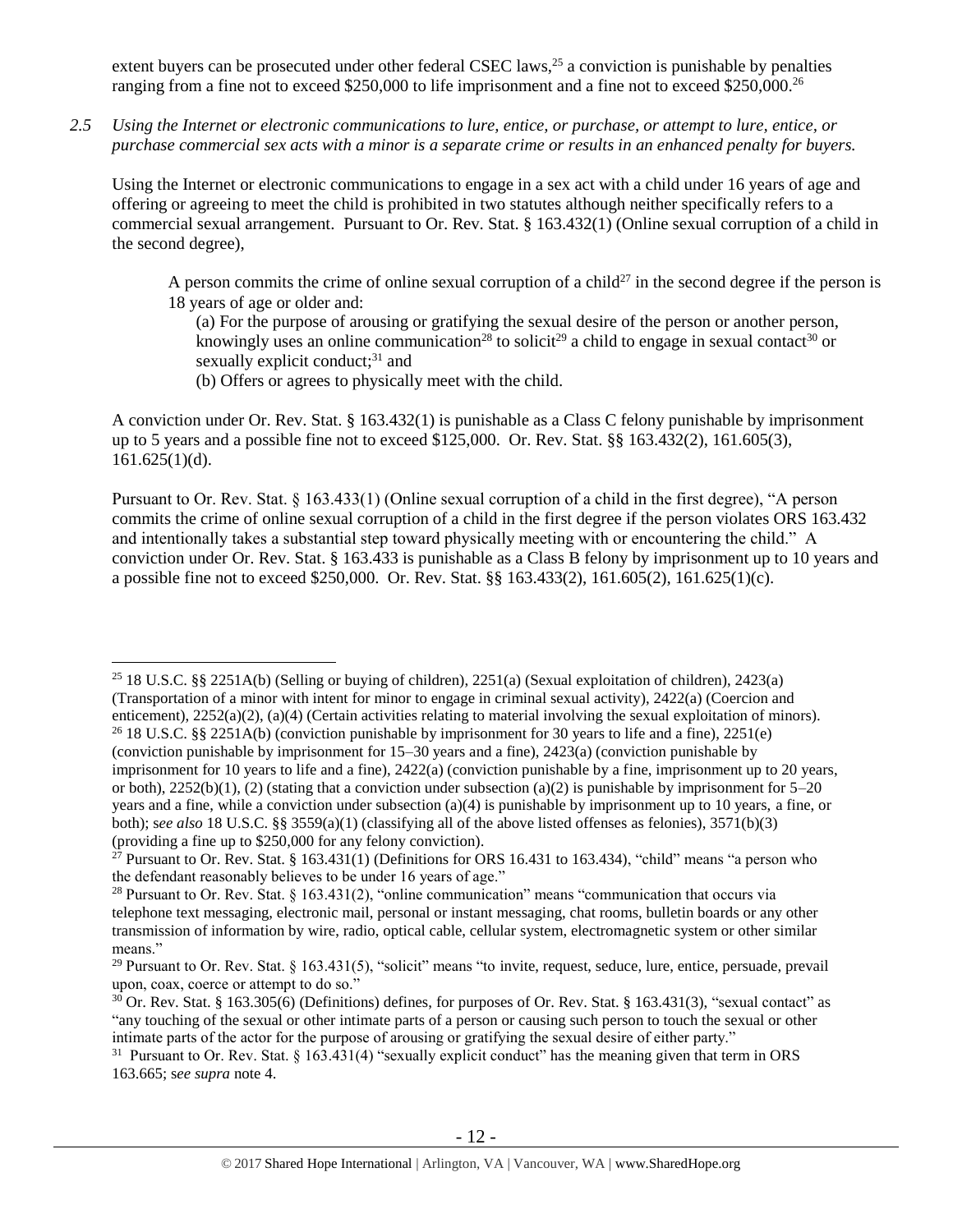extent buyers can be prosecuted under other federal CSEC laws,[25] a conviction is punishable by penalties ranging from a fine not to exceed $250,000 to life imprisonment and a fine not to exceed $250,000.[26]

*2.5 Using the Internet or electronic communications to lure, entice, or purchase, or attempt to lure, entice, or purchase commercial sex acts with a minor is a separate crime or results in an enhanced penalty for buyers.*

Using the Internet or electronic communications to engage in a sex act with a child under 16 years of age and offering or agreeing to meet the child is prohibited in two statutes although neither specifically refers to a commercial sexual arrangement. Pursuant to Or. Rev. Stat. § 163.432(1) (Online sexual corruption of a child in the second degree),

> A person commits the crime of online sexual corruption of a child[27] in the second degree if the person is 18 years of age or older and:
>
> (a) For the purpose of arousing or gratifying the sexual desire of the person or another person, knowingly uses an online communication[28] to solicit[29] a child to engage in sexual contact[30] or sexually explicit conduct;[31] and
>
> (b) Offers or agrees to physically meet with the child.

A conviction under Or. Rev. Stat. § 163.432(1) is punishable as a Class C felony punishable by imprisonment up to 5 years and a possible fine not to exceed $125,000. Or. Rev. Stat. §§ 163.432(2), 161.605(3), 161.625(1)(d).

Pursuant to Or. Rev. Stat. § 163.433(1) (Online sexual corruption of a child in the first degree), "A person commits the crime of online sexual corruption of a child in the first degree if the person violates ORS 163.432 and intentionally takes a substantial step toward physically meeting with or encountering the child." A conviction under Or. Rev. Stat. § 163.433 is punishable as a Class B felony by imprisonment up to 10 years and a possible fine not to exceed $250,000. Or. Rev. Stat. §§ 163.433(2), 161.605(2), 161.625(1)(c).

---

[25] 18 U.S.C. §§ 2251A(b) (Selling or buying of children), 2251(a) (Sexual exploitation of children), 2423(a) (Transportation of a minor with intent for minor to engage in criminal sexual activity), 2422(a) (Coercion and enticement), 2252(a)(2), (a)(4) (Certain activities relating to material involving the sexual exploitation of minors).

[26] 18 U.S.C. §§ 2251A(b) (conviction punishable by imprisonment for 30 years to life and a fine), 2251(e) (conviction punishable by imprisonment for 15–30 years and a fine), 2423(a) (conviction punishable by imprisonment for 10 years to life and a fine), 2422(a) (conviction punishable by a fine, imprisonment up to 20 years, or both), 2252(b)(1), (2) (stating that a conviction under subsection (a)(2) is punishable by imprisonment for 5–20 years and a fine, while a conviction under subsection (a)(4) is punishable by imprisonment up to 10 years, a fine, or both); *see also* 18 U.S.C. §§ 3559(a)(1) (classifying all of the above listed offenses as felonies), 3571(b)(3) (providing a fine up to $250,000 for any felony conviction).

[27] Pursuant to Or. Rev. Stat. § 163.431(1) (Definitions for ORS 16.431 to 163.434), "child" means "a person who the defendant reasonably believes to be under 16 years of age."

[28] Pursuant to Or. Rev. Stat. § 163.431(2), "online communication" means "communication that occurs via telephone text messaging, electronic mail, personal or instant messaging, chat rooms, bulletin boards or any other transmission of information by wire, radio, optical cable, cellular system, electromagnetic system or other similar means."

[29] Pursuant to Or. Rev. Stat. § 163.431(5), "solicit" means "to invite, request, seduce, lure, entice, persuade, prevail upon, coax, coerce or attempt to do so."

[30] Or. Rev. Stat. § 163.305(6) (Definitions) defines, for purposes of Or. Rev. Stat. § 163.431(3), "sexual contact" as "any touching of the sexual or other intimate parts of a person or causing such person to touch the sexual or other intimate parts of the actor for the purpose of arousing or gratifying the sexual desire of either party."

[31] Pursuant to Or. Rev. Stat. § 163.431(4) "sexually explicit conduct" has the meaning given that term in ORS 163.665; *see supra* note 4.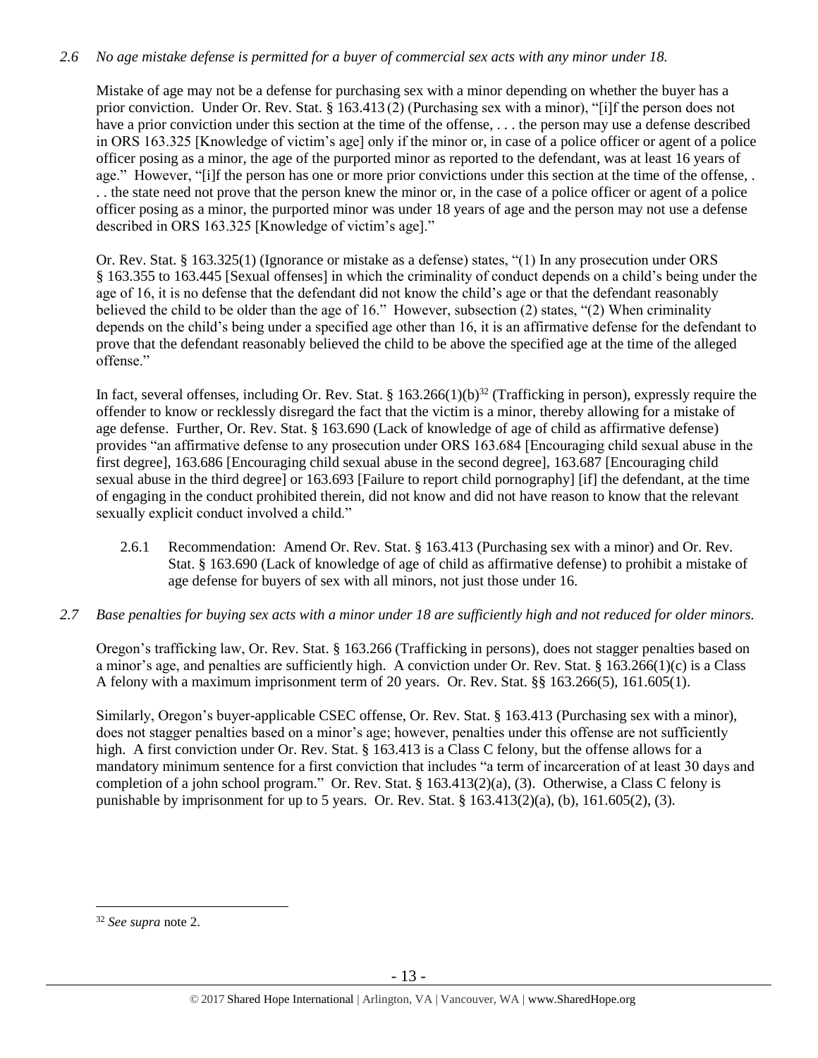*2.6 No age mistake defense is permitted for a buyer of commercial sex acts with any minor under 18.*

Mistake of age may not be a defense for purchasing sex with a minor depending on whether the buyer has a prior conviction. Under Or. Rev. Stat. § 163.413 (2) (Purchasing sex with a minor), "[i]f the person does not have a prior conviction under this section at the time of the offense, . . . the person may use a defense described in ORS 163.325 [Knowledge of victim's age] only if the minor or, in case of a police officer or agent of a police officer posing as a minor, the age of the purported minor as reported to the defendant, was at least 16 years of age." However, "[i]f the person has one or more prior convictions under this section at the time of the offense, . . . the state need not prove that the person knew the minor or, in the case of a police officer or agent of a police officer posing as a minor, the purported minor was under 18 years of age and the person may not use a defense described in ORS 163.325 [Knowledge of victim's age]."

Or. Rev. Stat. § 163.325(1) (Ignorance or mistake as a defense) states, "(1) In any prosecution under ORS § 163.355 to 163.445 [Sexual offenses] in which the criminality of conduct depends on a child's being under the age of 16, it is no defense that the defendant did not know the child's age or that the defendant reasonably believed the child to be older than the age of 16." However, subsection (2) states, "(2) When criminality depends on the child's being under a specified age other than 16, it is an affirmative defense for the defendant to prove that the defendant reasonably believed the child to be above the specified age at the time of the alleged offense."

In fact, several offenses, including Or. Rev. Stat. § 163.266(1)(b)[32] (Trafficking in person), expressly require the offender to know or recklessly disregard the fact that the victim is a minor, thereby allowing for a mistake of age defense. Further, Or. Rev. Stat. § 163.690 (Lack of knowledge of age of child as affirmative defense) provides "an affirmative defense to any prosecution under ORS 163.684 [Encouraging child sexual abuse in the first degree], 163.686 [Encouraging child sexual abuse in the second degree], 163.687 [Encouraging child sexual abuse in the third degree] or 163.693 [Failure to report child pornography] [if] the defendant, at the time of engaging in the conduct prohibited therein, did not know and did not have reason to know that the relevant sexually explicit conduct involved a child."

2.6.1 Recommendation: Amend Or. Rev. Stat. § 163.413 (Purchasing sex with a minor) and Or. Rev. Stat. § 163.690 (Lack of knowledge of age of child as affirmative defense) to prohibit a mistake of age defense for buyers of sex with all minors, not just those under 16.

*2.7 Base penalties for buying sex acts with a minor under 18 are sufficiently high and not reduced for older minors.*

Oregon's trafficking law, Or. Rev. Stat. § 163.266 (Trafficking in persons), does not stagger penalties based on a minor's age, and penalties are sufficiently high. A conviction under Or. Rev. Stat. § 163.266(1)(c) is a Class A felony with a maximum imprisonment term of 20 years. Or. Rev. Stat. §§ 163.266(5), 161.605(1).

Similarly, Oregon's buyer-applicable CSEC offense, Or. Rev. Stat. § 163.413 (Purchasing sex with a minor), does not stagger penalties based on a minor's age; however, penalties under this offense are not sufficiently high. A first conviction under Or. Rev. Stat. § 163.413 is a Class C felony, but the offense allows for a mandatory minimum sentence for a first conviction that includes "a term of incarceration of at least 30 days and completion of a john school program." Or. Rev. Stat. § 163.413(2)(a), (3). Otherwise, a Class C felony is punishable by imprisonment for up to 5 years. Or. Rev. Stat. § 163.413(2)(a), (b), 161.605(2), (3).

[32] *See supra* note 2.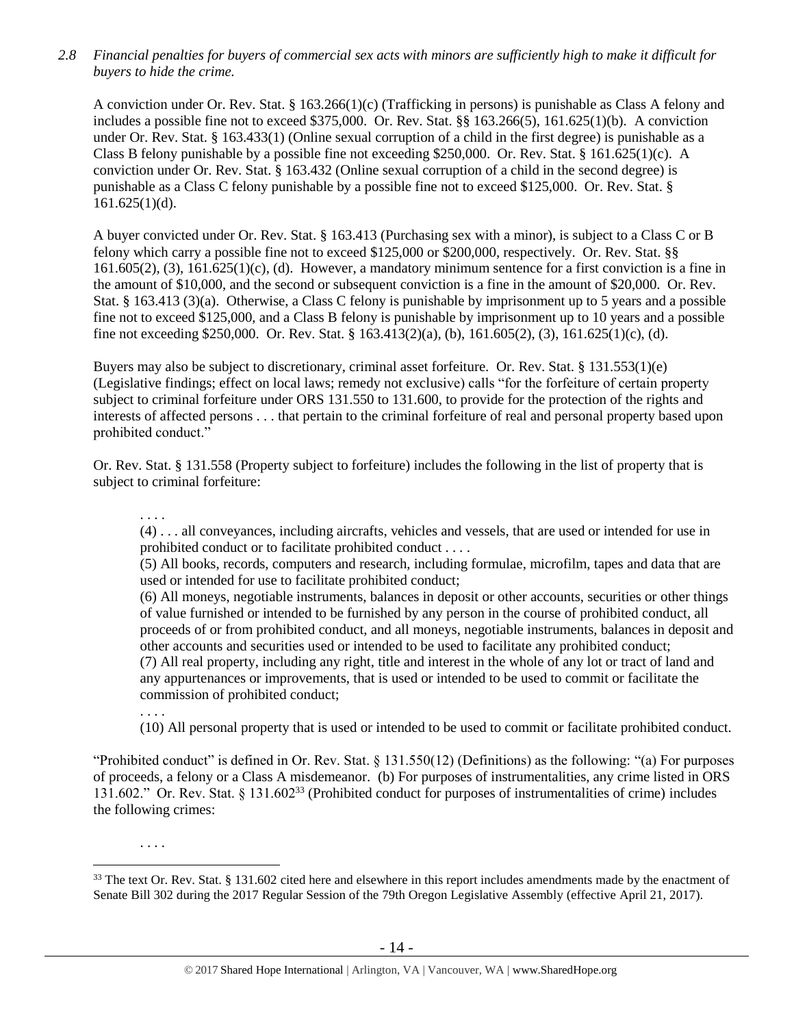*2.8 Financial penalties for buyers of commercial sex acts with minors are sufficiently high to make it difficult for buyers to hide the crime.*

A conviction under Or. Rev. Stat. § 163.266(1)(c) (Trafficking in persons) is punishable as Class A felony and includes a possible fine not to exceed $375,000. Or. Rev. Stat. §§ 163.266(5), 161.625(1)(b). A conviction under Or. Rev. Stat. § 163.433(1) (Online sexual corruption of a child in the first degree) is punishable as a Class B felony punishable by a possible fine not exceeding $250,000. Or. Rev. Stat. § 161.625(1)(c). A conviction under Or. Rev. Stat. § 163.432 (Online sexual corruption of a child in the second degree) is punishable as a Class C felony punishable by a possible fine not to exceed $125,000. Or. Rev. Stat. § 161.625(1)(d).

A buyer convicted under Or. Rev. Stat. § 163.413 (Purchasing sex with a minor), is subject to a Class C or B felony which carry a possible fine not to exceed $125,000 or $200,000, respectively. Or. Rev. Stat. §§ 161.605(2), (3), 161.625(1)(c), (d). However, a mandatory minimum sentence for a first conviction is a fine in the amount of $10,000, and the second or subsequent conviction is a fine in the amount of $20,000. Or. Rev. Stat. § 163.413 (3)(a). Otherwise, a Class C felony is punishable by imprisonment up to 5 years and a possible fine not to exceed $125,000, and a Class B felony is punishable by imprisonment up to 10 years and a possible fine not exceeding $250,000. Or. Rev. Stat. § 163.413(2)(a), (b), 161.605(2), (3), 161.625(1)(c), (d).

Buyers may also be subject to discretionary, criminal asset forfeiture. Or. Rev. Stat. § 131.553(1)(e) (Legislative findings; effect on local laws; remedy not exclusive) calls "for the forfeiture of certain property subject to criminal forfeiture under ORS 131.550 to 131.600, to provide for the protection of the rights and interests of affected persons . . . that pertain to the criminal forfeiture of real and personal property based upon prohibited conduct."

Or. Rev. Stat. § 131.558 (Property subject to forfeiture) includes the following in the list of property that is subject to criminal forfeiture:

> . . . .
>
> (4) . . . all conveyances, including aircrafts, vehicles and vessels, that are used or intended for use in prohibited conduct or to facilitate prohibited conduct . . . .
>
> (5) All books, records, computers and research, including formulae, microfilm, tapes and data that are used or intended for use to facilitate prohibited conduct;
>
> (6) All moneys, negotiable instruments, balances in deposit or other accounts, securities or other things of value furnished or intended to be furnished by any person in the course of prohibited conduct, all proceeds of or from prohibited conduct, and all moneys, negotiable instruments, balances in deposit and other accounts and securities used or intended to be used to facilitate any prohibited conduct;
>
> (7) All real property, including any right, title and interest in the whole of any lot or tract of land and any appurtenances or improvements, that is used or intended to be used to commit or facilitate the commission of prohibited conduct;
>
> . . . .
>
> (10) All personal property that is used or intended to be used to commit or facilitate prohibited conduct.

"Prohibited conduct" is defined in Or. Rev. Stat. § 131.550(12) (Definitions) as the following: "(a) For purposes of proceeds, a felony or a Class A misdemeanor. (b) For purposes of instrumentalities, any crime listed in ORS 131.602." Or. Rev. Stat. § 131.602[33] (Prohibited conduct for purposes of instrumentalities of crime) includes the following crimes:

> . . . .

[33] The text Or. Rev. Stat. § 131.602 cited here and elsewhere in this report includes amendments made by the enactment of Senate Bill 302 during the 2017 Regular Session of the 79th Oregon Legislative Assembly (effective April 21, 2017).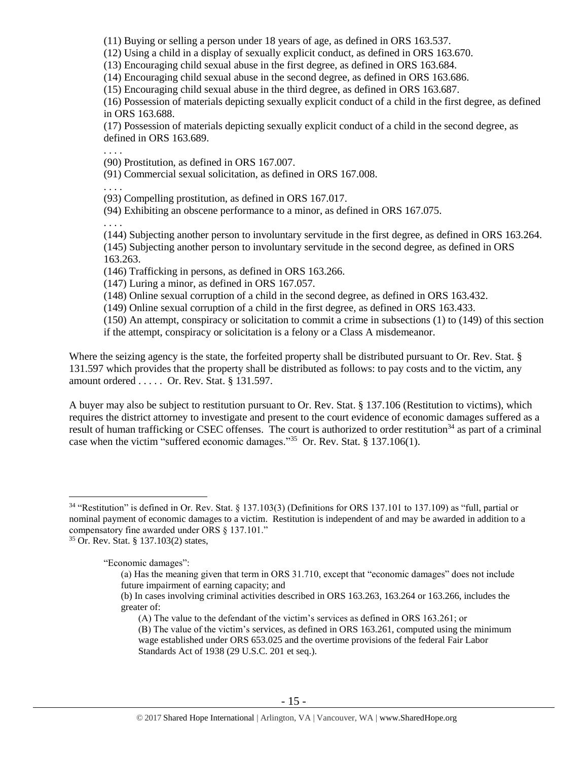(11) Buying or selling a person under 18 years of age, as defined in ORS 163.537.
(12) Using a child in a display of sexually explicit conduct, as defined in ORS 163.670.
(13) Encouraging child sexual abuse in the first degree, as defined in ORS 163.684.
(14) Encouraging child sexual abuse in the second degree, as defined in ORS 163.686.
(15) Encouraging child sexual abuse in the third degree, as defined in ORS 163.687.
(16) Possession of materials depicting sexually explicit conduct of a child in the first degree, as defined in ORS 163.688.
(17) Possession of materials depicting sexually explicit conduct of a child in the second degree, as defined in ORS 163.689.
. . . .
(90) Prostitution, as defined in ORS 167.007.
(91) Commercial sexual solicitation, as defined in ORS 167.008.
. . . .
(93) Compelling prostitution, as defined in ORS 167.017.
(94) Exhibiting an obscene performance to a minor, as defined in ORS 167.075.
. . . .
(144) Subjecting another person to involuntary servitude in the first degree, as defined in ORS 163.264.
(145) Subjecting another person to involuntary servitude in the second degree, as defined in ORS 163.263.
(146) Trafficking in persons, as defined in ORS 163.266.
(147) Luring a minor, as defined in ORS 167.057.
(148) Online sexual corruption of a child in the second degree, as defined in ORS 163.432.
(149) Online sexual corruption of a child in the first degree, as defined in ORS 163.433.
(150) An attempt, conspiracy or solicitation to commit a crime in subsections (1) to (149) of this section if the attempt, conspiracy or solicitation is a felony or a Class A misdemeanor.

Where the seizing agency is the state, the forfeited property shall be distributed pursuant to Or. Rev. Stat. § 131.597 which provides that the property shall be distributed as follows: to pay costs and to the victim, any amount ordered . . . . . Or. Rev. Stat. § 131.597.

A buyer may also be subject to restitution pursuant to Or. Rev. Stat. § 137.106 (Restitution to victims), which requires the district attorney to investigate and present to the court evidence of economic damages suffered as a result of human trafficking or CSEC offenses. The court is authorized to order restitution[34] as part of a criminal case when the victim "suffered economic damages."[35] Or. Rev. Stat. § 137.106(1).

---

[34] "Restitution" is defined in Or. Rev. Stat. § 137.103(3) (Definitions for ORS 137.101 to 137.109) as "full, partial or nominal payment of economic damages to a victim. Restitution is independent of and may be awarded in addition to a compensatory fine awarded under ORS § 137.101."

[35] Or. Rev. Stat. § 137.103(2) states,

> "Economic damages":
>
> (a) Has the meaning given that term in ORS 31.710, except that "economic damages" does not include future impairment of earning capacity; and
>
> (b) In cases involving criminal activities described in ORS 163.263, 163.264 or 163.266, includes the greater of:
>
> (A) The value to the defendant of the victim's services as defined in ORS 163.261; or
>
> (B) The value of the victim's services, as defined in ORS 163.261, computed using the minimum wage established under ORS 653.025 and the overtime provisions of the federal Fair Labor Standards Act of 1938 (29 U.S.C. 201 et seq.).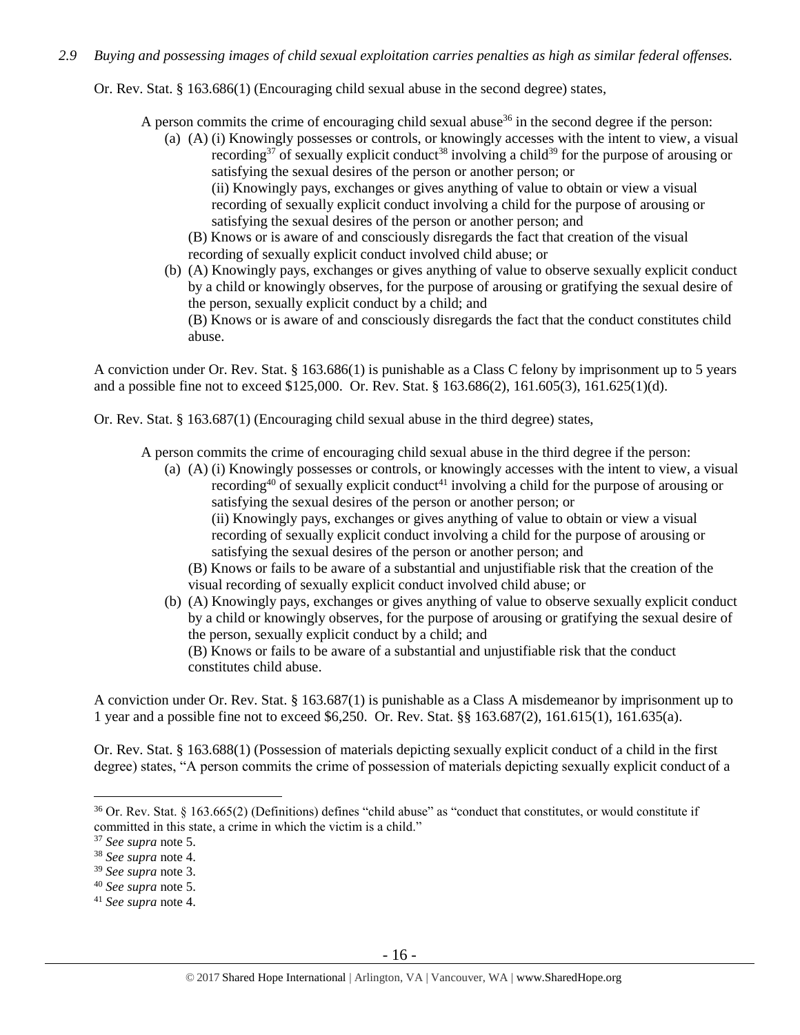*2.9 Buying and possessing images of child sexual exploitation carries penalties as high as similar federal offenses.*

Or. Rev. Stat. § 163.686(1) (Encouraging child sexual abuse in the second degree) states,

> A person commits the crime of encouraging child sexual abuse[36] in the second degree if the person:
>
> (a) (A) (i) Knowingly possesses or controls, or knowingly accesses with the intent to view, a visual recording[37] of sexually explicit conduct[38] involving a child[39] for the purpose of arousing or satisfying the sexual desires of the person or another person; or
>
> (ii) Knowingly pays, exchanges or gives anything of value to obtain or view a visual recording of sexually explicit conduct involving a child for the purpose of arousing or satisfying the sexual desires of the person or another person; and
>
> (B) Knows or is aware of and consciously disregards the fact that creation of the visual recording of sexually explicit conduct involved child abuse; or
>
> (b) (A) Knowingly pays, exchanges or gives anything of value to observe sexually explicit conduct by a child or knowingly observes, for the purpose of arousing or gratifying the sexual desire of the person, sexually explicit conduct by a child; and
>
> (B) Knows or is aware of and consciously disregards the fact that the conduct constitutes child abuse.

A conviction under Or. Rev. Stat. § 163.686(1) is punishable as a Class C felony by imprisonment up to 5 years and a possible fine not to exceed $125,000. Or. Rev. Stat. § 163.686(2), 161.605(3), 161.625(1)(d).

Or. Rev. Stat. § 163.687(1) (Encouraging child sexual abuse in the third degree) states,

> A person commits the crime of encouraging child sexual abuse in the third degree if the person:
>
> (a) (A) (i) Knowingly possesses or controls, or knowingly accesses with the intent to view, a visual recording[40] of sexually explicit conduct[41] involving a child for the purpose of arousing or satisfying the sexual desires of the person or another person; or
>
> (ii) Knowingly pays, exchanges or gives anything of value to obtain or view a visual recording of sexually explicit conduct involving a child for the purpose of arousing or satisfying the sexual desires of the person or another person; and
>
> (B) Knows or fails to be aware of a substantial and unjustifiable risk that the creation of the visual recording of sexually explicit conduct involved child abuse; or
>
> (b) (A) Knowingly pays, exchanges or gives anything of value to observe sexually explicit conduct by a child or knowingly observes, for the purpose of arousing or gratifying the sexual desire of the person, sexually explicit conduct by a child; and
>
> (B) Knows or fails to be aware of a substantial and unjustifiable risk that the conduct constitutes child abuse.

A conviction under Or. Rev. Stat. § 163.687(1) is punishable as a Class A misdemeanor by imprisonment up to 1 year and a possible fine not to exceed $6,250. Or. Rev. Stat. §§ 163.687(2), 161.615(1), 161.635(a).

Or. Rev. Stat. § 163.688(1) (Possession of materials depicting sexually explicit conduct of a child in the first degree) states, "A person commits the crime of possession of materials depicting sexually explicit conduct of a

---

[36] Or. Rev. Stat. § 163.665(2) (Definitions) defines "child abuse" as "conduct that constitutes, or would constitute if committed in this state, a crime in which the victim is a child."

[37] *See supra* note 5.

[38] *See supra* note 4.

[39] *See supra* note 3.

[40] *See supra* note 5.

[41] *See supra* note 4.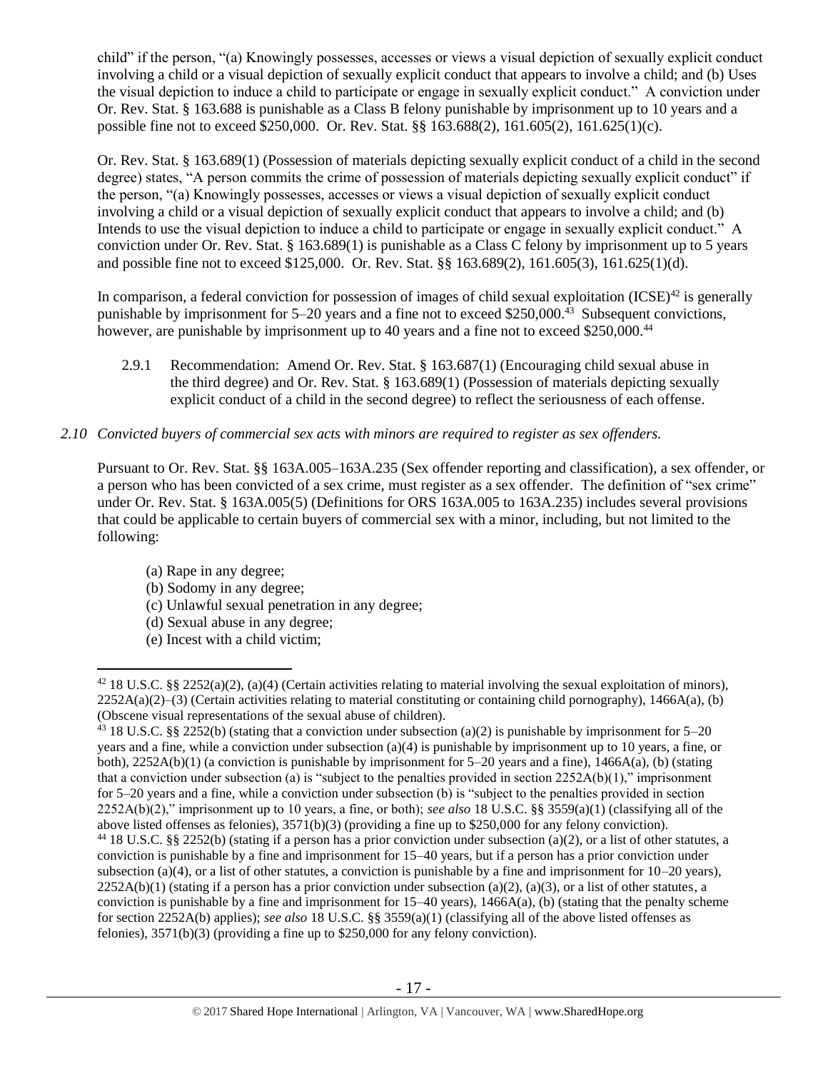child" if the person, "(a) Knowingly possesses, accesses or views a visual depiction of sexually explicit conduct involving a child or a visual depiction of sexually explicit conduct that appears to involve a child; and (b) Uses the visual depiction to induce a child to participate or engage in sexually explicit conduct." A conviction under Or. Rev. Stat. § 163.688 is punishable as a Class B felony punishable by imprisonment up to 10 years and a possible fine not to exceed $250,000. Or. Rev. Stat. §§ 163.688(2), 161.605(2), 161.625(1)(c).

Or. Rev. Stat. § 163.689(1) (Possession of materials depicting sexually explicit conduct of a child in the second degree) states, "A person commits the crime of possession of materials depicting sexually explicit conduct" if the person, "(a) Knowingly possesses, accesses or views a visual depiction of sexually explicit conduct involving a child or a visual depiction of sexually explicit conduct that appears to involve a child; and (b) Intends to use the visual depiction to induce a child to participate or engage in sexually explicit conduct." A conviction under Or. Rev. Stat. § 163.689(1) is punishable as a Class C felony by imprisonment up to 5 years and possible fine not to exceed $125,000. Or. Rev. Stat. §§ 163.689(2), 161.605(3), 161.625(1)(d).

In comparison, a federal conviction for possession of images of child sexual exploitation (ICSE)[42] is generally punishable by imprisonment for 5–20 years and a fine not to exceed $250,000.[43] Subsequent convictions, however, are punishable by imprisonment up to 40 years and a fine not to exceed $250,000.[44]

2.9.1 Recommendation: Amend Or. Rev. Stat. § 163.687(1) (Encouraging child sexual abuse in the third degree) and Or. Rev. Stat. § 163.689(1) (Possession of materials depicting sexually explicit conduct of a child in the second degree) to reflect the seriousness of each offense.

*2.10 Convicted buyers of commercial sex acts with minors are required to register as sex offenders.*

Pursuant to Or. Rev. Stat. §§ 163A.005–163A.235 (Sex offender reporting and classification), a sex offender, or a person who has been convicted of a sex crime, must register as a sex offender. The definition of "sex crime" under Or. Rev. Stat. § 163A.005(5) (Definitions for ORS 163A.005 to 163A.235) includes several provisions that could be applicable to certain buyers of commercial sex with a minor, including, but not limited to the following:

(a) Rape in any degree;
(b) Sodomy in any degree;
(c) Unlawful sexual penetration in any degree;
(d) Sexual abuse in any degree;
(e) Incest with a child victim;

[42] 18 U.S.C. §§ 2252(a)(2), (a)(4) (Certain activities relating to material involving the sexual exploitation of minors), 2252A(a)(2)–(3) (Certain activities relating to material constituting or containing child pornography), 1466A(a), (b) (Obscene visual representations of the sexual abuse of children).

[43] 18 U.S.C. §§ 2252(b) (stating that a conviction under subsection (a)(2) is punishable by imprisonment for 5–20 years and a fine, while a conviction under subsection (a)(4) is punishable by imprisonment up to 10 years, a fine, or both), 2252A(b)(1) (a conviction is punishable by imprisonment for 5–20 years and a fine), 1466A(a), (b) (stating that a conviction under subsection (a) is "subject to the penalties provided in section 2252A(b)(1)," imprisonment for 5–20 years and a fine, while a conviction under subsection (b) is "subject to the penalties provided in section 2252A(b)(2)," imprisonment up to 10 years, a fine, or both); *see also* 18 U.S.C. §§ 3559(a)(1) (classifying all of the above listed offenses as felonies), 3571(b)(3) (providing a fine up to $250,000 for any felony conviction).

[44] 18 U.S.C. §§ 2252(b) (stating if a person has a prior conviction under subsection (a)(2), or a list of other statutes, a conviction is punishable by a fine and imprisonment for 15–40 years, but if a person has a prior conviction under subsection (a)(4), or a list of other statutes, a conviction is punishable by a fine and imprisonment for 10–20 years), 2252A(b)(1) (stating if a person has a prior conviction under subsection (a)(2), (a)(3), or a list of other statutes, a conviction is punishable by a fine and imprisonment for 15–40 years), 1466A(a), (b) (stating that the penalty scheme for section 2252A(b) applies); *see also* 18 U.S.C. §§ 3559(a)(1) (classifying all of the above listed offenses as felonies), 3571(b)(3) (providing a fine up to $250,000 for any felony conviction).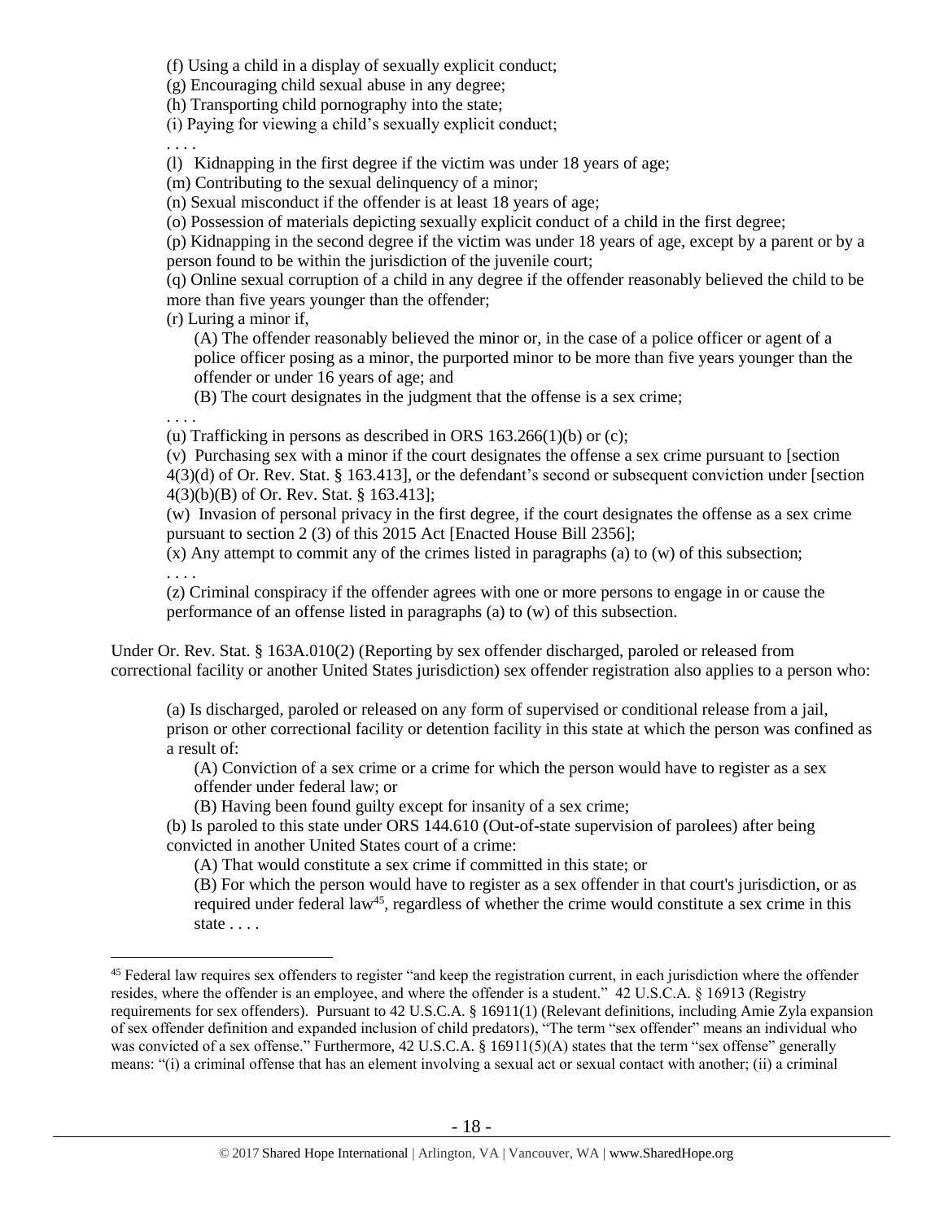(f) Using a child in a display of sexually explicit conduct;
(g) Encouraging child sexual abuse in any degree;
(h) Transporting child pornography into the state;
(i) Paying for viewing a child's sexually explicit conduct;
. . . .
(l) Kidnapping in the first degree if the victim was under 18 years of age;
(m) Contributing to the sexual delinquency of a minor;
(n) Sexual misconduct if the offender is at least 18 years of age;
(o) Possession of materials depicting sexually explicit conduct of a child in the first degree;
(p) Kidnapping in the second degree if the victim was under 18 years of age, except by a parent or by a person found to be within the jurisdiction of the juvenile court;
(q) Online sexual corruption of a child in any degree if the offender reasonably believed the child to be more than five years younger than the offender;
(r) Luring a minor if,

> (A) The offender reasonably believed the minor or, in the case of a police officer or agent of a police officer posing as a minor, the purported minor to be more than five years younger than the offender or under 16 years of age; and
> (B) The court designates in the judgment that the offense is a sex crime;

. . . .
(u) Trafficking in persons as described in ORS 163.266(1)(b) or (c);
(v) Purchasing sex with a minor if the court designates the offense a sex crime pursuant to [section 4(3)(d) of Or. Rev. Stat. § 163.413], or the defendant's second or subsequent conviction under [section 4(3)(b)(B) of Or. Rev. Stat. § 163.413];
(w) Invasion of personal privacy in the first degree, if the court designates the offense as a sex crime pursuant to section 2 (3) of this 2015 Act [Enacted House Bill 2356];
(x) Any attempt to commit any of the crimes listed in paragraphs (a) to (w) of this subsection;
. . . .
(z) Criminal conspiracy if the offender agrees with one or more persons to engage in or cause the performance of an offense listed in paragraphs (a) to (w) of this subsection.

Under Or. Rev. Stat. § 163A.010(2) (Reporting by sex offender discharged, paroled or released from correctional facility or another United States jurisdiction) sex offender registration also applies to a person who:

> (a) Is discharged, paroled or released on any form of supervised or conditional release from a jail, prison or other correctional facility or detention facility in this state at which the person was confined as a result of:
>
> > (A) Conviction of a sex crime or a crime for which the person would have to register as a sex offender under federal law; or
> > (B) Having been found guilty except for insanity of a sex crime;
>
> (b) Is paroled to this state under ORS 144.610 (Out-of-state supervision of parolees) after being convicted in another United States court of a crime:
>
> > (A) That would constitute a sex crime if committed in this state; or
> > (B) For which the person would have to register as a sex offender in that court's jurisdiction, or as required under federal law[45], regardless of whether the crime would constitute a sex crime in this state . . . .

[45] Federal law requires sex offenders to register "and keep the registration current, in each jurisdiction where the offender resides, where the offender is an employee, and where the offender is a student." 42 U.S.C.A. § 16913 (Registry requirements for sex offenders). Pursuant to 42 U.S.C.A. § 16911(1) (Relevant definitions, including Amie Zyla expansion of sex offender definition and expanded inclusion of child predators), "The term "sex offender" means an individual who was convicted of a sex offense." Furthermore, 42 U.S.C.A. § 16911(5)(A) states that the term "sex offense" generally means: "(i) a criminal offense that has an element involving a sexual act or sexual contact with another; (ii) a criminal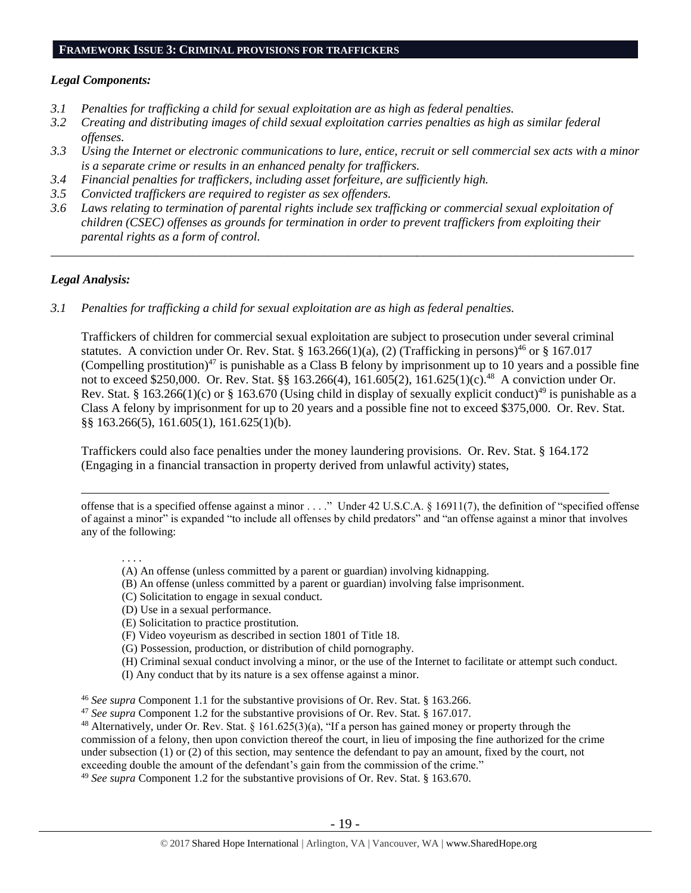## FRAMEWORK ISSUE 3: CRIMINAL PROVISIONS FOR TRAFFICKERS

### *Legal Components:*

*3.1 Penalties for trafficking a child for sexual exploitation are as high as federal penalties.*
*3.2 Creating and distributing images of child sexual exploitation carries penalties as high as similar federal offenses.*
*3.3 Using the Internet or electronic communications to lure, entice, recruit or sell commercial sex acts with a minor is a separate crime or results in an enhanced penalty for traffickers.*
*3.4 Financial penalties for traffickers, including asset forfeiture, are sufficiently high.*
*3.5 Convicted traffickers are required to register as sex offenders.*
*3.6 Laws relating to termination of parental rights include sex trafficking or commercial sexual exploitation of children (CSEC) offenses as grounds for termination in order to prevent traffickers from exploiting their parental rights as a form of control.*

---

### *Legal Analysis:*

*3.1 Penalties for trafficking a child for sexual exploitation are as high as federal penalties.*

Traffickers of children for commercial sexual exploitation are subject to prosecution under several criminal statutes. A conviction under Or. Rev. Stat. § 163.266(1)(a), (2) (Trafficking in persons)[46] or § 167.017 (Compelling prostitution)[47] is punishable as a Class B felony by imprisonment up to 10 years and a possible fine not to exceed $250,000. Or. Rev. Stat. §§ 163.266(4), 161.605(2), 161.625(1)(c).[48] A conviction under Or. Rev. Stat. § 163.266(1)(c) or § 163.670 (Using child in display of sexually explicit conduct)[49] is punishable as a Class A felony by imprisonment for up to 20 years and a possible fine not to exceed $375,000. Or. Rev. Stat. §§ 163.266(5), 161.605(1), 161.625(1)(b).

Traffickers could also face penalties under the money laundering provisions. Or. Rev. Stat. § 164.172 (Engaging in a financial transaction in property derived from unlawful activity) states,

---

offense that is a specified offense against a minor . . . ." Under 42 U.S.C.A. § 16911(7), the definition of "specified offense of against a minor" is expanded "to include all offenses by child predators" and "an offense against a minor that involves any of the following:

> . . . .
> (A) An offense (unless committed by a parent or guardian) involving kidnapping.
> (B) An offense (unless committed by a parent or guardian) involving false imprisonment.
> (C) Solicitation to engage in sexual conduct.
> (D) Use in a sexual performance.
> (E) Solicitation to practice prostitution.
> (F) Video voyeurism as described in section 1801 of Title 18.
> (G) Possession, production, or distribution of child pornography.
> (H) Criminal sexual conduct involving a minor, or the use of the Internet to facilitate or attempt such conduct.
> (I) Any conduct that by its nature is a sex offense against a minor.

[46] *See supra* Component 1.1 for the substantive provisions of Or. Rev. Stat. § 163.266.

[47] *See supra* Component 1.2 for the substantive provisions of Or. Rev. Stat. § 167.017.

[48] Alternatively, under Or. Rev. Stat. § 161.625(3)(a), "If a person has gained money or property through the commission of a felony, then upon conviction thereof the court, in lieu of imposing the fine authorized for the crime under subsection (1) or (2) of this section, may sentence the defendant to pay an amount, fixed by the court, not exceeding double the amount of the defendant's gain from the commission of the crime."

[49] *See supra* Component 1.2 for the substantive provisions of Or. Rev. Stat. § 163.670.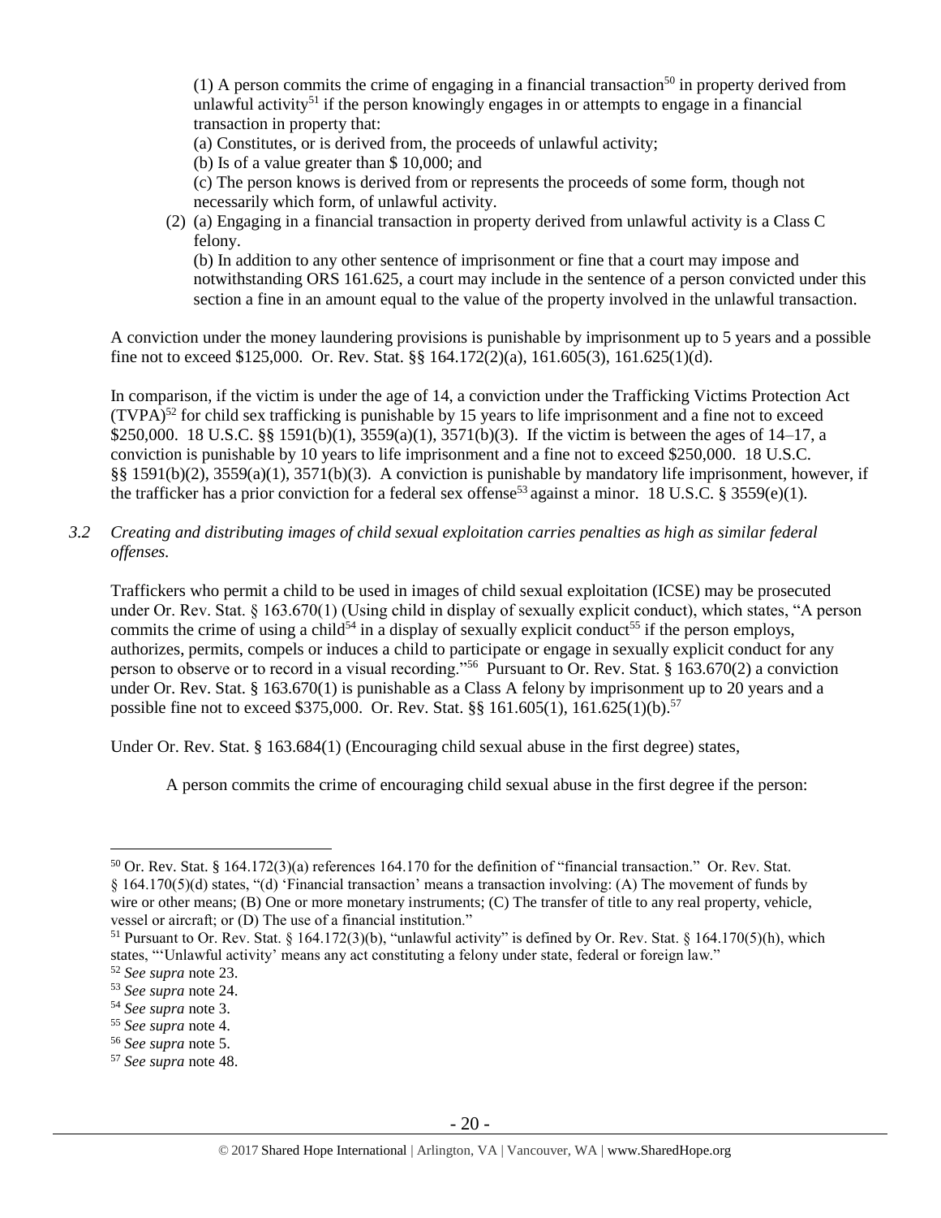(1) A person commits the crime of engaging in a financial transaction[50] in property derived from unlawful activity[51] if the person knowingly engages in or attempts to engage in a financial transaction in property that:

(a) Constitutes, or is derived from, the proceeds of unlawful activity;

(b) Is of a value greater than $ 10,000; and

(c) The person knows is derived from or represents the proceeds of some form, though not necessarily which form, of unlawful activity.

(2) (a) Engaging in a financial transaction in property derived from unlawful activity is a Class C felony.

(b) In addition to any other sentence of imprisonment or fine that a court may impose and notwithstanding ORS 161.625, a court may include in the sentence of a person convicted under this section a fine in an amount equal to the value of the property involved in the unlawful transaction.

A conviction under the money laundering provisions is punishable by imprisonment up to 5 years and a possible fine not to exceed $125,000. Or. Rev. Stat. §§ 164.172(2)(a), 161.605(3), 161.625(1)(d).

In comparison, if the victim is under the age of 14, a conviction under the Trafficking Victims Protection Act (TVPA)[52] for child sex trafficking is punishable by 15 years to life imprisonment and a fine not to exceed $250,000. 18 U.S.C. §§ 1591(b)(1), 3559(a)(1), 3571(b)(3). If the victim is between the ages of 14–17, a conviction is punishable by 10 years to life imprisonment and a fine not to exceed $250,000. 18 U.S.C. §§ 1591(b)(2), 3559(a)(1), 3571(b)(3). A conviction is punishable by mandatory life imprisonment, however, if the trafficker has a prior conviction for a federal sex offense[53] against a minor. 18 U.S.C. § 3559(e)(1).

*3.2 Creating and distributing images of child sexual exploitation carries penalties as high as similar federal offenses.*

Traffickers who permit a child to be used in images of child sexual exploitation (ICSE) may be prosecuted under Or. Rev. Stat. § 163.670(1) (Using child in display of sexually explicit conduct), which states, "A person commits the crime of using a child[54] in a display of sexually explicit conduct[55] if the person employs, authorizes, permits, compels or induces a child to participate or engage in sexually explicit conduct for any person to observe or to record in a visual recording."[56] Pursuant to Or. Rev. Stat. § 163.670(2) a conviction under Or. Rev. Stat. § 163.670(1) is punishable as a Class A felony by imprisonment up to 20 years and a possible fine not to exceed $375,000. Or. Rev. Stat. §§ 161.605(1), 161.625(1)(b).[57]

Under Or. Rev. Stat. § 163.684(1) (Encouraging child sexual abuse in the first degree) states,

A person commits the crime of encouraging child sexual abuse in the first degree if the person:

---

[50] Or. Rev. Stat. § 164.172(3)(a) references 164.170 for the definition of "financial transaction." Or. Rev. Stat. § 164.170(5)(d) states, "(d) 'Financial transaction' means a transaction involving: (A) The movement of funds by wire or other means; (B) One or more monetary instruments; (C) The transfer of title to any real property, vehicle, vessel or aircraft; or (D) The use of a financial institution."

[51] Pursuant to Or. Rev. Stat. § 164.172(3)(b), "unlawful activity" is defined by Or. Rev. Stat. § 164.170(5)(h), which states, "'Unlawful activity' means any act constituting a felony under state, federal or foreign law."

[52] *See supra* note 23.

[53] *See supra* note 24.

[54] *See supra* note 3.

[55] *See supra* note 4.

[56] *See supra* note 5.

[57] *See supra* note 48.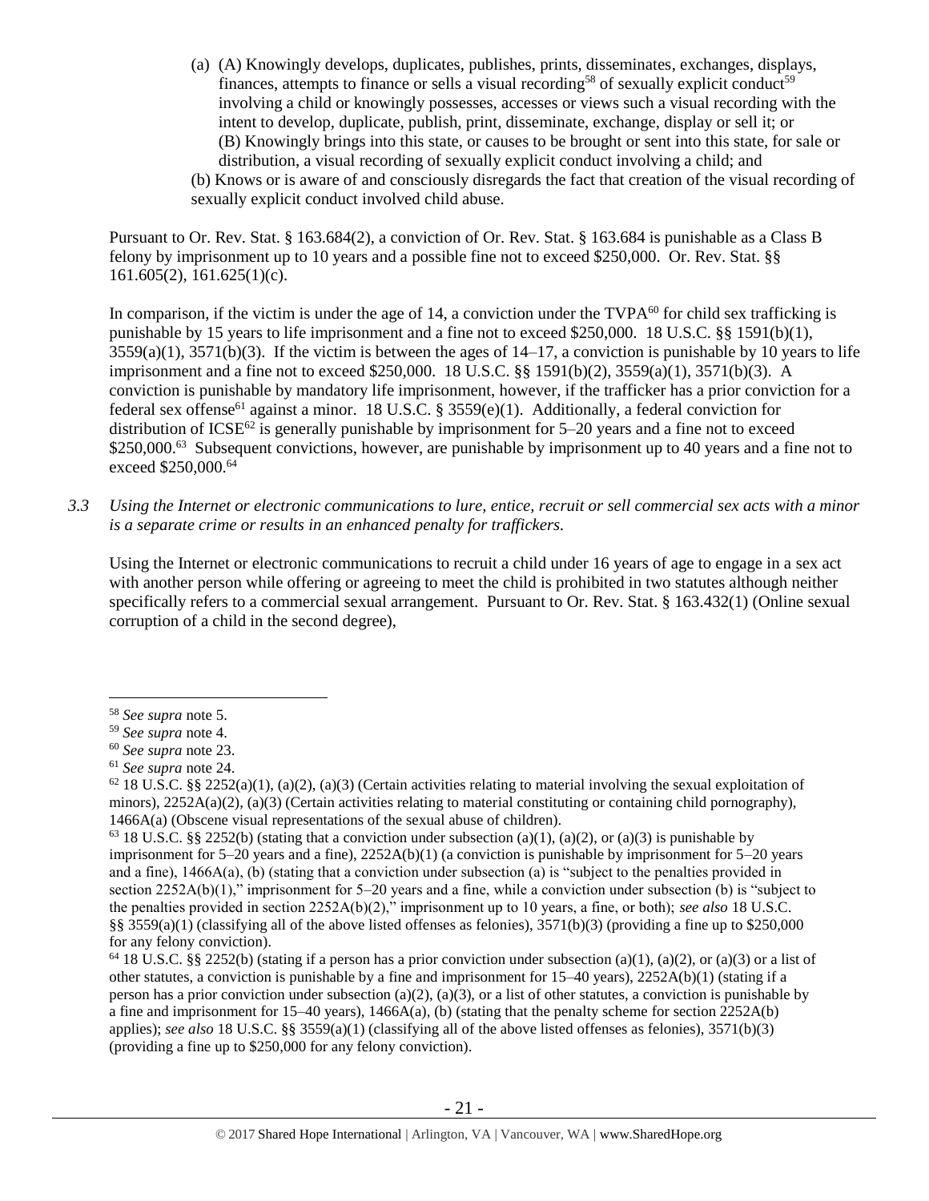(a) (A) Knowingly develops, duplicates, publishes, prints, disseminates, exchanges, displays, finances, attempts to finance or sells a visual recording[58] of sexually explicit conduct[59] involving a child or knowingly possesses, accesses or views such a visual recording with the intent to develop, duplicate, publish, print, disseminate, exchange, display or sell it; or
(B) Knowingly brings into this state, or causes to be brought or sent into this state, for sale or distribution, a visual recording of sexually explicit conduct involving a child; and
(b) Knows or is aware of and consciously disregards the fact that creation of the visual recording of sexually explicit conduct involved child abuse.

Pursuant to Or. Rev. Stat. § 163.684(2), a conviction of Or. Rev. Stat. § 163.684 is punishable as a Class B felony by imprisonment up to 10 years and a possible fine not to exceed $250,000. Or. Rev. Stat. §§ 161.605(2), 161.625(1)(c).

In comparison, if the victim is under the age of 14, a conviction under the TVPA[60] for child sex trafficking is punishable by 15 years to life imprisonment and a fine not to exceed $250,000. 18 U.S.C. §§ 1591(b)(1), 3559(a)(1), 3571(b)(3). If the victim is between the ages of 14–17, a conviction is punishable by 10 years to life imprisonment and a fine not to exceed $250,000. 18 U.S.C. §§ 1591(b)(2), 3559(a)(1), 3571(b)(3). A conviction is punishable by mandatory life imprisonment, however, if the trafficker has a prior conviction for a federal sex offense[61] against a minor. 18 U.S.C. § 3559(e)(1). Additionally, a federal conviction for distribution of ICSE[62] is generally punishable by imprisonment for 5–20 years and a fine not to exceed $250,000.[63] Subsequent convictions, however, are punishable by imprisonment up to 40 years and a fine not to exceed $250,000.[64]

*3.3 Using the Internet or electronic communications to lure, entice, recruit or sell commercial sex acts with a minor is a separate crime or results in an enhanced penalty for traffickers.*

Using the Internet or electronic communications to recruit a child under 16 years of age to engage in a sex act with another person while offering or agreeing to meet the child is prohibited in two statutes although neither specifically refers to a commercial sexual arrangement. Pursuant to Or. Rev. Stat. § 163.432(1) (Online sexual corruption of a child in the second degree),

---

[58] *See supra* note 5.

[59] *See supra* note 4.

[60] *See supra* note 23.

[61] *See supra* note 24.

[62] 18 U.S.C. §§ 2252(a)(1), (a)(2), (a)(3) (Certain activities relating to material involving the sexual exploitation of minors), 2252A(a)(2), (a)(3) (Certain activities relating to material constituting or containing child pornography), 1466A(a) (Obscene visual representations of the sexual abuse of children).

[63] 18 U.S.C. §§ 2252(b) (stating that a conviction under subsection (a)(1), (a)(2), or (a)(3) is punishable by imprisonment for 5–20 years and a fine), 2252A(b)(1) (a conviction is punishable by imprisonment for 5–20 years and a fine), 1466A(a), (b) (stating that a conviction under subsection (a) is "subject to the penalties provided in section 2252A(b)(1)," imprisonment for 5–20 years and a fine, while a conviction under subsection (b) is "subject to the penalties provided in section 2252A(b)(2)," imprisonment up to 10 years, a fine, or both); *see also* 18 U.S.C. §§ 3559(a)(1) (classifying all of the above listed offenses as felonies), 3571(b)(3) (providing a fine up to $250,000 for any felony conviction).

[64] 18 U.S.C. §§ 2252(b) (stating if a person has a prior conviction under subsection (a)(1), (a)(2), or (a)(3) or a list of other statutes, a conviction is punishable by a fine and imprisonment for 15–40 years), 2252A(b)(1) (stating if a person has a prior conviction under subsection (a)(2), (a)(3), or a list of other statutes, a conviction is punishable by a fine and imprisonment for 15–40 years), 1466A(a), (b) (stating that the penalty scheme for section 2252A(b) applies); *see also* 18 U.S.C. §§ 3559(a)(1) (classifying all of the above listed offenses as felonies), 3571(b)(3) (providing a fine up to $250,000 for any felony conviction).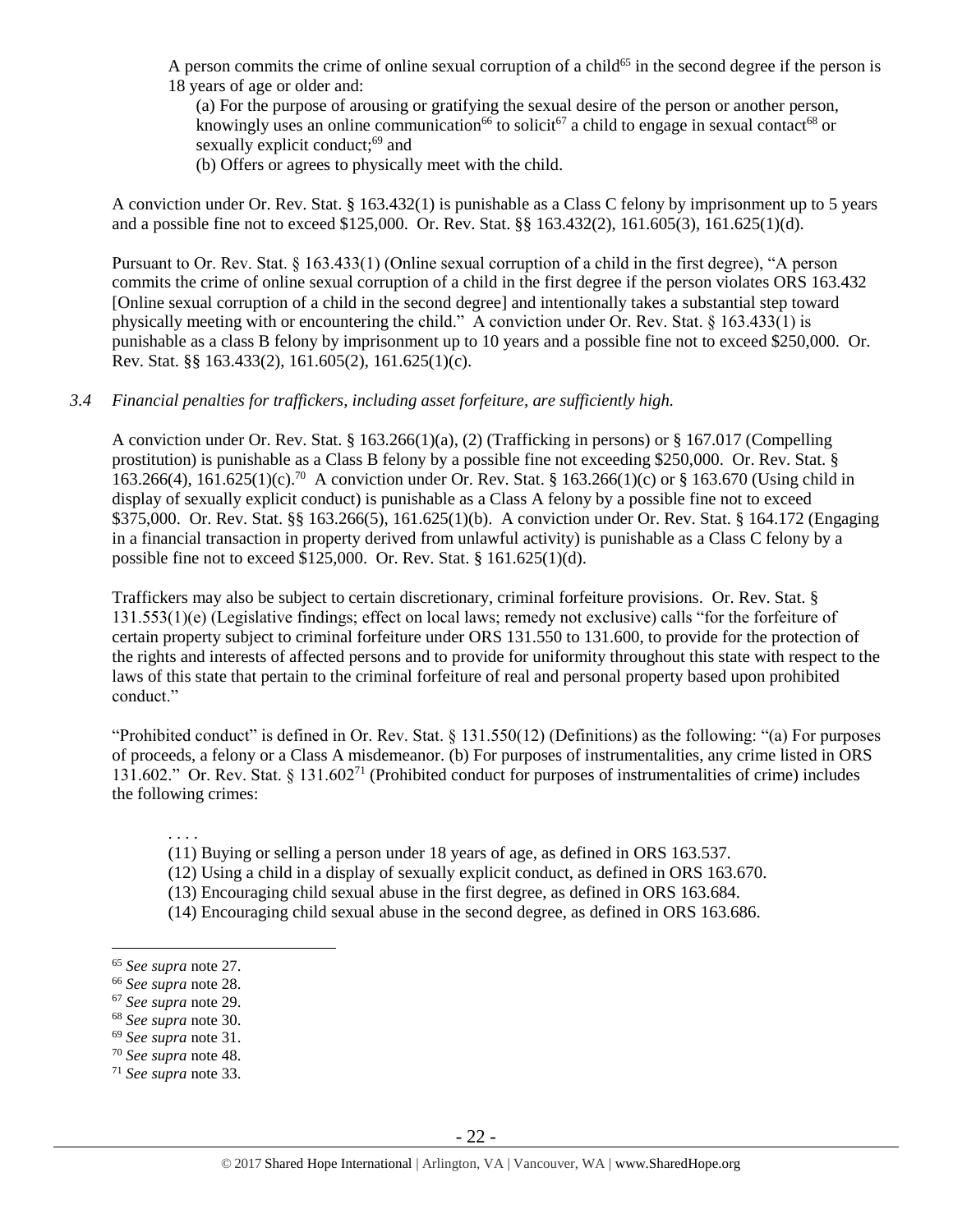A person commits the crime of online sexual corruption of a child[65] in the second degree if the person is 18 years of age or older and:

> (a) For the purpose of arousing or gratifying the sexual desire of the person or another person, knowingly uses an online communication[66] to solicit[67] a child to engage in sexual contact[68] or sexually explicit conduct;[69] and
> (b) Offers or agrees to physically meet with the child.

A conviction under Or. Rev. Stat. § 163.432(1) is punishable as a Class C felony by imprisonment up to 5 years and a possible fine not to exceed $125,000. Or. Rev. Stat. §§ 163.432(2), 161.605(3), 161.625(1)(d).

Pursuant to Or. Rev. Stat. § 163.433(1) (Online sexual corruption of a child in the first degree), "A person commits the crime of online sexual corruption of a child in the first degree if the person violates ORS 163.432 [Online sexual corruption of a child in the second degree] and intentionally takes a substantial step toward physically meeting with or encountering the child." A conviction under Or. Rev. Stat. § 163.433(1) is punishable as a class B felony by imprisonment up to 10 years and a possible fine not to exceed $250,000. Or. Rev. Stat. §§ 163.433(2), 161.605(2), 161.625(1)(c).

*3.4 Financial penalties for traffickers, including asset forfeiture, are sufficiently high.*

A conviction under Or. Rev. Stat. § 163.266(1)(a), (2) (Trafficking in persons) or § 167.017 (Compelling prostitution) is punishable as a Class B felony by a possible fine not exceeding $250,000. Or. Rev. Stat. § 163.266(4), 161.625(1)(c).[70] A conviction under Or. Rev. Stat. § 163.266(1)(c) or § 163.670 (Using child in display of sexually explicit conduct) is punishable as a Class A felony by a possible fine not to exceed $375,000. Or. Rev. Stat. §§ 163.266(5), 161.625(1)(b). A conviction under Or. Rev. Stat. § 164.172 (Engaging in a financial transaction in property derived from unlawful activity) is punishable as a Class C felony by a possible fine not to exceed $125,000. Or. Rev. Stat. § 161.625(1)(d).

Traffickers may also be subject to certain discretionary, criminal forfeiture provisions. Or. Rev. Stat. § 131.553(1)(e) (Legislative findings; effect on local laws; remedy not exclusive) calls "for the forfeiture of certain property subject to criminal forfeiture under ORS 131.550 to 131.600, to provide for the protection of the rights and interests of affected persons and to provide for uniformity throughout this state with respect to the laws of this state that pertain to the criminal forfeiture of real and personal property based upon prohibited conduct."

"Prohibited conduct" is defined in Or. Rev. Stat. § 131.550(12) (Definitions) as the following: "(a) For purposes of proceeds, a felony or a Class A misdemeanor. (b) For purposes of instrumentalities, any crime listed in ORS 131.602." Or. Rev. Stat. § 131.602[71] (Prohibited conduct for purposes of instrumentalities of crime) includes the following crimes:

> . . . .
> (11) Buying or selling a person under 18 years of age, as defined in ORS 163.537.
> (12) Using a child in a display of sexually explicit conduct, as defined in ORS 163.670.
> (13) Encouraging child sexual abuse in the first degree, as defined in ORS 163.684.
> (14) Encouraging child sexual abuse in the second degree, as defined in ORS 163.686.

---

[65] *See supra* note 27.
[66] *See supra* note 28.
[67] *See supra* note 29.
[68] *See supra* note 30.
[69] *See supra* note 31.
[70] *See supra* note 48.
[71] *See supra* note 33.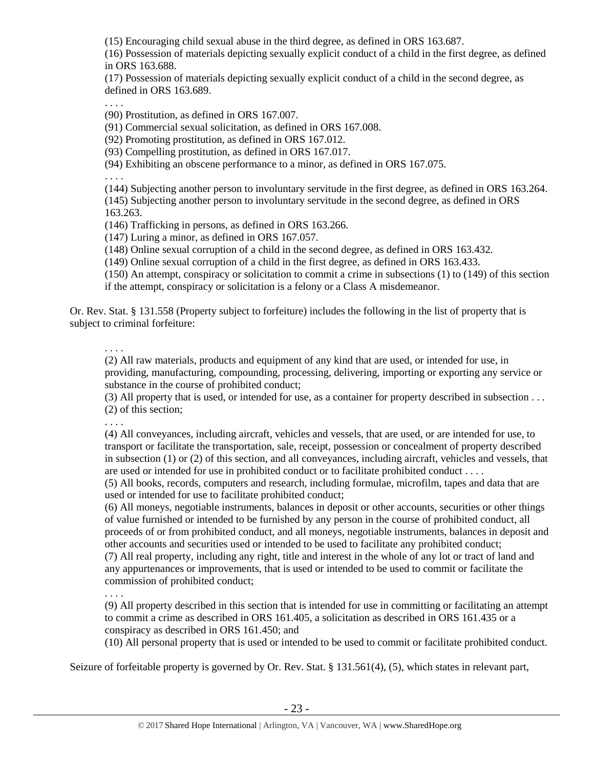(15) Encouraging child sexual abuse in the third degree, as defined in ORS 163.687.
(16) Possession of materials depicting sexually explicit conduct of a child in the first degree, as defined in ORS 163.688.
(17) Possession of materials depicting sexually explicit conduct of a child in the second degree, as defined in ORS 163.689.
. . . .
(90) Prostitution, as defined in ORS 167.007.
(91) Commercial sexual solicitation, as defined in ORS 167.008.
(92) Promoting prostitution, as defined in ORS 167.012.
(93) Compelling prostitution, as defined in ORS 167.017.
(94) Exhibiting an obscene performance to a minor, as defined in ORS 167.075.
. . . .
(144) Subjecting another person to involuntary servitude in the first degree, as defined in ORS 163.264.
(145) Subjecting another person to involuntary servitude in the second degree, as defined in ORS 163.263.
(146) Trafficking in persons, as defined in ORS 163.266.
(147) Luring a minor, as defined in ORS 167.057.
(148) Online sexual corruption of a child in the second degree, as defined in ORS 163.432.
(149) Online sexual corruption of a child in the first degree, as defined in ORS 163.433.
(150) An attempt, conspiracy or solicitation to commit a crime in subsections (1) to (149) of this section if the attempt, conspiracy or solicitation is a felony or a Class A misdemeanor.

Or. Rev. Stat. § 131.558 (Property subject to forfeiture) includes the following in the list of property that is subject to criminal forfeiture:

. . . .
(2) All raw materials, products and equipment of any kind that are used, or intended for use, in providing, manufacturing, compounding, processing, delivering, importing or exporting any service or substance in the course of prohibited conduct;
(3) All property that is used, or intended for use, as a container for property described in subsection . . . (2) of this section;
. . . .
(4) All conveyances, including aircraft, vehicles and vessels, that are used, or are intended for use, to transport or facilitate the transportation, sale, receipt, possession or concealment of property described in subsection (1) or (2) of this section, and all conveyances, including aircraft, vehicles and vessels, that are used or intended for use in prohibited conduct or to facilitate prohibited conduct . . . .
(5) All books, records, computers and research, including formulae, microfilm, tapes and data that are used or intended for use to facilitate prohibited conduct;
(6) All moneys, negotiable instruments, balances in deposit or other accounts, securities or other things of value furnished or intended to be furnished by any person in the course of prohibited conduct, all proceeds of or from prohibited conduct, and all moneys, negotiable instruments, balances in deposit and other accounts and securities used or intended to be used to facilitate any prohibited conduct;
(7) All real property, including any right, title and interest in the whole of any lot or tract of land and any appurtenances or improvements, that is used or intended to be used to commit or facilitate the commission of prohibited conduct;
. . . .
(9) All property described in this section that is intended for use in committing or facilitating an attempt to commit a crime as described in ORS 161.405, a solicitation as described in ORS 161.435 or a conspiracy as described in ORS 161.450; and
(10) All personal property that is used or intended to be used to commit or facilitate prohibited conduct.

Seizure of forfeitable property is governed by Or. Rev. Stat. § 131.561(4), (5), which states in relevant part,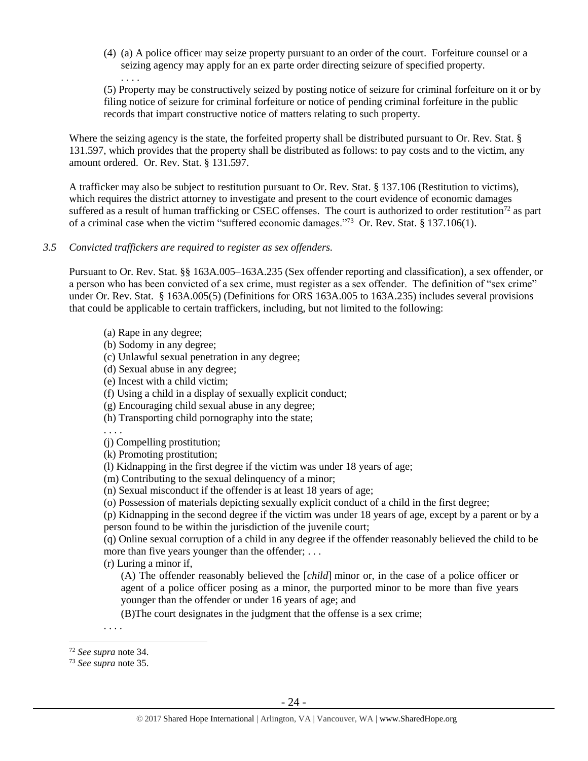(4) (a) A police officer may seize property pursuant to an order of the court. Forfeiture counsel or a seizing agency may apply for an ex parte order directing seizure of specified property.

. . . .

(5) Property may be constructively seized by posting notice of seizure for criminal forfeiture on it or by filing notice of seizure for criminal forfeiture or notice of pending criminal forfeiture in the public records that impart constructive notice of matters relating to such property.

Where the seizing agency is the state, the forfeited property shall be distributed pursuant to Or. Rev. Stat. § 131.597, which provides that the property shall be distributed as follows: to pay costs and to the victim, any amount ordered. Or. Rev. Stat. § 131.597.

A trafficker may also be subject to restitution pursuant to Or. Rev. Stat. § 137.106 (Restitution to victims), which requires the district attorney to investigate and present to the court evidence of economic damages suffered as a result of human trafficking or CSEC offenses. The court is authorized to order restitution[72] as part of a criminal case when the victim "suffered economic damages."[73] Or. Rev. Stat. § 137.106(1).

*3.5 Convicted traffickers are required to register as sex offenders.*

Pursuant to Or. Rev. Stat. §§ 163A.005–163A.235 (Sex offender reporting and classification), a sex offender, or a person who has been convicted of a sex crime, must register as a sex offender. The definition of "sex crime" under Or. Rev. Stat. § 163A.005(5) (Definitions for ORS 163A.005 to 163A.235) includes several provisions that could be applicable to certain traffickers, including, but not limited to the following:

(a) Rape in any degree;
(b) Sodomy in any degree;
(c) Unlawful sexual penetration in any degree;
(d) Sexual abuse in any degree;
(e) Incest with a child victim;
(f) Using a child in a display of sexually explicit conduct;
(g) Encouraging child sexual abuse in any degree;
(h) Transporting child pornography into the state;
. . . .
(j) Compelling prostitution;
(k) Promoting prostitution;
(l) Kidnapping in the first degree if the victim was under 18 years of age;
(m) Contributing to the sexual delinquency of a minor;
(n) Sexual misconduct if the offender is at least 18 years of age;
(o) Possession of materials depicting sexually explicit conduct of a child in the first degree;
(p) Kidnapping in the second degree if the victim was under 18 years of age, except by a parent or by a person found to be within the jurisdiction of the juvenile court;
(q) Online sexual corruption of a child in any degree if the offender reasonably believed the child to be more than five years younger than the offender; . . .
(r) Luring a minor if,

(A) The offender reasonably believed the [*child*] minor or, in the case of a police officer or agent of a police officer posing as a minor, the purported minor to be more than five years younger than the offender or under 16 years of age; and

(B)The court designates in the judgment that the offense is a sex crime;

. . . .

[72] *See supra* note 34.

[73] *See supra* note 35.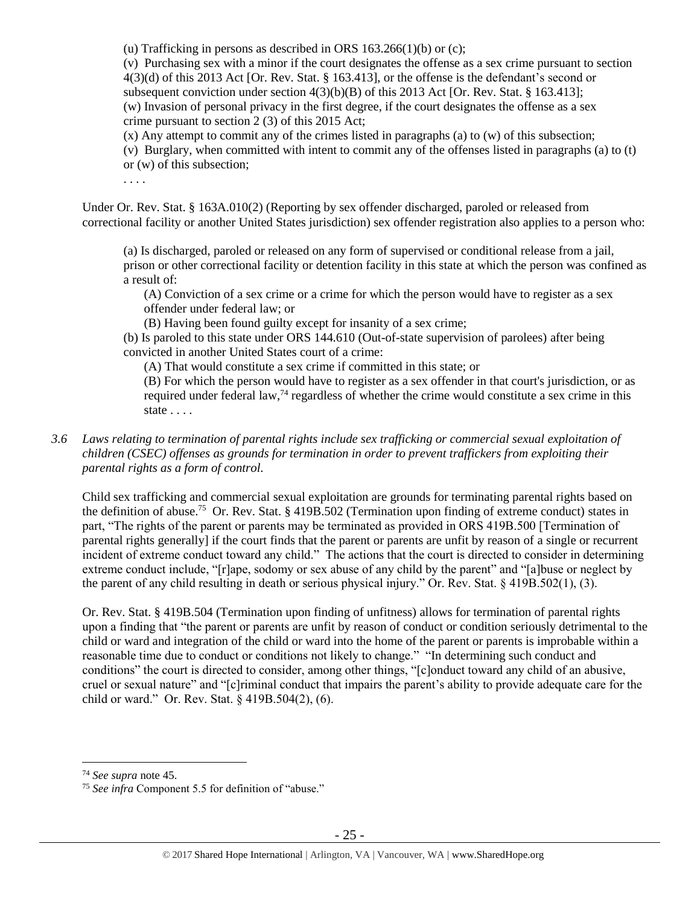(u) Trafficking in persons as described in ORS 163.266(1)(b) or (c);

(v) Purchasing sex with a minor if the court designates the offense as a sex crime pursuant to section 4(3)(d) of this 2013 Act [Or. Rev. Stat. § 163.413], or the offense is the defendant's second or subsequent conviction under section 4(3)(b)(B) of this 2013 Act [Or. Rev. Stat. § 163.413];

(w) Invasion of personal privacy in the first degree, if the court designates the offense as a sex crime pursuant to section 2 (3) of this 2015 Act;

(x) Any attempt to commit any of the crimes listed in paragraphs (a) to (w) of this subsection;

(v) Burglary, when committed with intent to commit any of the offenses listed in paragraphs (a) to (t) or (w) of this subsection;

. . . .

Under Or. Rev. Stat. § 163A.010(2) (Reporting by sex offender discharged, paroled or released from correctional facility or another United States jurisdiction) sex offender registration also applies to a person who:

> (a) Is discharged, paroled or released on any form of supervised or conditional release from a jail, prison or other correctional facility or detention facility in this state at which the person was confined as a result of:
>
> > (A) Conviction of a sex crime or a crime for which the person would have to register as a sex offender under federal law; or
> >
> > (B) Having been found guilty except for insanity of a sex crime;
>
> (b) Is paroled to this state under ORS 144.610 (Out-of-state supervision of parolees) after being convicted in another United States court of a crime:
>
> > (A) That would constitute a sex crime if committed in this state; or
> >
> > (B) For which the person would have to register as a sex offender in that court's jurisdiction, or as required under federal law,[74] regardless of whether the crime would constitute a sex crime in this state . . . .

*3.6 Laws relating to termination of parental rights include sex trafficking or commercial sexual exploitation of children (CSEC) offenses as grounds for termination in order to prevent traffickers from exploiting their parental rights as a form of control.*

Child sex trafficking and commercial sexual exploitation are grounds for terminating parental rights based on the definition of abuse.[75] Or. Rev. Stat. § 419B.502 (Termination upon finding of extreme conduct) states in part, "The rights of the parent or parents may be terminated as provided in ORS 419B.500 [Termination of parental rights generally] if the court finds that the parent or parents are unfit by reason of a single or recurrent incident of extreme conduct toward any child." The actions that the court is directed to consider in determining extreme conduct include, "[r]ape, sodomy or sex abuse of any child by the parent" and "[a]buse or neglect by the parent of any child resulting in death or serious physical injury." Or. Rev. Stat. § 419B.502(1), (3).

Or. Rev. Stat. § 419B.504 (Termination upon finding of unfitness) allows for termination of parental rights upon a finding that "the parent or parents are unfit by reason of conduct or condition seriously detrimental to the child or ward and integration of the child or ward into the home of the parent or parents is improbable within a reasonable time due to conduct or conditions not likely to change." "In determining such conduct and conditions" the court is directed to consider, among other things, "[c]onduct toward any child of an abusive, cruel or sexual nature" and "[c]riminal conduct that impairs the parent's ability to provide adequate care for the child or ward." Or. Rev. Stat. § 419B.504(2), (6).

---

[74] *See supra* note 45.

[75] *See infra* Component 5.5 for definition of "abuse."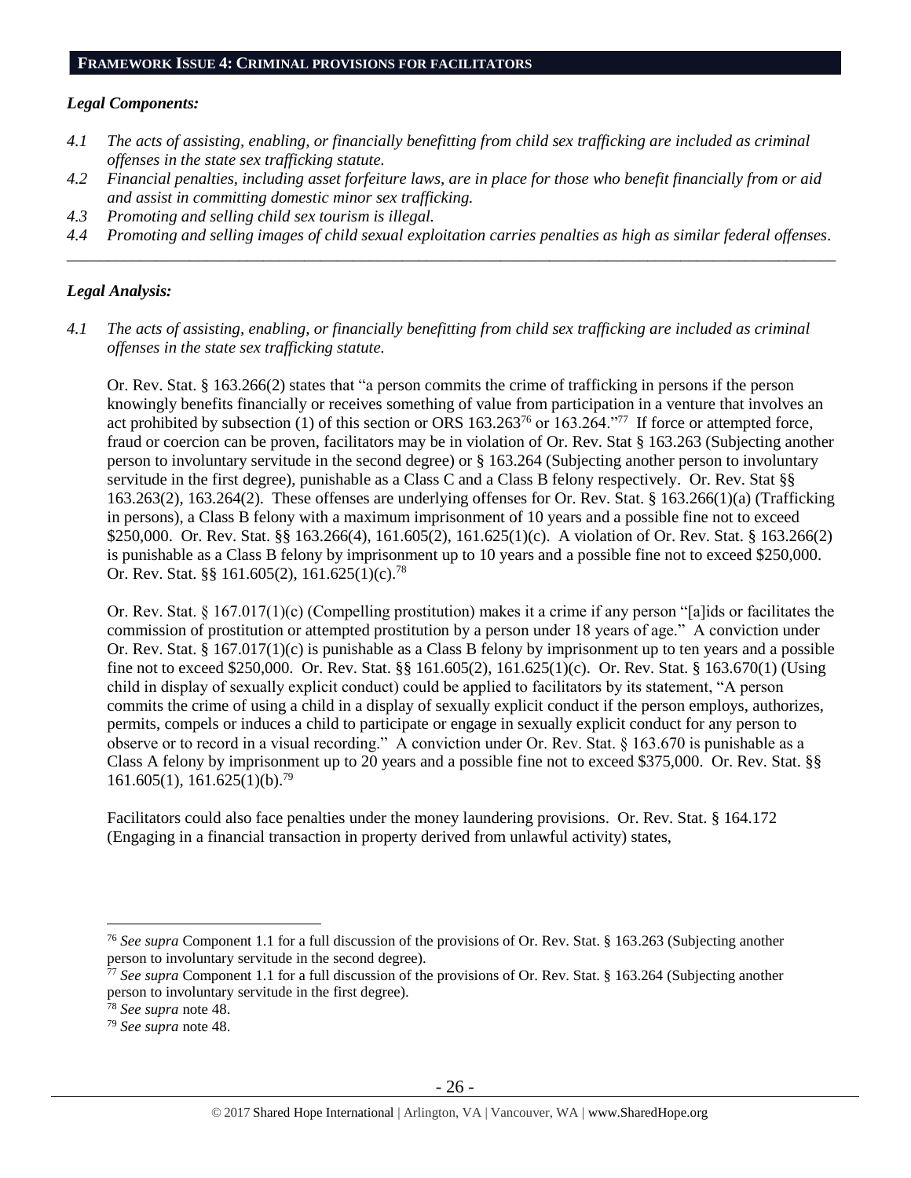## FRAMEWORK ISSUE 4: CRIMINAL PROVISIONS FOR FACILITATORS

### *Legal Components:*

*4.1 The acts of assisting, enabling, or financially benefitting from child sex trafficking are included as criminal offenses in the state sex trafficking statute.*

*4.2 Financial penalties, including asset forfeiture laws, are in place for those who benefit financially from or aid and assist in committing domestic minor sex trafficking.*

*4.3 Promoting and selling child sex tourism is illegal.*

*4.4 Promoting and selling images of child sexual exploitation carries penalties as high as similar federal offenses.*

---

### *Legal Analysis:*

*4.1 The acts of assisting, enabling, or financially benefitting from child sex trafficking are included as criminal offenses in the state sex trafficking statute.*

Or. Rev. Stat. § 163.266(2) states that "a person commits the crime of trafficking in persons if the person knowingly benefits financially or receives something of value from participation in a venture that involves an act prohibited by subsection (1) of this section or ORS 163.263[76] or 163.264."[77] If force or attempted force, fraud or coercion can be proven, facilitators may be in violation of Or. Rev. Stat § 163.263 (Subjecting another person to involuntary servitude in the second degree) or § 163.264 (Subjecting another person to involuntary servitude in the first degree), punishable as a Class C and a Class B felony respectively. Or. Rev. Stat §§ 163.263(2), 163.264(2). These offenses are underlying offenses for Or. Rev. Stat. § 163.266(1)(a) (Trafficking in persons), a Class B felony with a maximum imprisonment of 10 years and a possible fine not to exceed $250,000. Or. Rev. Stat. §§ 163.266(4), 161.605(2), 161.625(1)(c). A violation of Or. Rev. Stat. § 163.266(2) is punishable as a Class B felony by imprisonment up to 10 years and a possible fine not to exceed $250,000. Or. Rev. Stat. §§ 161.605(2), 161.625(1)(c).[78]

Or. Rev. Stat. § 167.017(1)(c) (Compelling prostitution) makes it a crime if any person "[a]ids or facilitates the commission of prostitution or attempted prostitution by a person under 18 years of age." A conviction under Or. Rev. Stat. § 167.017(1)(c) is punishable as a Class B felony by imprisonment up to ten years and a possible fine not to exceed $250,000. Or. Rev. Stat. §§ 161.605(2), 161.625(1)(c). Or. Rev. Stat. § 163.670(1) (Using child in display of sexually explicit conduct) could be applied to facilitators by its statement, "A person commits the crime of using a child in a display of sexually explicit conduct if the person employs, authorizes, permits, compels or induces a child to participate or engage in sexually explicit conduct for any person to observe or to record in a visual recording." A conviction under Or. Rev. Stat. § 163.670 is punishable as a Class A felony by imprisonment up to 20 years and a possible fine not to exceed $375,000. Or. Rev. Stat. §§ 161.605(1), 161.625(1)(b).[79]

Facilitators could also face penalties under the money laundering provisions. Or. Rev. Stat. § 164.172 (Engaging in a financial transaction in property derived from unlawful activity) states,

---

[76] *See supra* Component 1.1 for a full discussion of the provisions of Or. Rev. Stat. § 163.263 (Subjecting another person to involuntary servitude in the second degree).

[77] *See supra* Component 1.1 for a full discussion of the provisions of Or. Rev. Stat. § 163.264 (Subjecting another person to involuntary servitude in the first degree).

[78] *See supra* note 48.

[79] *See supra* note 48.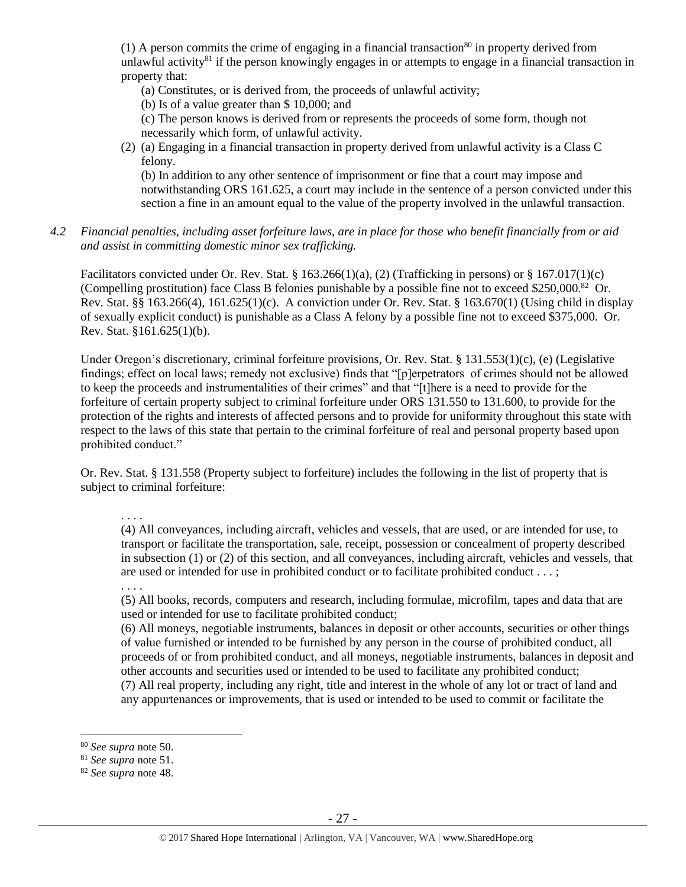(1) A person commits the crime of engaging in a financial transaction[80] in property derived from unlawful activity[81] if the person knowingly engages in or attempts to engage in a financial transaction in property that:

(a) Constitutes, or is derived from, the proceeds of unlawful activity;

(b) Is of a value greater than $ 10,000; and

(c) The person knows is derived from or represents the proceeds of some form, though not necessarily which form, of unlawful activity.

(2) (a) Engaging in a financial transaction in property derived from unlawful activity is a Class C felony.

(b) In addition to any other sentence of imprisonment or fine that a court may impose and notwithstanding ORS 161.625, a court may include in the sentence of a person convicted under this section a fine in an amount equal to the value of the property involved in the unlawful transaction.

*4.2 Financial penalties, including asset forfeiture laws, are in place for those who benefit financially from or aid and assist in committing domestic minor sex trafficking.*

Facilitators convicted under Or. Rev. Stat. § 163.266(1)(a), (2) (Trafficking in persons) or § 167.017(1)(c) (Compelling prostitution) face Class B felonies punishable by a possible fine not to exceed $250,000.[82] Or. Rev. Stat. §§ 163.266(4), 161.625(1)(c). A conviction under Or. Rev. Stat. § 163.670(1) (Using child in display of sexually explicit conduct) is punishable as a Class A felony by a possible fine not to exceed $375,000. Or. Rev. Stat. §161.625(1)(b).

Under Oregon's discretionary, criminal forfeiture provisions, Or. Rev. Stat. § 131.553(1)(c), (e) (Legislative findings; effect on local laws; remedy not exclusive) finds that "[p]erpetrators of crimes should not be allowed to keep the proceeds and instrumentalities of their crimes" and that "[t]here is a need to provide for the forfeiture of certain property subject to criminal forfeiture under ORS 131.550 to 131.600, to provide for the protection of the rights and interests of affected persons and to provide for uniformity throughout this state with respect to the laws of this state that pertain to the criminal forfeiture of real and personal property based upon prohibited conduct."

Or. Rev. Stat. § 131.558 (Property subject to forfeiture) includes the following in the list of property that is subject to criminal forfeiture:

. . . .

(4) All conveyances, including aircraft, vehicles and vessels, that are used, or are intended for use, to transport or facilitate the transportation, sale, receipt, possession or concealment of property described in subsection (1) or (2) of this section, and all conveyances, including aircraft, vehicles and vessels, that are used or intended for use in prohibited conduct or to facilitate prohibited conduct . . . ;

. . . .

(5) All books, records, computers and research, including formulae, microfilm, tapes and data that are used or intended for use to facilitate prohibited conduct;

(6) All moneys, negotiable instruments, balances in deposit or other accounts, securities or other things of value furnished or intended to be furnished by any person in the course of prohibited conduct, all proceeds of or from prohibited conduct, and all moneys, negotiable instruments, balances in deposit and other accounts and securities used or intended to be used to facilitate any prohibited conduct;

(7) All real property, including any right, title and interest in the whole of any lot or tract of land and any appurtenances or improvements, that is used or intended to be used to commit or facilitate the

---

[80] *See supra* note 50.

[81] *See supra* note 51.

[82] *See supra* note 48.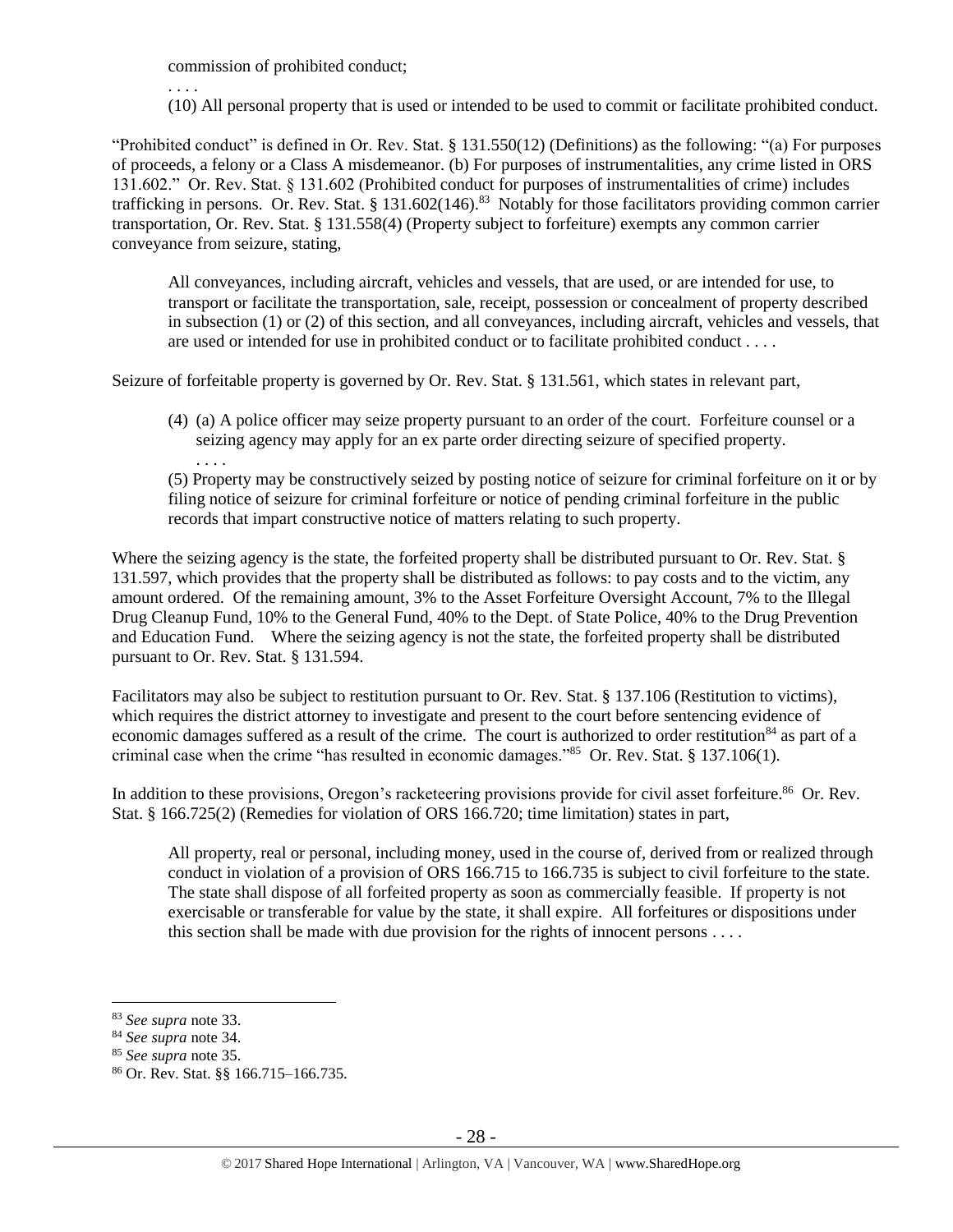commission of prohibited conduct;

. . . .

(10) All personal property that is used or intended to be used to commit or facilitate prohibited conduct.

"Prohibited conduct" is defined in Or. Rev. Stat. § 131.550(12) (Definitions) as the following: "(a) For purposes of proceeds, a felony or a Class A misdemeanor. (b) For purposes of instrumentalities, any crime listed in ORS 131.602." Or. Rev. Stat. § 131.602 (Prohibited conduct for purposes of instrumentalities of crime) includes trafficking in persons. Or. Rev. Stat. § 131.602(146).[83] Notably for those facilitators providing common carrier transportation, Or. Rev. Stat. § 131.558(4) (Property subject to forfeiture) exempts any common carrier conveyance from seizure, stating,

> All conveyances, including aircraft, vehicles and vessels, that are used, or are intended for use, to transport or facilitate the transportation, sale, receipt, possession or concealment of property described in subsection (1) or (2) of this section, and all conveyances, including aircraft, vehicles and vessels, that are used or intended for use in prohibited conduct or to facilitate prohibited conduct . . . .

Seizure of forfeitable property is governed by Or. Rev. Stat. § 131.561, which states in relevant part,

> (4) (a) A police officer may seize property pursuant to an order of the court. Forfeiture counsel or a seizing agency may apply for an ex parte order directing seizure of specified property.
> . . . .
> (5) Property may be constructively seized by posting notice of seizure for criminal forfeiture on it or by filing notice of seizure for criminal forfeiture or notice of pending criminal forfeiture in the public records that impart constructive notice of matters relating to such property.

Where the seizing agency is the state, the forfeited property shall be distributed pursuant to Or. Rev. Stat. § 131.597, which provides that the property shall be distributed as follows: to pay costs and to the victim, any amount ordered. Of the remaining amount, 3% to the Asset Forfeiture Oversight Account, 7% to the Illegal Drug Cleanup Fund, 10% to the General Fund, 40% to the Dept. of State Police, 40% to the Drug Prevention and Education Fund. Where the seizing agency is not the state, the forfeited property shall be distributed pursuant to Or. Rev. Stat. § 131.594.

Facilitators may also be subject to restitution pursuant to Or. Rev. Stat. § 137.106 (Restitution to victims), which requires the district attorney to investigate and present to the court before sentencing evidence of economic damages suffered as a result of the crime. The court is authorized to order restitution[84] as part of a criminal case when the crime "has resulted in economic damages."[85] Or. Rev. Stat. § 137.106(1).

In addition to these provisions, Oregon's racketeering provisions provide for civil asset forfeiture.[86] Or. Rev. Stat. § 166.725(2) (Remedies for violation of ORS 166.720; time limitation) states in part,

> All property, real or personal, including money, used in the course of, derived from or realized through conduct in violation of a provision of ORS 166.715 to 166.735 is subject to civil forfeiture to the state. The state shall dispose of all forfeited property as soon as commercially feasible. If property is not exercisable or transferable for value by the state, it shall expire. All forfeitures or dispositions under this section shall be made with due provision for the rights of innocent persons . . . .

---

[83] *See supra* note 33.

[84] *See supra* note 34.

[85] *See supra* note 35.

[86] Or. Rev. Stat. §§ 166.715–166.735.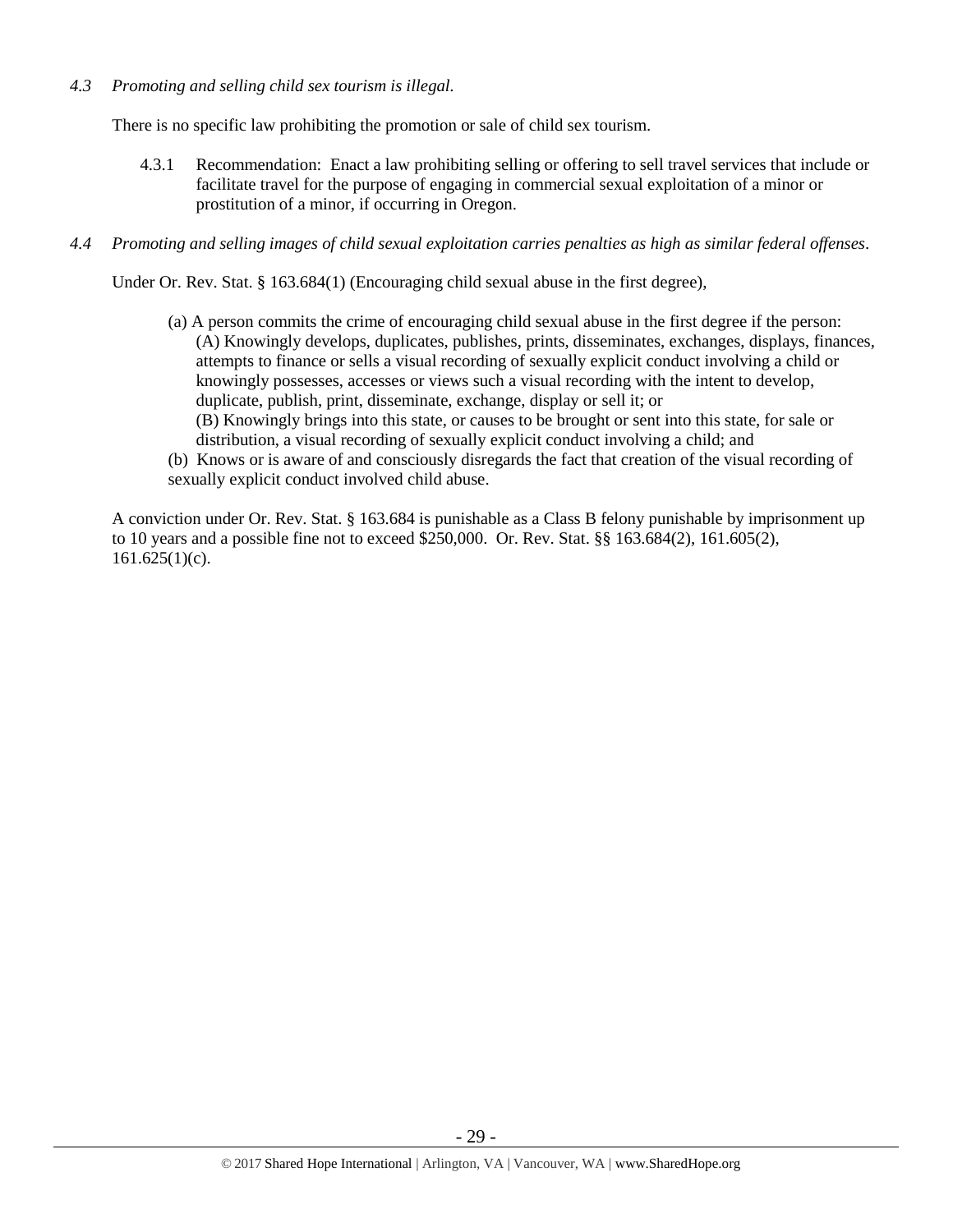*4.3 Promoting and selling child sex tourism is illegal.*

There is no specific law prohibiting the promotion or sale of child sex tourism.

4.3.1 Recommendation: Enact a law prohibiting selling or offering to sell travel services that include or facilitate travel for the purpose of engaging in commercial sexual exploitation of a minor or prostitution of a minor, if occurring in Oregon.

*4.4 Promoting and selling images of child sexual exploitation carries penalties as high as similar federal offenses.*

Under Or. Rev. Stat. § 163.684(1) (Encouraging child sexual abuse in the first degree),

> (a) A person commits the crime of encouraging child sexual abuse in the first degree if the person:
> (A) Knowingly develops, duplicates, publishes, prints, disseminates, exchanges, displays, finances, attempts to finance or sells a visual recording of sexually explicit conduct involving a child or knowingly possesses, accesses or views such a visual recording with the intent to develop, duplicate, publish, print, disseminate, exchange, display or sell it; or
> (B) Knowingly brings into this state, or causes to be brought or sent into this state, for sale or distribution, a visual recording of sexually explicit conduct involving a child; and
> (b) Knows or is aware of and consciously disregards the fact that creation of the visual recording of sexually explicit conduct involved child abuse.

A conviction under Or. Rev. Stat. § 163.684 is punishable as a Class B felony punishable by imprisonment up to 10 years and a possible fine not to exceed $250,000. Or. Rev. Stat. §§ 163.684(2), 161.605(2), 161.625(1)(c).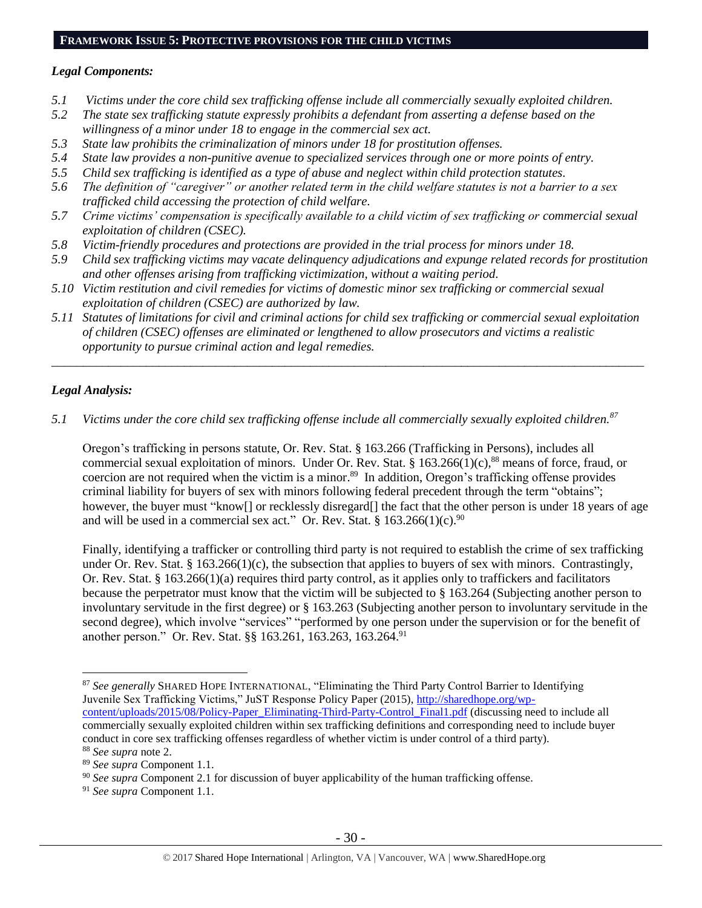## FRAMEWORK ISSUE 5: PROTECTIVE PROVISIONS FOR THE CHILD VICTIMS

### *Legal Components:*

*5.1 Victims under the core child sex trafficking offense include all commercially sexually exploited children.*
*5.2 The state sex trafficking statute expressly prohibits a defendant from asserting a defense based on the willingness of a minor under 18 to engage in the commercial sex act.*
*5.3 State law prohibits the criminalization of minors under 18 for prostitution offenses.*
*5.4 State law provides a non-punitive avenue to specialized services through one or more points of entry.*
*5.5 Child sex trafficking is identified as a type of abuse and neglect within child protection statutes.*
*5.6 The definition of "caregiver" or another related term in the child welfare statutes is not a barrier to a sex trafficked child accessing the protection of child welfare.*
*5.7 Crime victims' compensation is specifically available to a child victim of sex trafficking or commercial sexual exploitation of children (CSEC).*
*5.8 Victim-friendly procedures and protections are provided in the trial process for minors under 18.*
*5.9 Child sex trafficking victims may vacate delinquency adjudications and expunge related records for prostitution and other offenses arising from trafficking victimization, without a waiting period.*
*5.10 Victim restitution and civil remedies for victims of domestic minor sex trafficking or commercial sexual exploitation of children (CSEC) are authorized by law.*
*5.11 Statutes of limitations for civil and criminal actions for child sex trafficking or commercial sexual exploitation of children (CSEC) offenses are eliminated or lengthened to allow prosecutors and victims a realistic opportunity to pursue criminal action and legal remedies.*

---

### *Legal Analysis:*

*5.1 Victims under the core child sex trafficking offense include all commercially sexually exploited children.*[87]

Oregon's trafficking in persons statute, Or. Rev. Stat. § 163.266 (Trafficking in Persons), includes all commercial sexual exploitation of minors. Under Or. Rev. Stat. § 163.266(1)(c),[88] means of force, fraud, or coercion are not required when the victim is a minor.[89] In addition, Oregon's trafficking offense provides criminal liability for buyers of sex with minors following federal precedent through the term "obtains"; however, the buyer must "know[] or recklessly disregard[] the fact that the other person is under 18 years of age and will be used in a commercial sex act." Or. Rev. Stat. § 163.266(1)(c).[90]

Finally, identifying a trafficker or controlling third party is not required to establish the crime of sex trafficking under Or. Rev. Stat. § 163.266(1)(c), the subsection that applies to buyers of sex with minors. Contrastingly, Or. Rev. Stat. § 163.266(1)(a) requires third party control, as it applies only to traffickers and facilitators because the perpetrator must know that the victim will be subjected to § 163.264 (Subjecting another person to involuntary servitude in the first degree) or § 163.263 (Subjecting another person to involuntary servitude in the second degree), which involve "services" "performed by one person under the supervision or for the benefit of another person." Or. Rev. Stat. §§ 163.261, 163.263, 163.264.[91]

---

[87] *See generally* SHARED HOPE INTERNATIONAL, "Eliminating the Third Party Control Barrier to Identifying Juvenile Sex Trafficking Victims," JuST Response Policy Paper (2015), http://sharedhope.org/wp-content/uploads/2015/08/Policy-Paper_Eliminating-Third-Party-Control_Final1.pdf (discussing need to include all commercially sexually exploited children within sex trafficking definitions and corresponding need to include buyer conduct in core sex trafficking offenses regardless of whether victim is under control of a third party).
[88] *See supra* note 2.
[89] *See supra* Component 1.1.
[90] *See supra* Component 2.1 for discussion of buyer applicability of the human trafficking offense.
[91] *See supra* Component 1.1.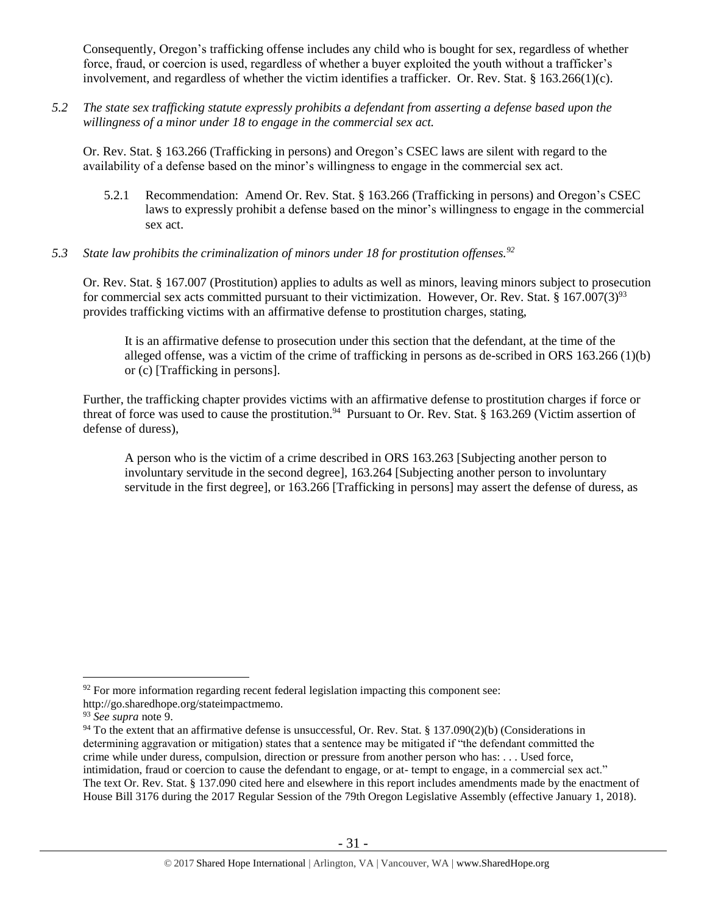Consequently, Oregon's trafficking offense includes any child who is bought for sex, regardless of whether force, fraud, or coercion is used, regardless of whether a buyer exploited the youth without a trafficker's involvement, and regardless of whether the victim identifies a trafficker. Or. Rev. Stat. § 163.266(1)(c).

*5.2 The state sex trafficking statute expressly prohibits a defendant from asserting a defense based upon the willingness of a minor under 18 to engage in the commercial sex act.*

Or. Rev. Stat. § 163.266 (Trafficking in persons) and Oregon's CSEC laws are silent with regard to the availability of a defense based on the minor's willingness to engage in the commercial sex act.

5.2.1 Recommendation: Amend Or. Rev. Stat. § 163.266 (Trafficking in persons) and Oregon's CSEC laws to expressly prohibit a defense based on the minor's willingness to engage in the commercial sex act.

*5.3 State law prohibits the criminalization of minors under 18 for prostitution offenses.*[92]

Or. Rev. Stat. § 167.007 (Prostitution) applies to adults as well as minors, leaving minors subject to prosecution for commercial sex acts committed pursuant to their victimization. However, Or. Rev. Stat. § 167.007(3)[93] provides trafficking victims with an affirmative defense to prostitution charges, stating,

> It is an affirmative defense to prosecution under this section that the defendant, at the time of the alleged offense, was a victim of the crime of trafficking in persons as de-scribed in ORS 163.266 (1)(b) or (c) [Trafficking in persons].

Further, the trafficking chapter provides victims with an affirmative defense to prostitution charges if force or threat of force was used to cause the prostitution.[94] Pursuant to Or. Rev. Stat. § 163.269 (Victim assertion of defense of duress),

> A person who is the victim of a crime described in ORS 163.263 [Subjecting another person to involuntary servitude in the second degree], 163.264 [Subjecting another person to involuntary servitude in the first degree], or 163.266 [Trafficking in persons] may assert the defense of duress, as

---

[92] For more information regarding recent federal legislation impacting this component see: http://go.sharedhope.org/stateimpactmemo.

[93] *See supra* note 9.

[94] To the extent that an affirmative defense is unsuccessful, Or. Rev. Stat. § 137.090(2)(b) (Considerations in determining aggravation or mitigation) states that a sentence may be mitigated if "the defendant committed the crime while under duress, compulsion, direction or pressure from another person who has: . . . Used force, intimidation, fraud or coercion to cause the defendant to engage, or at- tempt to engage, in a commercial sex act." The text Or. Rev. Stat. § 137.090 cited here and elsewhere in this report includes amendments made by the enactment of House Bill 3176 during the 2017 Regular Session of the 79th Oregon Legislative Assembly (effective January 1, 2018).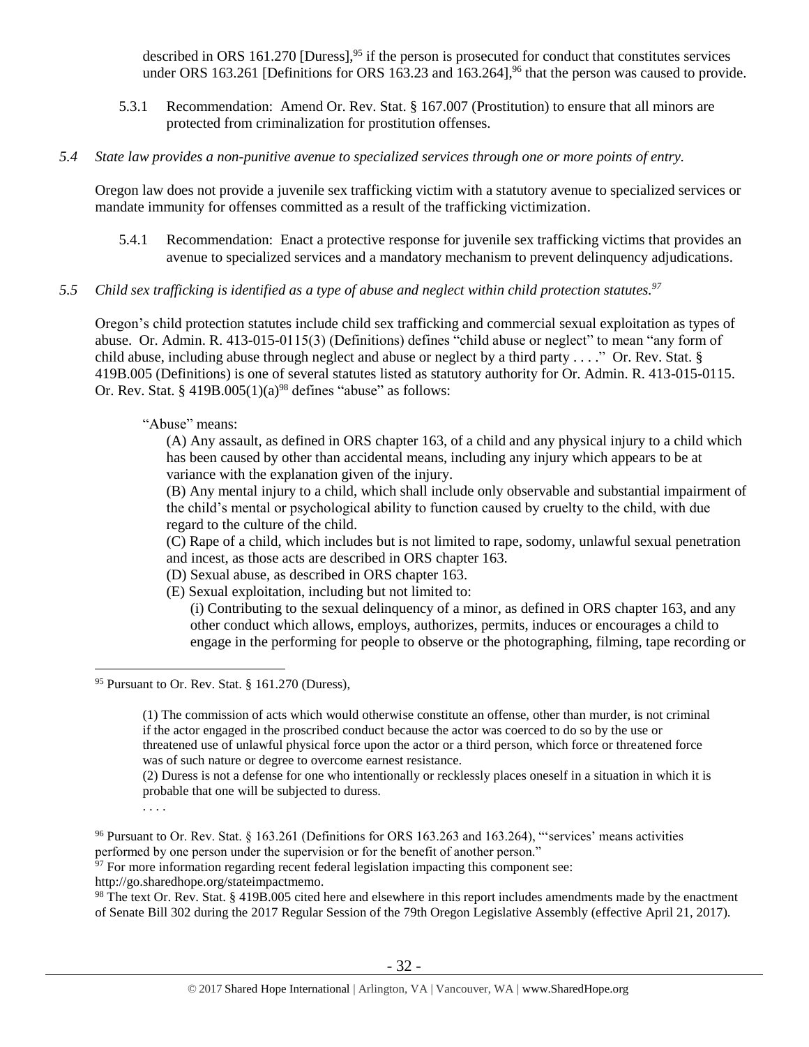described in ORS 161.270 [Duress],[95] if the person is prosecuted for conduct that constitutes services under ORS 163.261 [Definitions for ORS 163.23 and 163.264],[96] that the person was caused to provide.

5.3.1 Recommendation: Amend Or. Rev. Stat. § 167.007 (Prostitution) to ensure that all minors are protected from criminalization for prostitution offenses.

*5.4 State law provides a non-punitive avenue to specialized services through one or more points of entry.*

Oregon law does not provide a juvenile sex trafficking victim with a statutory avenue to specialized services or mandate immunity for offenses committed as a result of the trafficking victimization.

5.4.1 Recommendation: Enact a protective response for juvenile sex trafficking victims that provides an avenue to specialized services and a mandatory mechanism to prevent delinquency adjudications.

*5.5 Child sex trafficking is identified as a type of abuse and neglect within child protection statutes.[97]*

Oregon's child protection statutes include child sex trafficking and commercial sexual exploitation as types of abuse. Or. Admin. R. 413-015-0115(3) (Definitions) defines "child abuse or neglect" to mean "any form of child abuse, including abuse through neglect and abuse or neglect by a third party . . . ." Or. Rev. Stat. § 419B.005 (Definitions) is one of several statutes listed as statutory authority for Or. Admin. R. 413-015-0115. Or. Rev. Stat. § 419B.005(1)(a)[98] defines "abuse" as follows:

> "Abuse" means:
>
> (A) Any assault, as defined in ORS chapter 163, of a child and any physical injury to a child which has been caused by other than accidental means, including any injury which appears to be at variance with the explanation given of the injury.
>
> (B) Any mental injury to a child, which shall include only observable and substantial impairment of the child's mental or psychological ability to function caused by cruelty to the child, with due regard to the culture of the child.
>
> (C) Rape of a child, which includes but is not limited to rape, sodomy, unlawful sexual penetration and incest, as those acts are described in ORS chapter 163.
>
> (D) Sexual abuse, as described in ORS chapter 163.
>
> (E) Sexual exploitation, including but not limited to:
>
> (i) Contributing to the sexual delinquency of a minor, as defined in ORS chapter 163, and any other conduct which allows, employs, authorizes, permits, induces or encourages a child to engage in the performing for people to observe or the photographing, filming, tape recording or

---

[95] Pursuant to Or. Rev. Stat. § 161.270 (Duress),

> (1) The commission of acts which would otherwise constitute an offense, other than murder, is not criminal if the actor engaged in the proscribed conduct because the actor was coerced to do so by the use or threatened use of unlawful physical force upon the actor or a third person, which force or threatened force was of such nature or degree to overcome earnest resistance.
>
> (2) Duress is not a defense for one who intentionally or recklessly places oneself in a situation in which it is probable that one will be subjected to duress.
>
> . . . .

[96] Pursuant to Or. Rev. Stat. § 163.261 (Definitions for ORS 163.263 and 163.264), "'services' means activities performed by one person under the supervision or for the benefit of another person."

[97] For more information regarding recent federal legislation impacting this component see: http://go.sharedhope.org/stateimpactmemo.

[98] The text Or. Rev. Stat. § 419B.005 cited here and elsewhere in this report includes amendments made by the enactment of Senate Bill 302 during the 2017 Regular Session of the 79th Oregon Legislative Assembly (effective April 21, 2017).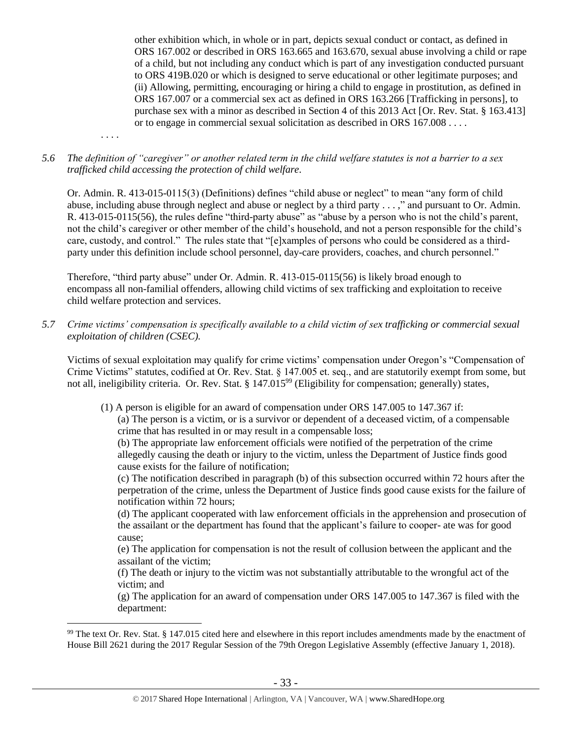other exhibition which, in whole or in part, depicts sexual conduct or contact, as defined in ORS 167.002 or described in ORS 163.665 and 163.670, sexual abuse involving a child or rape of a child, but not including any conduct which is part of any investigation conducted pursuant to ORS 419B.020 or which is designed to serve educational or other legitimate purposes; and (ii) Allowing, permitting, encouraging or hiring a child to engage in prostitution, as defined in ORS 167.007 or a commercial sex act as defined in ORS 163.266 [Trafficking in persons], to purchase sex with a minor as described in Section 4 of this 2013 Act [Or. Rev. Stat. § 163.413] or to engage in commercial sexual solicitation as described in ORS 167.008 . . . .

. . . .

*5.6 The definition of "caregiver" or another related term in the child welfare statutes is not a barrier to a sex trafficked child accessing the protection of child welfare.*

Or. Admin. R. 413-015-0115(3) (Definitions) defines "child abuse or neglect" to mean "any form of child abuse, including abuse through neglect and abuse or neglect by a third party . . . ," and pursuant to Or. Admin. R. 413-015-0115(56), the rules define "third-party abuse" as "abuse by a person who is not the child's parent, not the child's caregiver or other member of the child's household, and not a person responsible for the child's care, custody, and control." The rules state that "[e]xamples of persons who could be considered as a third-party under this definition include school personnel, day-care providers, coaches, and church personnel."

Therefore, "third party abuse" under Or. Admin. R. 413-015-0115(56) is likely broad enough to encompass all non-familial offenders, allowing child victims of sex trafficking and exploitation to receive child welfare protection and services.

*5.7 Crime victims' compensation is specifically available to a child victim of sex trafficking or commercial sexual exploitation of children (CSEC).*

Victims of sexual exploitation may qualify for crime victims' compensation under Oregon's "Compensation of Crime Victims" statutes, codified at Or. Rev. Stat. § 147.005 et. seq., and are statutorily exempt from some, but not all, ineligibility criteria. Or. Rev. Stat. § 147.015[99] (Eligibility for compensation; generally) states,

> (1) A person is eligible for an award of compensation under ORS 147.005 to 147.367 if:
>
> (a) The person is a victim, or is a survivor or dependent of a deceased victim, of a compensable crime that has resulted in or may result in a compensable loss;
>
> (b) The appropriate law enforcement officials were notified of the perpetration of the crime allegedly causing the death or injury to the victim, unless the Department of Justice finds good cause exists for the failure of notification;
>
> (c) The notification described in paragraph (b) of this subsection occurred within 72 hours after the perpetration of the crime, unless the Department of Justice finds good cause exists for the failure of notification within 72 hours;
>
> (d) The applicant cooperated with law enforcement officials in the apprehension and prosecution of the assailant or the department has found that the applicant's failure to cooper- ate was for good cause;
>
> (e) The application for compensation is not the result of collusion between the applicant and the assailant of the victim;
>
> (f) The death or injury to the victim was not substantially attributable to the wrongful act of the victim; and
>
> (g) The application for an award of compensation under ORS 147.005 to 147.367 is filed with the department:

[99] The text Or. Rev. Stat. § 147.015 cited here and elsewhere in this report includes amendments made by the enactment of House Bill 2621 during the 2017 Regular Session of the 79th Oregon Legislative Assembly (effective January 1, 2018).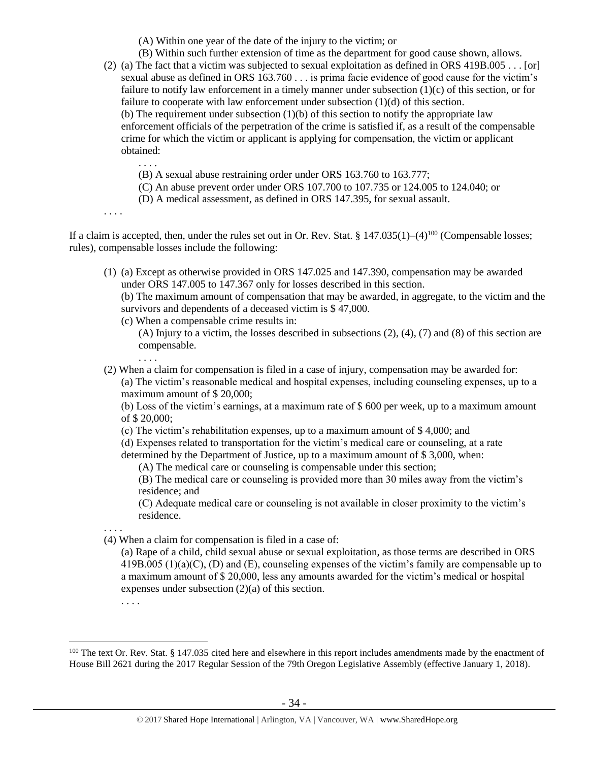(A) Within one year of the date of the injury to the victim; or

(B) Within such further extension of time as the department for good cause shown, allows.

(2) (a) The fact that a victim was subjected to sexual exploitation as defined in ORS 419B.005 . . . [or] sexual abuse as defined in ORS 163.760 . . . is prima facie evidence of good cause for the victim's failure to notify law enforcement in a timely manner under subsection (1)(c) of this section, or for failure to cooperate with law enforcement under subsection (1)(d) of this section.

(b) The requirement under subsection (1)(b) of this section to notify the appropriate law enforcement officials of the perpetration of the crime is satisfied if, as a result of the compensable crime for which the victim or applicant is applying for compensation, the victim or applicant obtained:

. . . .

(B) A sexual abuse restraining order under ORS 163.760 to 163.777;

(C) An abuse prevent order under ORS 107.700 to 107.735 or 124.005 to 124.040; or

(D) A medical assessment, as defined in ORS 147.395, for sexual assault.

. . . .

If a claim is accepted, then, under the rules set out in Or. Rev. Stat. § 147.035(1)–(4)[100] (Compensable losses; rules), compensable losses include the following:

(1) (a) Except as otherwise provided in ORS 147.025 and 147.390, compensation may be awarded under ORS 147.005 to 147.367 only for losses described in this section.

(b) The maximum amount of compensation that may be awarded, in aggregate, to the victim and the survivors and dependents of a deceased victim is $ 47,000.

(c) When a compensable crime results in:

(A) Injury to a victim, the losses described in subsections (2), (4), (7) and (8) of this section are compensable.

. . . .

(2) When a claim for compensation is filed in a case of injury, compensation may be awarded for:

(a) The victim's reasonable medical and hospital expenses, including counseling expenses, up to a maximum amount of $ 20,000;

(b) Loss of the victim's earnings, at a maximum rate of $ 600 per week, up to a maximum amount of $ 20,000;

(c) The victim's rehabilitation expenses, up to a maximum amount of $ 4,000; and

(d) Expenses related to transportation for the victim's medical care or counseling, at a rate determined by the Department of Justice, up to a maximum amount of $ 3,000, when:

(A) The medical care or counseling is compensable under this section;

(B) The medical care or counseling is provided more than 30 miles away from the victim's residence; and

(C) Adequate medical care or counseling is not available in closer proximity to the victim's residence.

. . . .

(4) When a claim for compensation is filed in a case of:

(a) Rape of a child, child sexual abuse or sexual exploitation, as those terms are described in ORS 419B.005 (1)(a)(C), (D) and (E), counseling expenses of the victim's family are compensable up to a maximum amount of $ 20,000, less any amounts awarded for the victim's medical or hospital expenses under subsection (2)(a) of this section.

. . . .

[100] The text Or. Rev. Stat. § 147.035 cited here and elsewhere in this report includes amendments made by the enactment of House Bill 2621 during the 2017 Regular Session of the 79th Oregon Legislative Assembly (effective January 1, 2018).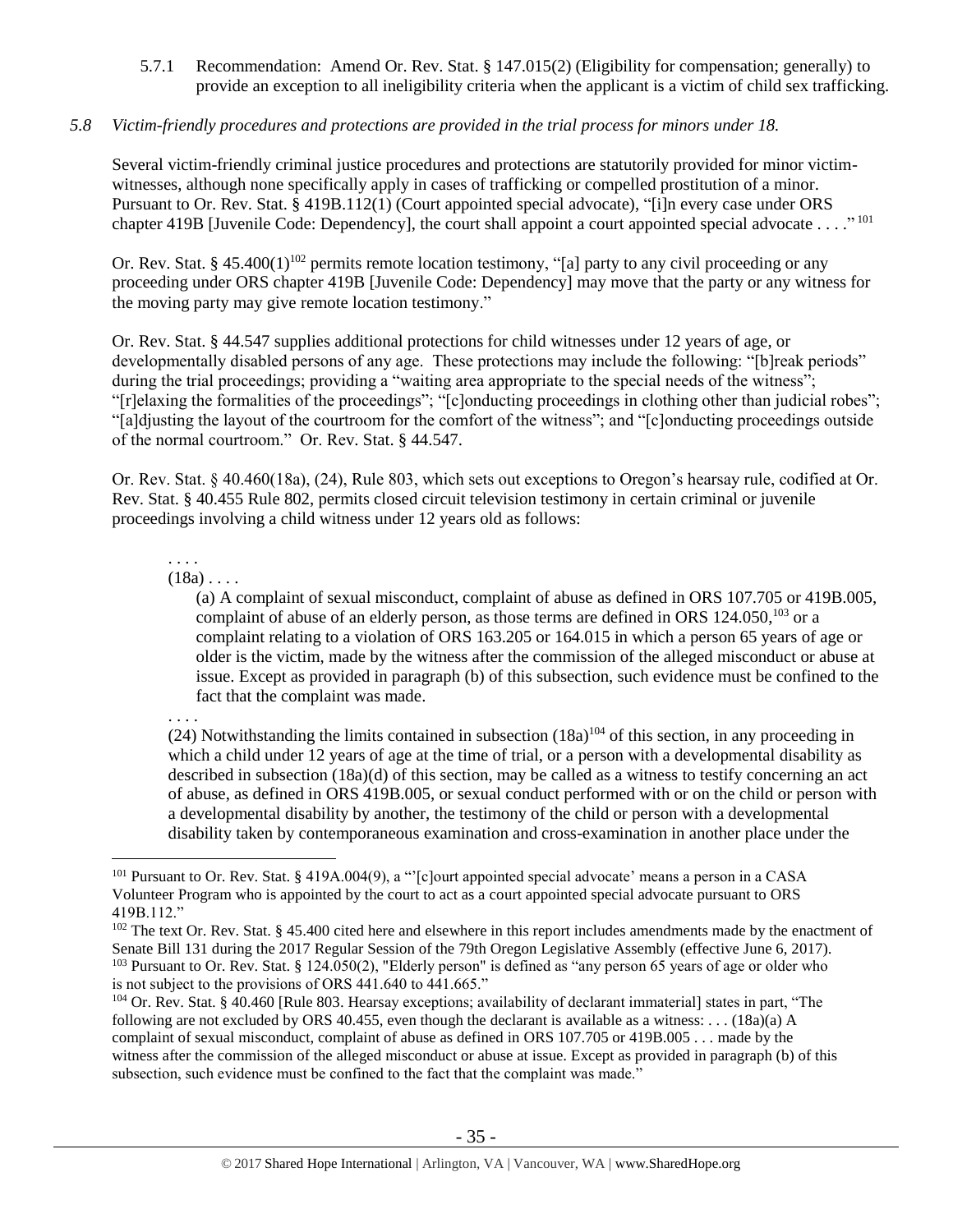5.7.1 Recommendation: Amend Or. Rev. Stat. § 147.015(2) (Eligibility for compensation; generally) to provide an exception to all ineligibility criteria when the applicant is a victim of child sex trafficking.

*5.8 Victim-friendly procedures and protections are provided in the trial process for minors under 18.*

Several victim-friendly criminal justice procedures and protections are statutorily provided for minor victim-witnesses, although none specifically apply in cases of trafficking or compelled prostitution of a minor. Pursuant to Or. Rev. Stat. § 419B.112(1) (Court appointed special advocate), "[i]n every case under ORS chapter 419B [Juvenile Code: Dependency], the court shall appoint a court appointed special advocate . . . ."[101]

Or. Rev. Stat. § 45.400(1)[102] permits remote location testimony, "[a] party to any civil proceeding or any proceeding under ORS chapter 419B [Juvenile Code: Dependency] may move that the party or any witness for the moving party may give remote location testimony."

Or. Rev. Stat. § 44.547 supplies additional protections for child witnesses under 12 years of age, or developmentally disabled persons of any age. These protections may include the following: "[b]reak periods" during the trial proceedings; providing a "waiting area appropriate to the special needs of the witness"; "[r]elaxing the formalities of the proceedings"; "[c]onducting proceedings in clothing other than judicial robes"; "[a]djusting the layout of the courtroom for the comfort of the witness"; and "[c]onducting proceedings outside of the normal courtroom." Or. Rev. Stat. § 44.547.

Or. Rev. Stat. § 40.460(18a), (24), Rule 803, which sets out exceptions to Oregon's hearsay rule, codified at Or. Rev. Stat. § 40.455 Rule 802, permits closed circuit television testimony in certain criminal or juvenile proceedings involving a child witness under 12 years old as follows:

> . . . .
>
> (18a) . . . .
>
> (a) A complaint of sexual misconduct, complaint of abuse as defined in ORS 107.705 or 419B.005, complaint of abuse of an elderly person, as those terms are defined in ORS 124.050,[103] or a complaint relating to a violation of ORS 163.205 or 164.015 in which a person 65 years of age or older is the victim, made by the witness after the commission of the alleged misconduct or abuse at issue. Except as provided in paragraph (b) of this subsection, such evidence must be confined to the fact that the complaint was made.
>
> . . . .
>
> (24) Notwithstanding the limits contained in subsection (18a)[104] of this section, in any proceeding in which a child under 12 years of age at the time of trial, or a person with a developmental disability as described in subsection (18a)(d) of this section, may be called as a witness to testify concerning an act of abuse, as defined in ORS 419B.005, or sexual conduct performed with or on the child or person with a developmental disability by another, the testimony of the child or person with a developmental disability taken by contemporaneous examination and cross-examination in another place under the

---

[101] Pursuant to Or. Rev. Stat. § 419A.004(9), a "'[c]ourt appointed special advocate' means a person in a CASA Volunteer Program who is appointed by the court to act as a court appointed special advocate pursuant to ORS 419B.112."

[102] The text Or. Rev. Stat. § 45.400 cited here and elsewhere in this report includes amendments made by the enactment of Senate Bill 131 during the 2017 Regular Session of the 79th Oregon Legislative Assembly (effective June 6, 2017).

[103] Pursuant to Or. Rev. Stat. § 124.050(2), "Elderly person" is defined as "any person 65 years of age or older who is not subject to the provisions of ORS 441.640 to 441.665."

[104] Or. Rev. Stat. § 40.460 [Rule 803. Hearsay exceptions; availability of declarant immaterial] states in part, "The following are not excluded by ORS 40.455, even though the declarant is available as a witness: . . . (18a)(a) A complaint of sexual misconduct, complaint of abuse as defined in ORS 107.705 or 419B.005 . . . made by the witness after the commission of the alleged misconduct or abuse at issue. Except as provided in paragraph (b) of this subsection, such evidence must be confined to the fact that the complaint was made."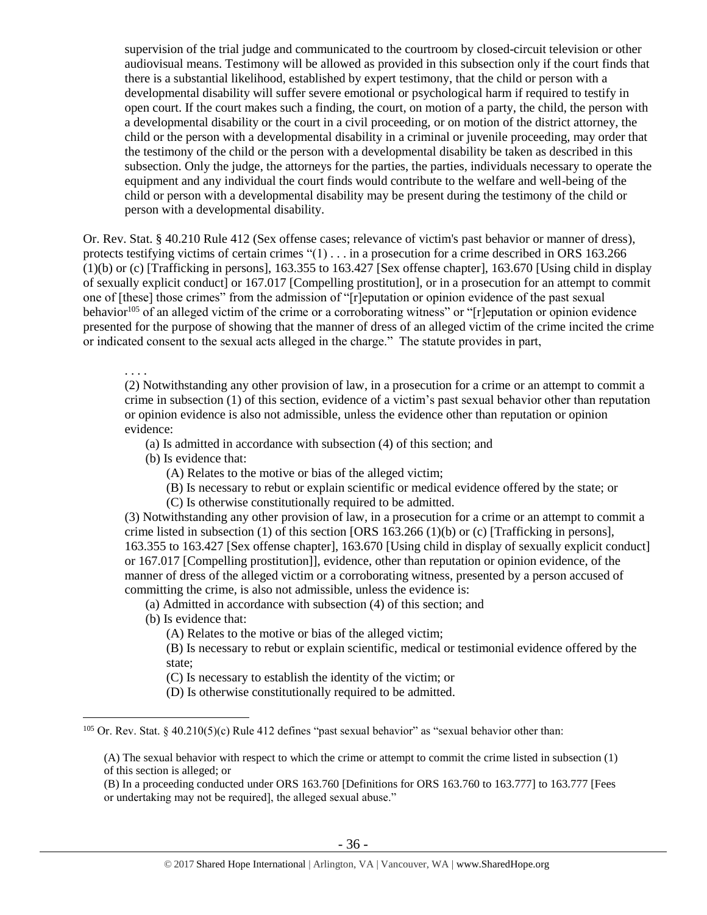supervision of the trial judge and communicated to the courtroom by closed-circuit television or other audiovisual means. Testimony will be allowed as provided in this subsection only if the court finds that there is a substantial likelihood, established by expert testimony, that the child or person with a developmental disability will suffer severe emotional or psychological harm if required to testify in open court. If the court makes such a finding, the court, on motion of a party, the child, the person with a developmental disability or the court in a civil proceeding, or on motion of the district attorney, the child or the person with a developmental disability in a criminal or juvenile proceeding, may order that the testimony of the child or the person with a developmental disability be taken as described in this subsection. Only the judge, the attorneys for the parties, the parties, individuals necessary to operate the equipment and any individual the court finds would contribute to the welfare and well-being of the child or person with a developmental disability may be present during the testimony of the child or person with a developmental disability.

Or. Rev. Stat. § 40.210 Rule 412 (Sex offense cases; relevance of victim's past behavior or manner of dress), protects testifying victims of certain crimes "(1) . . . in a prosecution for a crime described in ORS 163.266 (1)(b) or (c) [Trafficking in persons], 163.355 to 163.427 [Sex offense chapter], 163.670 [Using child in display of sexually explicit conduct] or 167.017 [Compelling prostitution], or in a prosecution for an attempt to commit one of [these] those crimes" from the admission of "[r]eputation or opinion evidence of the past sexual behavior[105] of an alleged victim of the crime or a corroborating witness" or "[r]eputation or opinion evidence presented for the purpose of showing that the manner of dress of an alleged victim of the crime incited the crime or indicated consent to the sexual acts alleged in the charge." The statute provides in part,

> . . . .
>
> (2) Notwithstanding any other provision of law, in a prosecution for a crime or an attempt to commit a crime in subsection (1) of this section, evidence of a victim's past sexual behavior other than reputation or opinion evidence is also not admissible, unless the evidence other than reputation or opinion evidence:
>
> (a) Is admitted in accordance with subsection (4) of this section; and
>
> (b) Is evidence that:
>
> (A) Relates to the motive or bias of the alleged victim;
>
> (B) Is necessary to rebut or explain scientific or medical evidence offered by the state; or
>
> (C) Is otherwise constitutionally required to be admitted.
>
> (3) Notwithstanding any other provision of law, in a prosecution for a crime or an attempt to commit a crime listed in subsection (1) of this section [ORS 163.266 (1)(b) or (c) [Trafficking in persons], 163.355 to 163.427 [Sex offense chapter], 163.670 [Using child in display of sexually explicit conduct] or 167.017 [Compelling prostitution]], evidence, other than reputation or opinion evidence, of the manner of dress of the alleged victim or a corroborating witness, presented by a person accused of committing the crime, is also not admissible, unless the evidence is:
>
> (a) Admitted in accordance with subsection (4) of this section; and
>
> (b) Is evidence that:
>
> (A) Relates to the motive or bias of the alleged victim;
>
> (B) Is necessary to rebut or explain scientific, medical or testimonial evidence offered by the state;
>
> (C) Is necessary to establish the identity of the victim; or
>
> (D) Is otherwise constitutionally required to be admitted.

---

[105] Or. Rev. Stat. § 40.210(5)(c) Rule 412 defines "past sexual behavior" as "sexual behavior other than:

> (A) The sexual behavior with respect to which the crime or attempt to commit the crime listed in subsection (1) of this section is alleged; or
>
> (B) In a proceeding conducted under ORS 163.760 [Definitions for ORS 163.760 to 163.777] to 163.777 [Fees or undertaking may not be required], the alleged sexual abuse."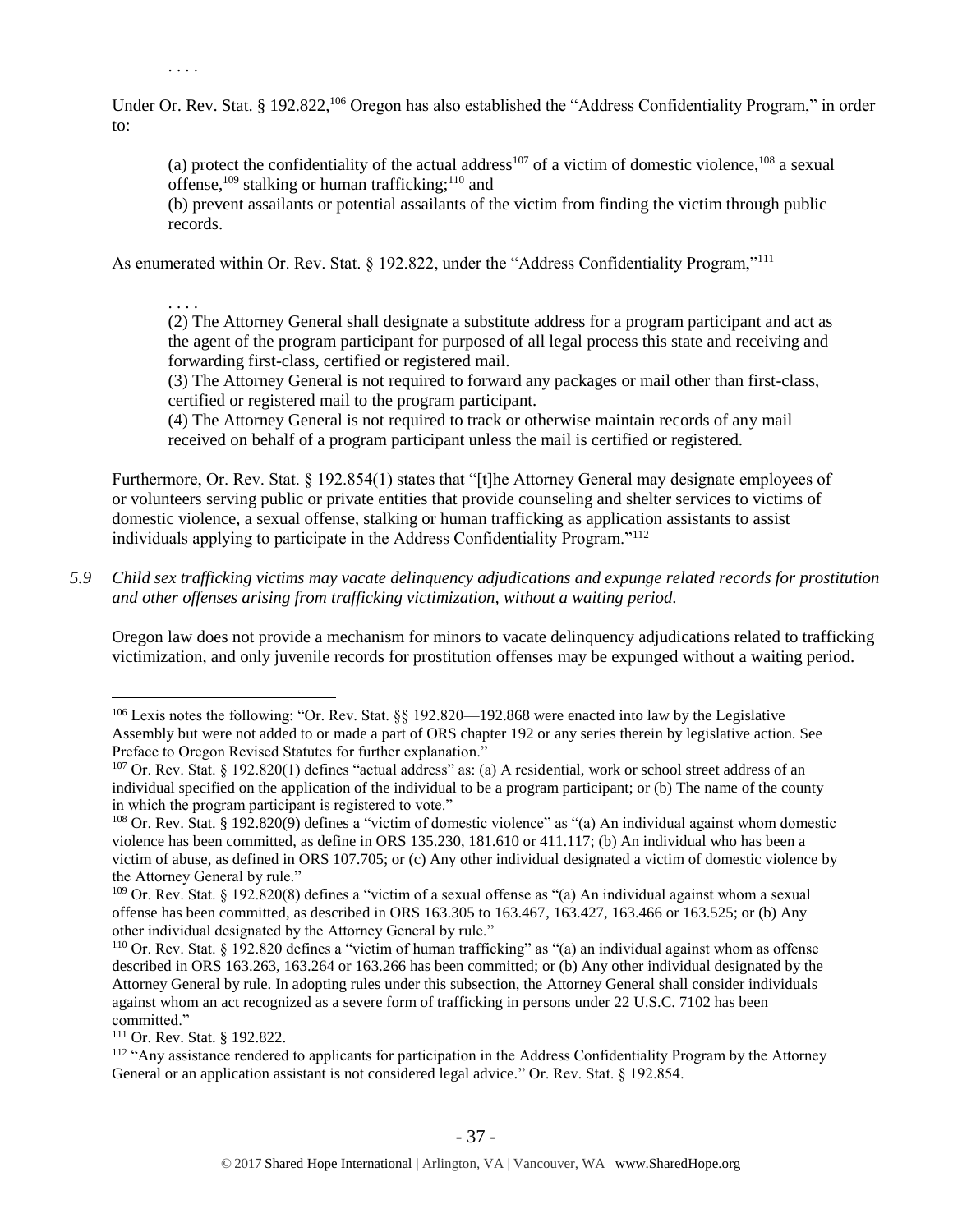. . . .

Under Or. Rev. Stat. § 192.822,[106] Oregon has also established the "Address Confidentiality Program," in order to:

> (a) protect the confidentiality of the actual address[107] of a victim of domestic violence,[108] a sexual offense,[109] stalking or human trafficking;[110] and
> (b) prevent assailants or potential assailants of the victim from finding the victim through public records.

As enumerated within Or. Rev. Stat. § 192.822, under the "Address Confidentiality Program,"[111]

> . . . .
> (2) The Attorney General shall designate a substitute address for a program participant and act as the agent of the program participant for purposed of all legal process this state and receiving and forwarding first-class, certified or registered mail.
> (3) The Attorney General is not required to forward any packages or mail other than first-class, certified or registered mail to the program participant.
> (4) The Attorney General is not required to track or otherwise maintain records of any mail received on behalf of a program participant unless the mail is certified or registered.

Furthermore, Or. Rev. Stat. § 192.854(1) states that "[t]he Attorney General may designate employees of or volunteers serving public or private entities that provide counseling and shelter services to victims of domestic violence, a sexual offense, stalking or human trafficking as application assistants to assist individuals applying to participate in the Address Confidentiality Program."[112]

*5.9 Child sex trafficking victims may vacate delinquency adjudications and expunge related records for prostitution and other offenses arising from trafficking victimization, without a waiting period.*

Oregon law does not provide a mechanism for minors to vacate delinquency adjudications related to trafficking victimization, and only juvenile records for prostitution offenses may be expunged without a waiting period.

---

[106] Lexis notes the following: "Or. Rev. Stat. §§ 192.820—192.868 were enacted into law by the Legislative Assembly but were not added to or made a part of ORS chapter 192 or any series therein by legislative action. See Preface to Oregon Revised Statutes for further explanation."

[107] Or. Rev. Stat. § 192.820(1) defines "actual address" as: (a) A residential, work or school street address of an individual specified on the application of the individual to be a program participant; or (b) The name of the county in which the program participant is registered to vote."

[108] Or. Rev. Stat. § 192.820(9) defines a "victim of domestic violence" as "(a) An individual against whom domestic violence has been committed, as define in ORS 135.230, 181.610 or 411.117; (b) An individual who has been a victim of abuse, as defined in ORS 107.705; or (c) Any other individual designated a victim of domestic violence by the Attorney General by rule."

[109] Or. Rev. Stat. § 192.820(8) defines a "victim of a sexual offense as "(a) An individual against whom a sexual offense has been committed, as described in ORS 163.305 to 163.467, 163.427, 163.466 or 163.525; or (b) Any other individual designated by the Attorney General by rule."

[110] Or. Rev. Stat. § 192.820 defines a "victim of human trafficking" as "(a) an individual against whom as offense described in ORS 163.263, 163.264 or 163.266 has been committed; or (b) Any other individual designated by the Attorney General by rule. In adopting rules under this subsection, the Attorney General shall consider individuals against whom an act recognized as a severe form of trafficking in persons under 22 U.S.C. 7102 has been committed."

[111] Or. Rev. Stat. § 192.822.

[112] "Any assistance rendered to applicants for participation in the Address Confidentiality Program by the Attorney General or an application assistant is not considered legal advice." Or. Rev. Stat. § 192.854.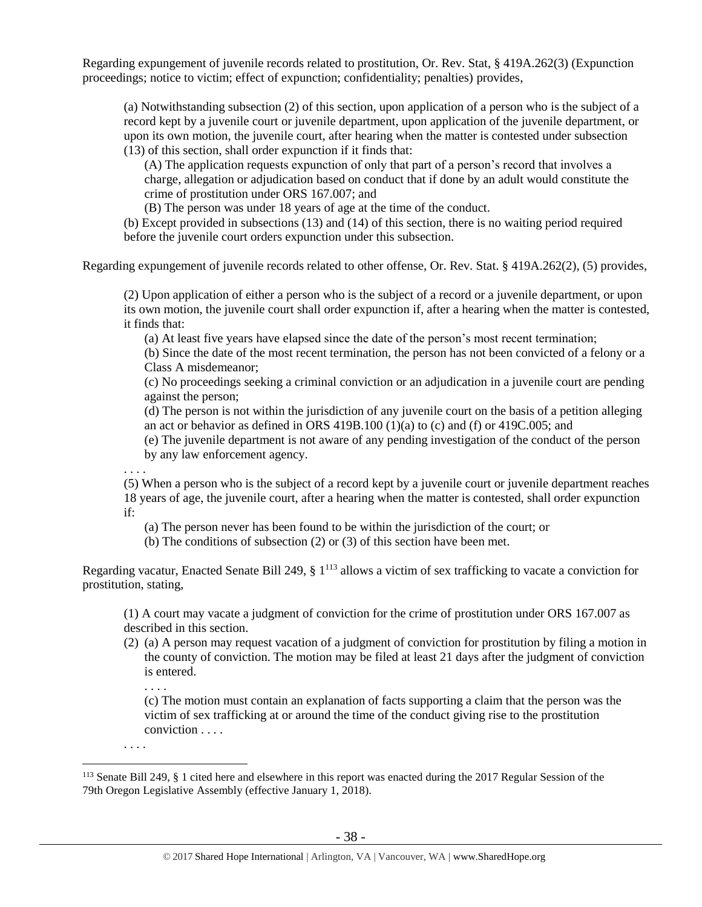Regarding expungement of juvenile records related to prostitution, Or. Rev. Stat, § 419A.262(3) (Expunction proceedings; notice to victim; effect of expunction; confidentiality; penalties) provides,

> (a) Notwithstanding subsection (2) of this section, upon application of a person who is the subject of a record kept by a juvenile court or juvenile department, upon application of the juvenile department, or upon its own motion, the juvenile court, after hearing when the matter is contested under subsection (13) of this section, shall order expunction if it finds that:
>
> (A) The application requests expunction of only that part of a person's record that involves a charge, allegation or adjudication based on conduct that if done by an adult would constitute the crime of prostitution under ORS 167.007; and
>
> (B) The person was under 18 years of age at the time of the conduct.
>
> (b) Except provided in subsections (13) and (14) of this section, there is no waiting period required before the juvenile court orders expunction under this subsection.

Regarding expungement of juvenile records related to other offense, Or. Rev. Stat. § 419A.262(2), (5) provides,

> (2) Upon application of either a person who is the subject of a record or a juvenile department, or upon its own motion, the juvenile court shall order expunction if, after a hearing when the matter is contested, it finds that:
>
> (a) At least five years have elapsed since the date of the person's most recent termination;
>
> (b) Since the date of the most recent termination, the person has not been convicted of a felony or a Class A misdemeanor;
>
> (c) No proceedings seeking a criminal conviction or an adjudication in a juvenile court are pending against the person;
>
> (d) The person is not within the jurisdiction of any juvenile court on the basis of a petition alleging an act or behavior as defined in ORS 419B.100 (1)(a) to (c) and (f) or 419C.005; and
>
> (e) The juvenile department is not aware of any pending investigation of the conduct of the person by any law enforcement agency.
>
> . . . .
>
> (5) When a person who is the subject of a record kept by a juvenile court or juvenile department reaches 18 years of age, the juvenile court, after a hearing when the matter is contested, shall order expunction if:
>
> (a) The person never has been found to be within the jurisdiction of the court; or
>
> (b) The conditions of subsection (2) or (3) of this section have been met.

Regarding vacatur, Enacted Senate Bill 249, § 1[113] allows a victim of sex trafficking to vacate a conviction for prostitution, stating,

> (1) A court may vacate a judgment of conviction for the crime of prostitution under ORS 167.007 as described in this section.
>
> (2) (a) A person may request vacation of a judgment of conviction for prostitution by filing a motion in the county of conviction. The motion may be filed at least 21 days after the judgment of conviction is entered.
>
> . . . .
>
> (c) The motion must contain an explanation of facts supporting a claim that the person was the victim of sex trafficking at or around the time of the conduct giving rise to the prostitution conviction . . . .
>
> . . . .

[113] Senate Bill 249, § 1 cited here and elsewhere in this report was enacted during the 2017 Regular Session of the 79th Oregon Legislative Assembly (effective January 1, 2018).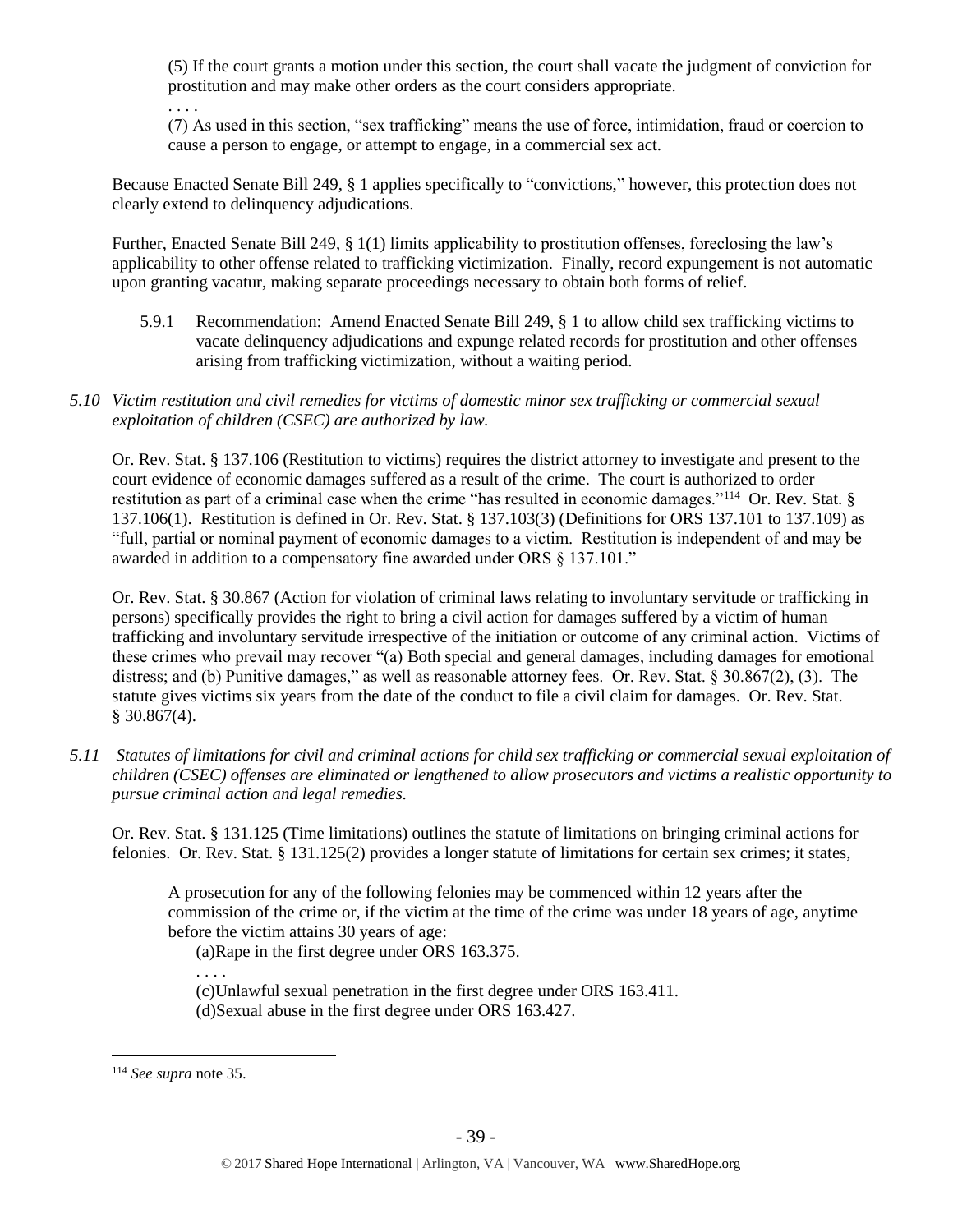> (5) If the court grants a motion under this section, the court shall vacate the judgment of conviction for prostitution and may make other orders as the court considers appropriate.
>
> . . . .
>
> (7) As used in this section, "sex trafficking" means the use of force, intimidation, fraud or coercion to cause a person to engage, or attempt to engage, in a commercial sex act.

Because Enacted Senate Bill 249, § 1 applies specifically to "convictions," however, this protection does not clearly extend to delinquency adjudications.

Further, Enacted Senate Bill 249, § 1(1) limits applicability to prostitution offenses, foreclosing the law's applicability to other offense related to trafficking victimization. Finally, record expungement is not automatic upon granting vacatur, making separate proceedings necessary to obtain both forms of relief.

5.9.1 Recommendation: Amend Enacted Senate Bill 249, § 1 to allow child sex trafficking victims to vacate delinquency adjudications and expunge related records for prostitution and other offenses arising from trafficking victimization, without a waiting period.

*5.10 Victim restitution and civil remedies for victims of domestic minor sex trafficking or commercial sexual exploitation of children (CSEC) are authorized by law.*

Or. Rev. Stat. § 137.106 (Restitution to victims) requires the district attorney to investigate and present to the court evidence of economic damages suffered as a result of the crime. The court is authorized to order restitution as part of a criminal case when the crime "has resulted in economic damages."[114] Or. Rev. Stat. § 137.106(1). Restitution is defined in Or. Rev. Stat. § 137.103(3) (Definitions for ORS 137.101 to 137.109) as "full, partial or nominal payment of economic damages to a victim. Restitution is independent of and may be awarded in addition to a compensatory fine awarded under ORS § 137.101."

Or. Rev. Stat. § 30.867 (Action for violation of criminal laws relating to involuntary servitude or trafficking in persons) specifically provides the right to bring a civil action for damages suffered by a victim of human trafficking and involuntary servitude irrespective of the initiation or outcome of any criminal action. Victims of these crimes who prevail may recover "(a) Both special and general damages, including damages for emotional distress; and (b) Punitive damages," as well as reasonable attorney fees. Or. Rev. Stat. § 30.867(2), (3). The statute gives victims six years from the date of the conduct to file a civil claim for damages. Or. Rev. Stat. § 30.867(4).

*5.11 Statutes of limitations for civil and criminal actions for child sex trafficking or commercial sexual exploitation of children (CSEC) offenses are eliminated or lengthened to allow prosecutors and victims a realistic opportunity to pursue criminal action and legal remedies.*

Or. Rev. Stat. § 131.125 (Time limitations) outlines the statute of limitations on bringing criminal actions for felonies. Or. Rev. Stat. § 131.125(2) provides a longer statute of limitations for certain sex crimes; it states,

> A prosecution for any of the following felonies may be commenced within 12 years after the commission of the crime or, if the victim at the time of the crime was under 18 years of age, anytime before the victim attains 30 years of age:
>
> (a)Rape in the first degree under ORS 163.375.
>
> . . . .
>
> (c)Unlawful sexual penetration in the first degree under ORS 163.411.
>
> (d)Sexual abuse in the first degree under ORS 163.427.

[114] *See supra* note 35.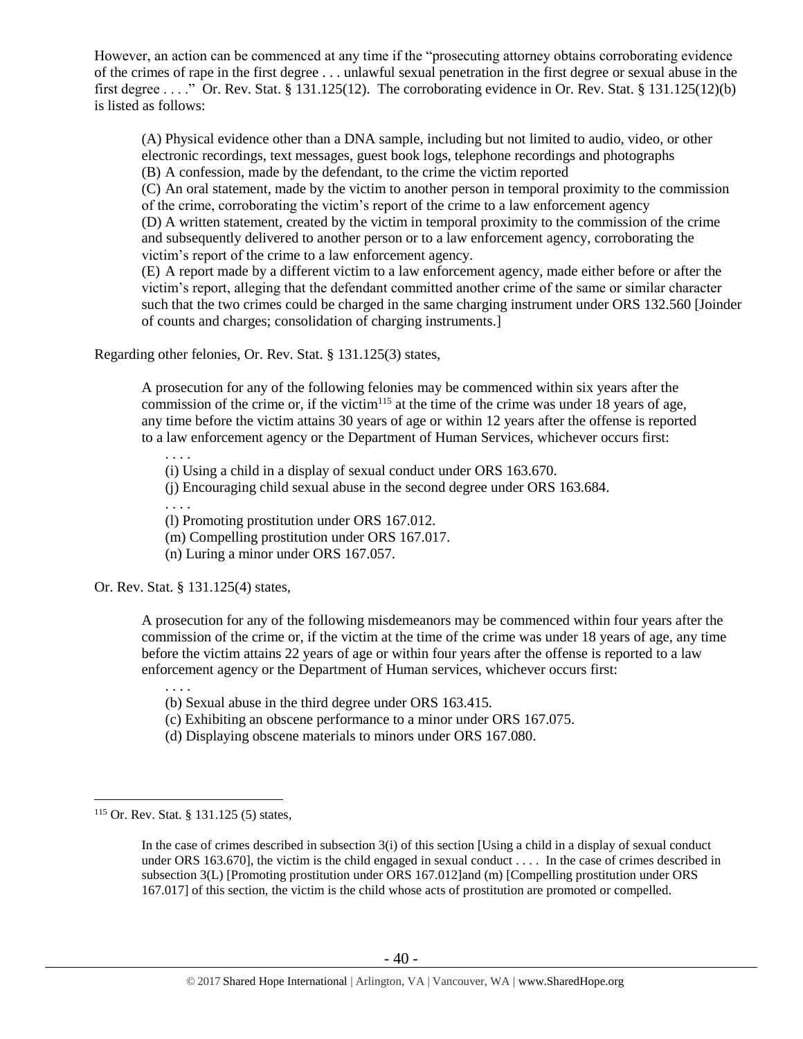However, an action can be commenced at any time if the "prosecuting attorney obtains corroborating evidence of the crimes of rape in the first degree . . . unlawful sexual penetration in the first degree or sexual abuse in the first degree . . . ." Or. Rev. Stat. § 131.125(12). The corroborating evidence in Or. Rev. Stat. § 131.125(12)(b) is listed as follows:

> (A) Physical evidence other than a DNA sample, including but not limited to audio, video, or other electronic recordings, text messages, guest book logs, telephone recordings and photographs
> (B) A confession, made by the defendant, to the crime the victim reported
> (C) An oral statement, made by the victim to another person in temporal proximity to the commission of the crime, corroborating the victim's report of the crime to a law enforcement agency
> (D) A written statement, created by the victim in temporal proximity to the commission of the crime and subsequently delivered to another person or to a law enforcement agency, corroborating the victim's report of the crime to a law enforcement agency.
> (E) A report made by a different victim to a law enforcement agency, made either before or after the victim's report, alleging that the defendant committed another crime of the same or similar character such that the two crimes could be charged in the same charging instrument under ORS 132.560 [Joinder of counts and charges; consolidation of charging instruments.]

Regarding other felonies, Or. Rev. Stat. § 131.125(3) states,

> A prosecution for any of the following felonies may be commenced within six years after the commission of the crime or, if the victim[115] at the time of the crime was under 18 years of age, any time before the victim attains 30 years of age or within 12 years after the offense is reported to a law enforcement agency or the Department of Human Services, whichever occurs first:
>
> . . . .
> (i) Using a child in a display of sexual conduct under ORS 163.670.
> (j) Encouraging child sexual abuse in the second degree under ORS 163.684.
> . . . .
> (l) Promoting prostitution under ORS 167.012.
> (m) Compelling prostitution under ORS 167.017.
> (n) Luring a minor under ORS 167.057.

Or. Rev. Stat. § 131.125(4) states,

> A prosecution for any of the following misdemeanors may be commenced within four years after the commission of the crime or, if the victim at the time of the crime was under 18 years of age, any time before the victim attains 22 years of age or within four years after the offense is reported to a law enforcement agency or the Department of Human services, whichever occurs first:
>
> . . . .
> (b) Sexual abuse in the third degree under ORS 163.415.
> (c) Exhibiting an obscene performance to a minor under ORS 167.075.
> (d) Displaying obscene materials to minors under ORS 167.080.

---

[115] Or. Rev. Stat. § 131.125 (5) states,

> In the case of crimes described in subsection 3(i) of this section [Using a child in a display of sexual conduct under ORS 163.670], the victim is the child engaged in sexual conduct . . . . In the case of crimes described in subsection 3(L) [Promoting prostitution under ORS 167.012]and (m) [Compelling prostitution under ORS 167.017] of this section, the victim is the child whose acts of prostitution are promoted or compelled.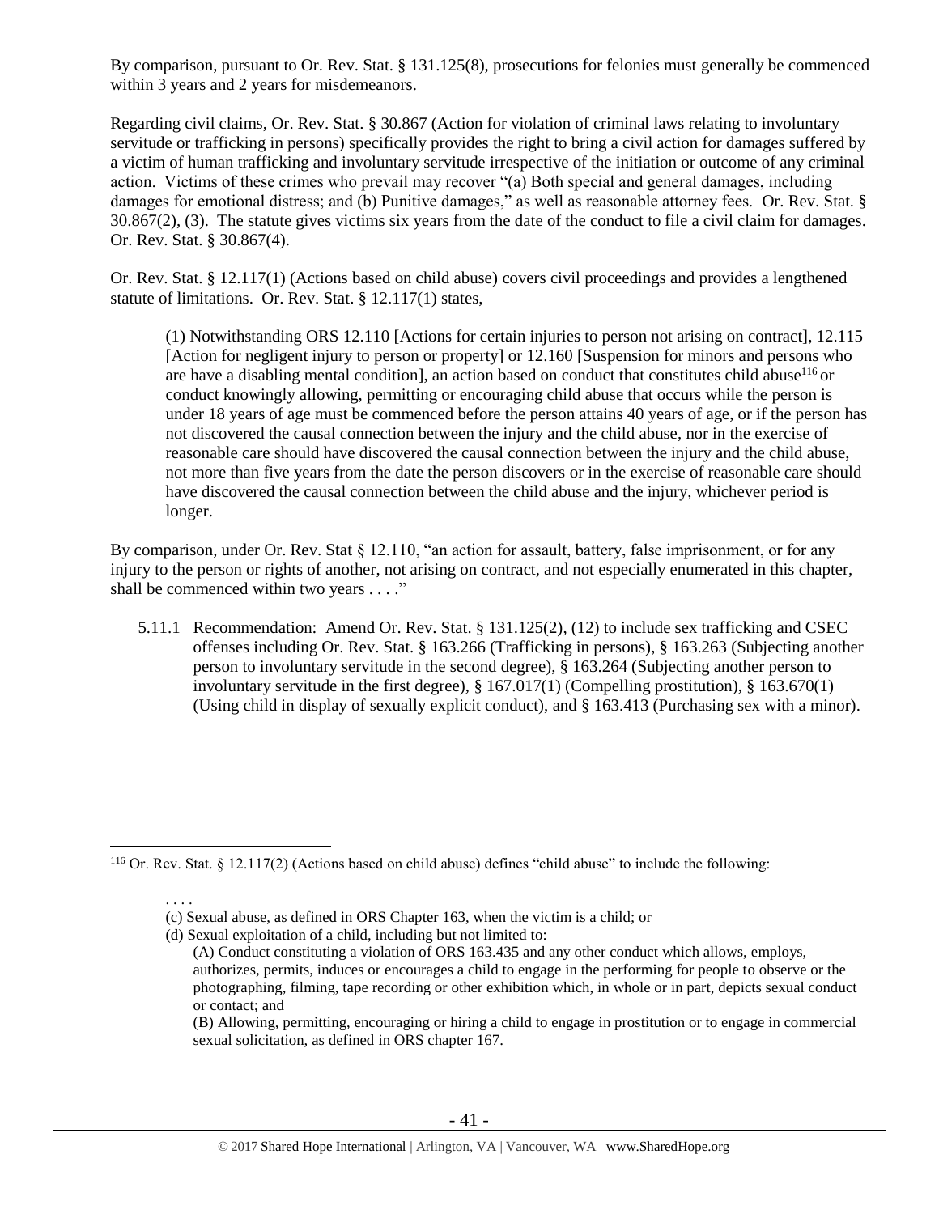By comparison, pursuant to Or. Rev. Stat. § 131.125(8), prosecutions for felonies must generally be commenced within 3 years and 2 years for misdemeanors.

Regarding civil claims, Or. Rev. Stat. § 30.867 (Action for violation of criminal laws relating to involuntary servitude or trafficking in persons) specifically provides the right to bring a civil action for damages suffered by a victim of human trafficking and involuntary servitude irrespective of the initiation or outcome of any criminal action. Victims of these crimes who prevail may recover "(a) Both special and general damages, including damages for emotional distress; and (b) Punitive damages," as well as reasonable attorney fees. Or. Rev. Stat. § 30.867(2), (3). The statute gives victims six years from the date of the conduct to file a civil claim for damages. Or. Rev. Stat. § 30.867(4).

Or. Rev. Stat. § 12.117(1) (Actions based on child abuse) covers civil proceedings and provides a lengthened statute of limitations. Or. Rev. Stat. § 12.117(1) states,

> (1) Notwithstanding ORS 12.110 [Actions for certain injuries to person not arising on contract], 12.115 [Action for negligent injury to person or property] or 12.160 [Suspension for minors and persons who are have a disabling mental condition], an action based on conduct that constitutes child abuse[116] or conduct knowingly allowing, permitting or encouraging child abuse that occurs while the person is under 18 years of age must be commenced before the person attains 40 years of age, or if the person has not discovered the causal connection between the injury and the child abuse, nor in the exercise of reasonable care should have discovered the causal connection between the injury and the child abuse, not more than five years from the date the person discovers or in the exercise of reasonable care should have discovered the causal connection between the child abuse and the injury, whichever period is longer.

By comparison, under Or. Rev. Stat § 12.110, "an action for assault, battery, false imprisonment, or for any injury to the person or rights of another, not arising on contract, and not especially enumerated in this chapter, shall be commenced within two years . . . ."

5.11.1 Recommendation: Amend Or. Rev. Stat. § 131.125(2), (12) to include sex trafficking and CSEC offenses including Or. Rev. Stat. § 163.266 (Trafficking in persons), § 163.263 (Subjecting another person to involuntary servitude in the second degree), § 163.264 (Subjecting another person to involuntary servitude in the first degree), § 167.017(1) (Compelling prostitution), § 163.670(1) (Using child in display of sexually explicit conduct), and § 163.413 (Purchasing sex with a minor).

---

[116] Or. Rev. Stat. § 12.117(2) (Actions based on child abuse) defines "child abuse" to include the following:

> . . . .
> (c) Sexual abuse, as defined in ORS Chapter 163, when the victim is a child; or
> (d) Sexual exploitation of a child, including but not limited to:
> > (A) Conduct constituting a violation of ORS 163.435 and any other conduct which allows, employs, authorizes, permits, induces or encourages a child to engage in the performing for people to observe or the photographing, filming, tape recording or other exhibition which, in whole or in part, depicts sexual conduct or contact; and
> > (B) Allowing, permitting, encouraging or hiring a child to engage in prostitution or to engage in commercial sexual solicitation, as defined in ORS chapter 167.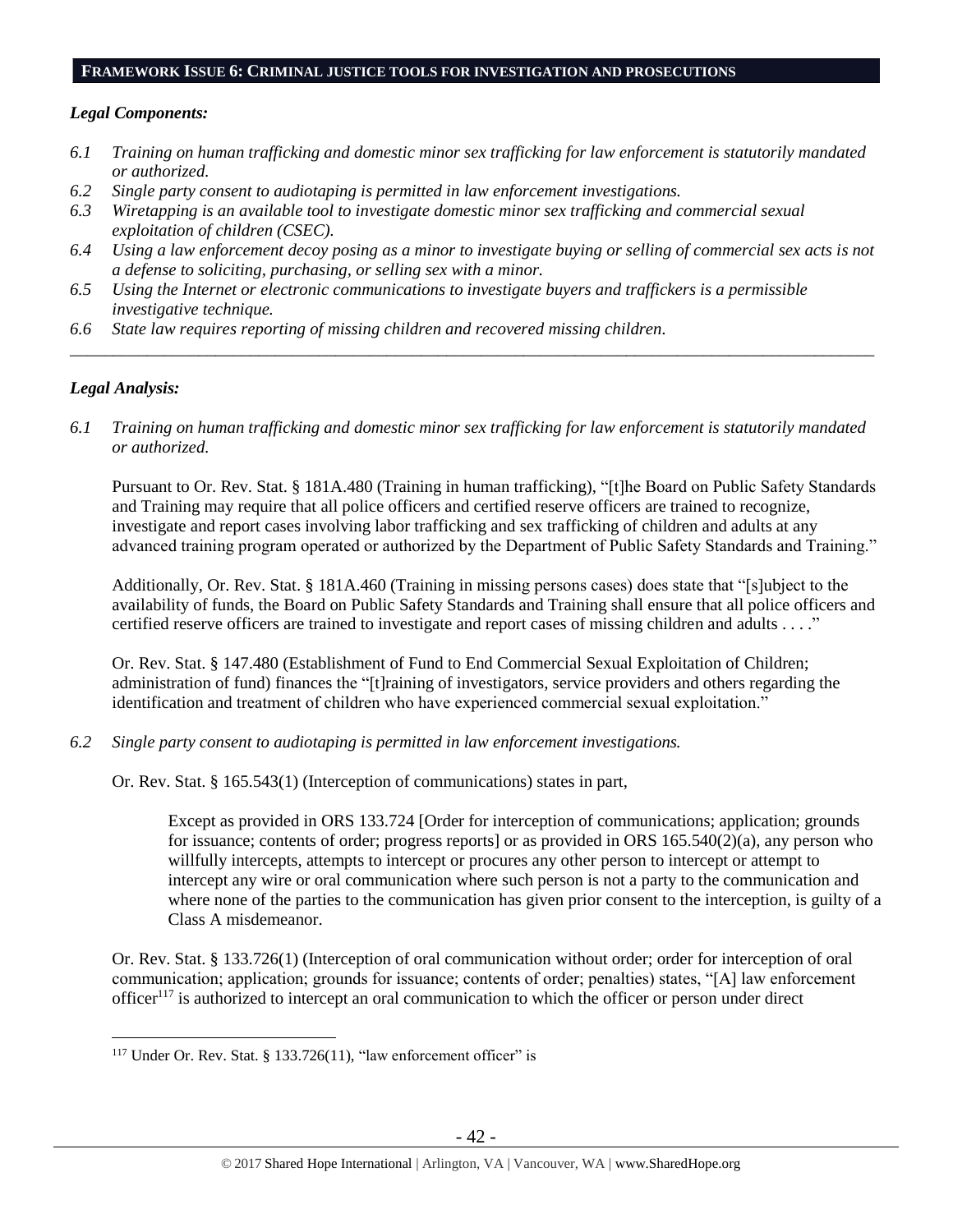## FRAMEWORK ISSUE 6: CRIMINAL JUSTICE TOOLS FOR INVESTIGATION AND PROSECUTIONS

### *Legal Components:*

*6.1 Training on human trafficking and domestic minor sex trafficking for law enforcement is statutorily mandated or authorized.*

*6.2 Single party consent to audiotaping is permitted in law enforcement investigations.*

*6.3 Wiretapping is an available tool to investigate domestic minor sex trafficking and commercial sexual exploitation of children (CSEC).*

*6.4 Using a law enforcement decoy posing as a minor to investigate buying or selling of commercial sex acts is not a defense to soliciting, purchasing, or selling sex with a minor.*

*6.5 Using the Internet or electronic communications to investigate buyers and traffickers is a permissible investigative technique.*

*6.6 State law requires reporting of missing children and recovered missing children.*

---

### *Legal Analysis:*

*6.1 Training on human trafficking and domestic minor sex trafficking for law enforcement is statutorily mandated or authorized.*

Pursuant to Or. Rev. Stat. § 181A.480 (Training in human trafficking), "[t]he Board on Public Safety Standards and Training may require that all police officers and certified reserve officers are trained to recognize, investigate and report cases involving labor trafficking and sex trafficking of children and adults at any advanced training program operated or authorized by the Department of Public Safety Standards and Training."

Additionally, Or. Rev. Stat. § 181A.460 (Training in missing persons cases) does state that "[s]ubject to the availability of funds, the Board on Public Safety Standards and Training shall ensure that all police officers and certified reserve officers are trained to investigate and report cases of missing children and adults . . . ."

Or. Rev. Stat. § 147.480 (Establishment of Fund to End Commercial Sexual Exploitation of Children; administration of fund) finances the "[t]raining of investigators, service providers and others regarding the identification and treatment of children who have experienced commercial sexual exploitation."

*6.2 Single party consent to audiotaping is permitted in law enforcement investigations.*

Or. Rev. Stat. § 165.543(1) (Interception of communications) states in part,

> Except as provided in ORS 133.724 [Order for interception of communications; application; grounds for issuance; contents of order; progress reports] or as provided in ORS 165.540(2)(a), any person who willfully intercepts, attempts to intercept or procures any other person to intercept or attempt to intercept any wire or oral communication where such person is not a party to the communication and where none of the parties to the communication has given prior consent to the interception, is guilty of a Class A misdemeanor.

Or. Rev. Stat. § 133.726(1) (Interception of oral communication without order; order for interception of oral communication; application; grounds for issuance; contents of order; penalties) states, "[A] law enforcement officer[117] is authorized to intercept an oral communication to which the officer or person under direct

---

[117] Under Or. Rev. Stat. § 133.726(11), "law enforcement officer" is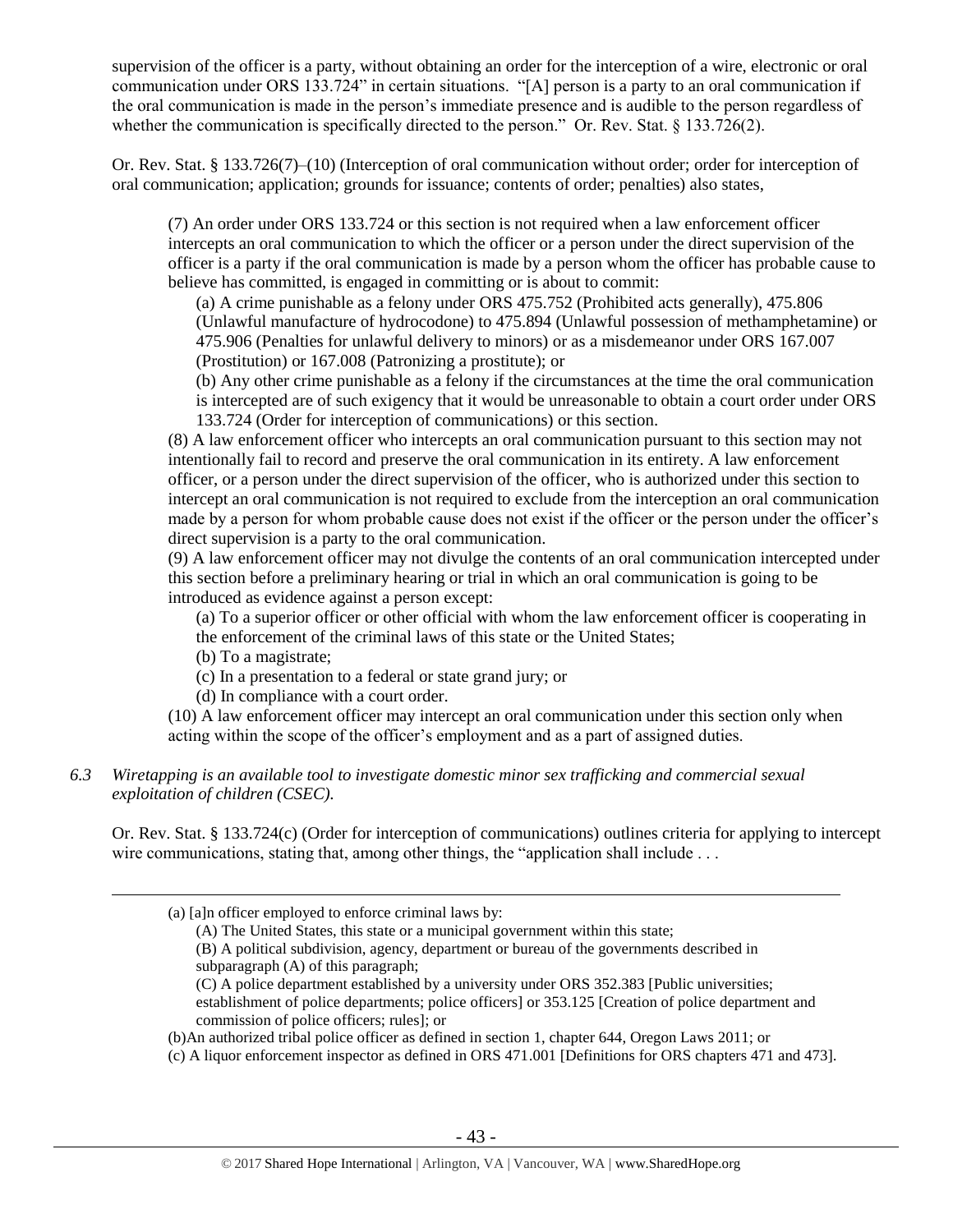supervision of the officer is a party, without obtaining an order for the interception of a wire, electronic or oral communication under ORS 133.724" in certain situations. "[A] person is a party to an oral communication if the oral communication is made in the person's immediate presence and is audible to the person regardless of whether the communication is specifically directed to the person." Or. Rev. Stat. § 133.726(2).

Or. Rev. Stat. § 133.726(7)–(10) (Interception of oral communication without order; order for interception of oral communication; application; grounds for issuance; contents of order; penalties) also states,

> (7) An order under ORS 133.724 or this section is not required when a law enforcement officer intercepts an oral communication to which the officer or a person under the direct supervision of the officer is a party if the oral communication is made by a person whom the officer has probable cause to believe has committed, is engaged in committing or is about to commit:
>
> (a) A crime punishable as a felony under ORS 475.752 (Prohibited acts generally), 475.806 (Unlawful manufacture of hydrocodone) to 475.894 (Unlawful possession of methamphetamine) or 475.906 (Penalties for unlawful delivery to minors) or as a misdemeanor under ORS 167.007 (Prostitution) or 167.008 (Patronizing a prostitute); or
>
> (b) Any other crime punishable as a felony if the circumstances at the time the oral communication is intercepted are of such exigency that it would be unreasonable to obtain a court order under ORS 133.724 (Order for interception of communications) or this section.
>
> (8) A law enforcement officer who intercepts an oral communication pursuant to this section may not intentionally fail to record and preserve the oral communication in its entirety. A law enforcement officer, or a person under the direct supervision of the officer, who is authorized under this section to intercept an oral communication is not required to exclude from the interception an oral communication made by a person for whom probable cause does not exist if the officer or the person under the officer's direct supervision is a party to the oral communication.
>
> (9) A law enforcement officer may not divulge the contents of an oral communication intercepted under this section before a preliminary hearing or trial in which an oral communication is going to be introduced as evidence against a person except:
>
> (a) To a superior officer or other official with whom the law enforcement officer is cooperating in the enforcement of the criminal laws of this state or the United States;
>
> (b) To a magistrate;
>
> (c) In a presentation to a federal or state grand jury; or
>
> (d) In compliance with a court order.
>
> (10) A law enforcement officer may intercept an oral communication under this section only when acting within the scope of the officer's employment and as a part of assigned duties.

*6.3 Wiretapping is an available tool to investigate domestic minor sex trafficking and commercial sexual exploitation of children (CSEC).*

Or. Rev. Stat. § 133.724(c) (Order for interception of communications) outlines criteria for applying to intercept wire communications, stating that, among other things, the "application shall include . . .

---

> (a) [a]n officer employed to enforce criminal laws by:
>
> (A) The United States, this state or a municipal government within this state;
>
> (B) A political subdivision, agency, department or bureau of the governments described in subparagraph (A) of this paragraph;
>
> (C) A police department established by a university under ORS 352.383 [Public universities; establishment of police departments; police officers] or 353.125 [Creation of police department and commission of police officers; rules]; or
>
> (b)An authorized tribal police officer as defined in section 1, chapter 644, Oregon Laws 2011; or
>
> (c) A liquor enforcement inspector as defined in ORS 471.001 [Definitions for ORS chapters 471 and 473].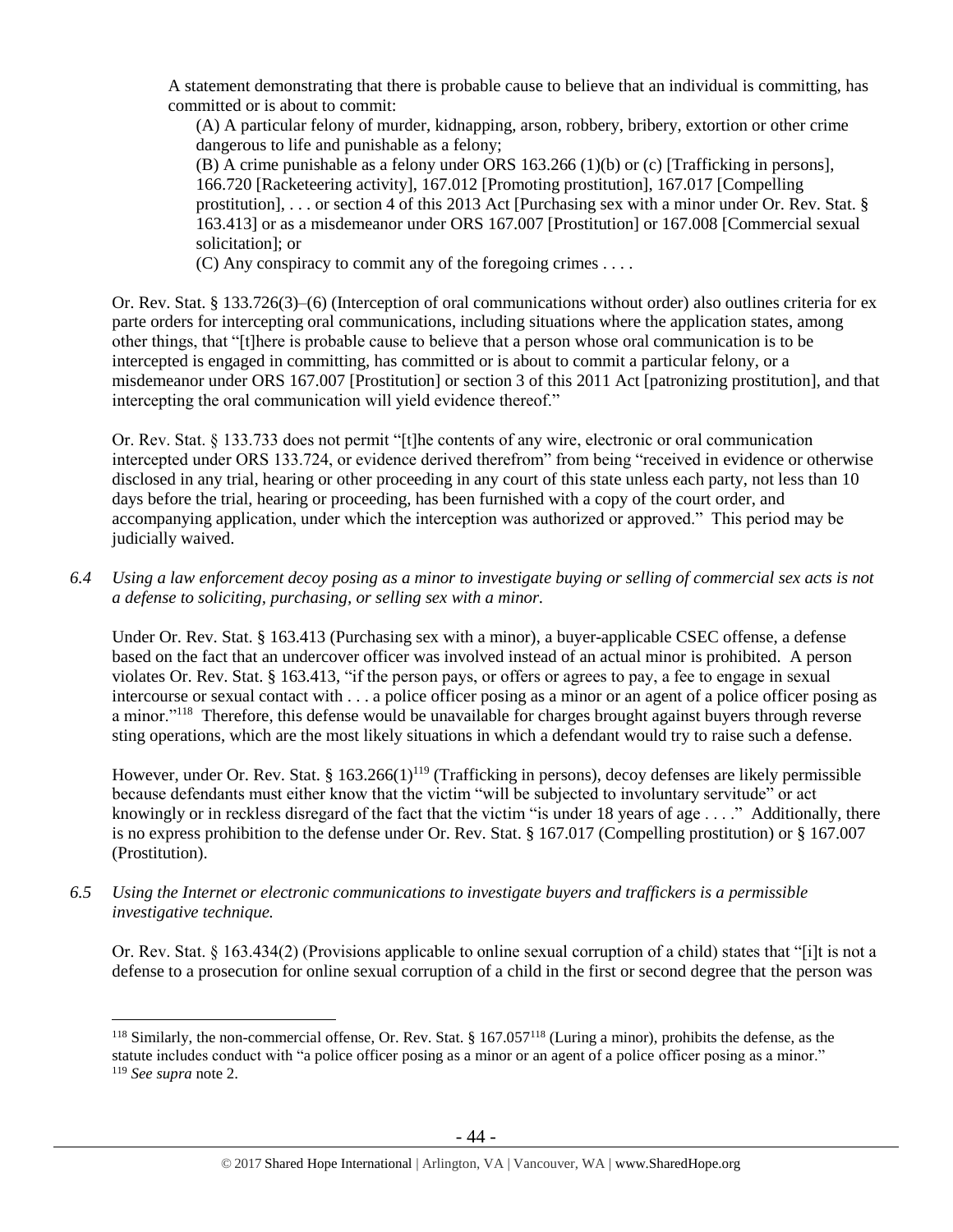A statement demonstrating that there is probable cause to believe that an individual is committing, has committed or is about to commit:

(A) A particular felony of murder, kidnapping, arson, robbery, bribery, extortion or other crime dangerous to life and punishable as a felony;

(B) A crime punishable as a felony under ORS 163.266 (1)(b) or (c) [Trafficking in persons], 166.720 [Racketeering activity], 167.012 [Promoting prostitution], 167.017 [Compelling prostitution], . . . or section 4 of this 2013 Act [Purchasing sex with a minor under Or. Rev. Stat. § 163.413] or as a misdemeanor under ORS 167.007 [Prostitution] or 167.008 [Commercial sexual solicitation]; or

(C) Any conspiracy to commit any of the foregoing crimes . . . .

Or. Rev. Stat. § 133.726(3)–(6) (Interception of oral communications without order) also outlines criteria for ex parte orders for intercepting oral communications, including situations where the application states, among other things, that "[t]here is probable cause to believe that a person whose oral communication is to be intercepted is engaged in committing, has committed or is about to commit a particular felony, or a misdemeanor under ORS 167.007 [Prostitution] or section 3 of this 2011 Act [patronizing prostitution], and that intercepting the oral communication will yield evidence thereof."

Or. Rev. Stat. § 133.733 does not permit "[t]he contents of any wire, electronic or oral communication intercepted under ORS 133.724, or evidence derived therefrom" from being "received in evidence or otherwise disclosed in any trial, hearing or other proceeding in any court of this state unless each party, not less than 10 days before the trial, hearing or proceeding, has been furnished with a copy of the court order, and accompanying application, under which the interception was authorized or approved." This period may be judicially waived.

*6.4 Using a law enforcement decoy posing as a minor to investigate buying or selling of commercial sex acts is not a defense to soliciting, purchasing, or selling sex with a minor.*

Under Or. Rev. Stat. § 163.413 (Purchasing sex with a minor), a buyer-applicable CSEC offense, a defense based on the fact that an undercover officer was involved instead of an actual minor is prohibited. A person violates Or. Rev. Stat. § 163.413, "if the person pays, or offers or agrees to pay, a fee to engage in sexual intercourse or sexual contact with . . . a police officer posing as a minor or an agent of a police officer posing as a minor."[118] Therefore, this defense would be unavailable for charges brought against buyers through reverse sting operations, which are the most likely situations in which a defendant would try to raise such a defense.

However, under Or. Rev. Stat. § 163.266(1)[119] (Trafficking in persons), decoy defenses are likely permissible because defendants must either know that the victim "will be subjected to involuntary servitude" or act knowingly or in reckless disregard of the fact that the victim "is under 18 years of age . . . ." Additionally, there is no express prohibition to the defense under Or. Rev. Stat. § 167.017 (Compelling prostitution) or § 167.007 (Prostitution).

*6.5 Using the Internet or electronic communications to investigate buyers and traffickers is a permissible investigative technique.*

Or. Rev. Stat. § 163.434(2) (Provisions applicable to online sexual corruption of a child) states that "[i]t is not a defense to a prosecution for online sexual corruption of a child in the first or second degree that the person was

---

[118] Similarly, the non-commercial offense, Or. Rev. Stat. § 167.057[118] (Luring a minor), prohibits the defense, as the statute includes conduct with "a police officer posing as a minor or an agent of a police officer posing as a minor."

[119] *See supra* note 2.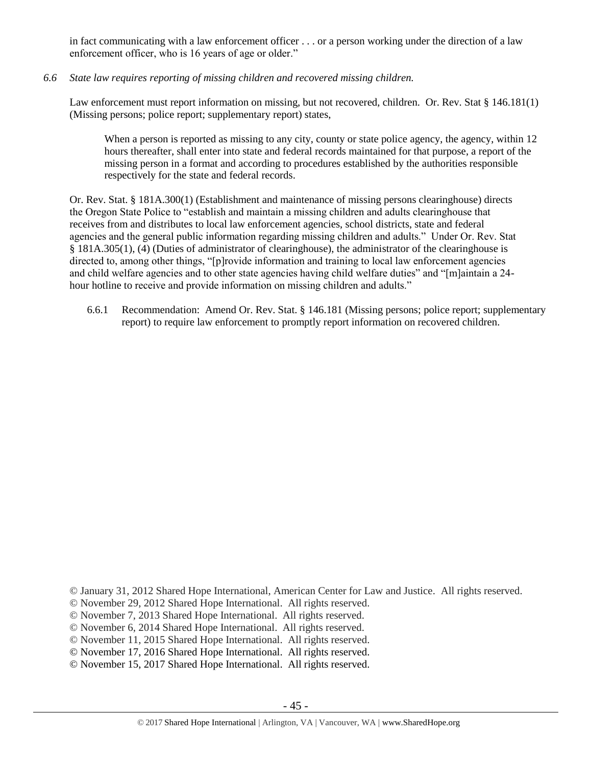in fact communicating with a law enforcement officer . . . or a person working under the direction of a law enforcement officer, who is 16 years of age or older."

*6.6 State law requires reporting of missing children and recovered missing children.*

Law enforcement must report information on missing, but not recovered, children. Or. Rev. Stat § 146.181(1) (Missing persons; police report; supplementary report) states,

> When a person is reported as missing to any city, county or state police agency, the agency, within 12 hours thereafter, shall enter into state and federal records maintained for that purpose, a report of the missing person in a format and according to procedures established by the authorities responsible respectively for the state and federal records.

Or. Rev. Stat. § 181A.300(1) (Establishment and maintenance of missing persons clearinghouse) directs the Oregon State Police to "establish and maintain a missing children and adults clearinghouse that receives from and distributes to local law enforcement agencies, school districts, state and federal agencies and the general public information regarding missing children and adults." Under Or. Rev. Stat § 181A.305(1), (4) (Duties of administrator of clearinghouse), the administrator of the clearinghouse is directed to, among other things, "[p]rovide information and training to local law enforcement agencies and child welfare agencies and to other state agencies having child welfare duties" and "[m]aintain a 24-hour hotline to receive and provide information on missing children and adults."

6.6.1 Recommendation: Amend Or. Rev. Stat. § 146.181 (Missing persons; police report; supplementary report) to require law enforcement to promptly report information on recovered children.

© January 31, 2012 Shared Hope International, American Center for Law and Justice. All rights reserved.
© November 29, 2012 Shared Hope International. All rights reserved.
© November 7, 2013 Shared Hope International. All rights reserved.
© November 6, 2014 Shared Hope International. All rights reserved.
© November 11, 2015 Shared Hope International. All rights reserved.
© November 17, 2016 Shared Hope International. All rights reserved.
© November 15, 2017 Shared Hope International. All rights reserved.